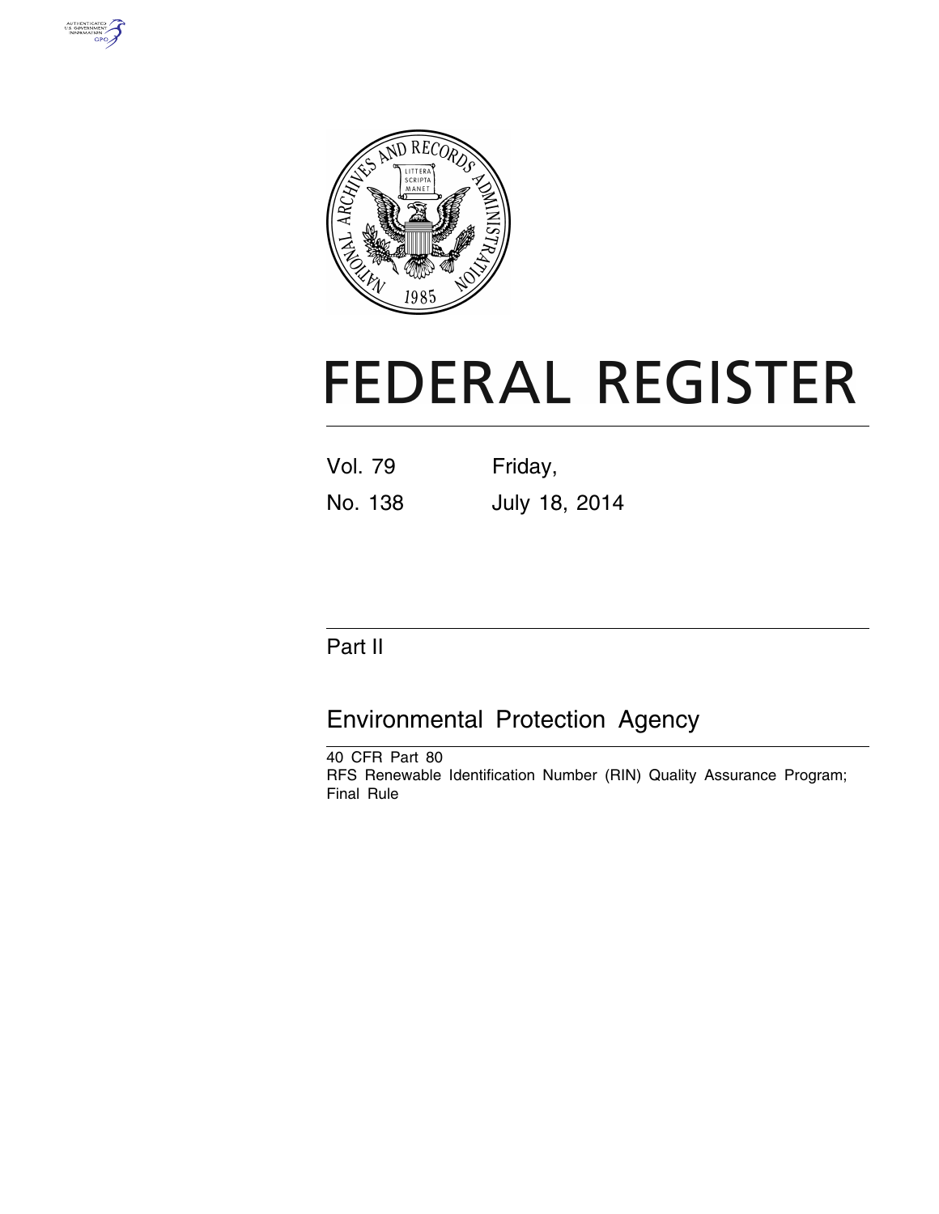# FEDERAL REGISTER

Vol. 79 Friday,

No. 138 July 18, 2014

## Part II

## Environmental Protection Agency

40 CFR Part 80

RFS Renewable Identification Number (RIN) Quality Assurance Program; Final Rule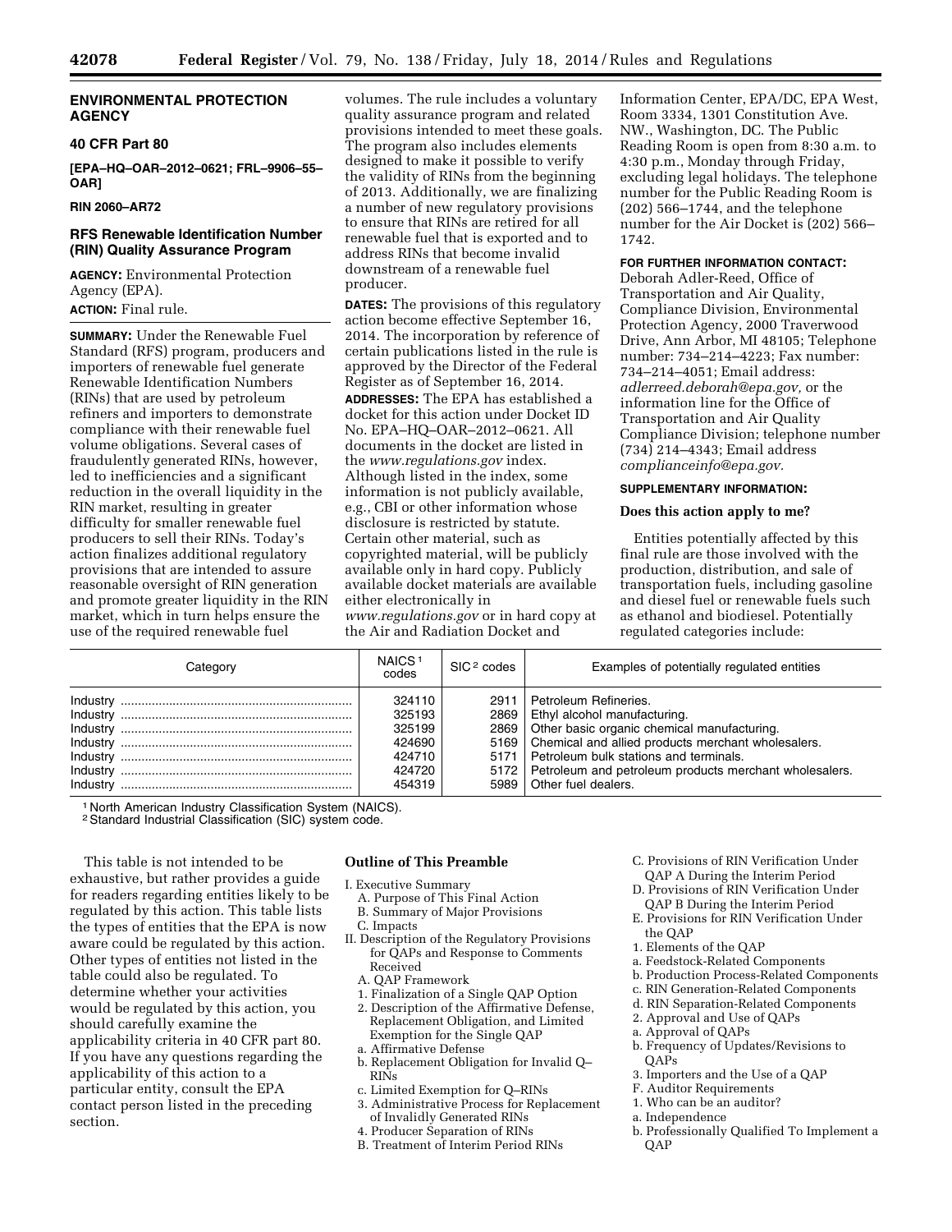**ENVIRONMENTAL PROTECTION AGENCY**

**40 CFR Part 80**

**[EPA–HQ–OAR–2012–0621; FRL–9906–55–OAR]**

**RIN 2060–AR72**

## RFS Renewable Identification Number (RIN) Quality Assurance Program

**AGENCY:** Environmental Protection Agency (EPA).

**ACTION:** Final rule.

**SUMMARY:** Under the Renewable Fuel Standard (RFS) program, producers and importers of renewable fuel generate Renewable Identification Numbers (RINs) that are used by petroleum refiners and importers to demonstrate compliance with their renewable fuel volume obligations. Several cases of fraudulently generated RINs, however, led to inefficiencies and a significant reduction in the overall liquidity in the RIN market, resulting in greater difficulty for smaller renewable fuel producers to sell their RINs. Today's action finalizes additional regulatory provisions that are intended to assure reasonable oversight of RIN generation and promote greater liquidity in the RIN market, which in turn helps ensure the use of the required renewable fuel volumes. The rule includes a voluntary quality assurance program and related provisions intended to meet these goals. The program also includes elements designed to make it possible to verify the validity of RINs from the beginning of 2013. Additionally, we are finalizing a number of new regulatory provisions to ensure that RINs are retired for all renewable fuel that is exported and to address RINs that become invalid downstream of a renewable fuel producer.

**DATES:** The provisions of this regulatory action become effective September 16, 2014. The incorporation by reference of certain publications listed in the rule is approved by the Director of the Federal Register as of September 16, 2014.

**ADDRESSES:** The EPA has established a docket for this action under Docket ID No. EPA–HQ–OAR–2012–0621. All documents in the docket are listed in the *www.regulations.gov* index. Although listed in the index, some information is not publicly available, e.g., CBI or other information whose disclosure is restricted by statute. Certain other material, such as copyrighted material, will be publicly available only in hard copy. Publicly available docket materials are available either electronically in *www.regulations.gov* or in hard copy at the Air and Radiation Docket and Information Center, EPA/DC, EPA West, Room 3334, 1301 Constitution Ave. NW., Washington, DC. The Public Reading Room is open from 8:30 a.m. to 4:30 p.m., Monday through Friday, excluding legal holidays. The telephone number for the Public Reading Room is (202) 566–1744, and the telephone number for the Air Docket is (202) 566–1742.

**FOR FURTHER INFORMATION CONTACT:** Deborah Adler-Reed, Office of Transportation and Air Quality, Compliance Division, Environmental Protection Agency, 2000 Traverwood Drive, Ann Arbor, MI 48105; Telephone number: 734–214–4223; Fax number: 734–214–4051; Email address: *adlerreed.deborah@epa.gov,* or the information line for the Office of Transportation and Air Quality Compliance Division; telephone number (734) 214–4343; Email address *complianceinfo@epa.gov*.

**SUPPLEMENTARY INFORMATION:**

### Does this action apply to me?

Entities potentially affected by this final rule are those involved with the production, distribution, and sale of transportation fuels, including gasoline and diesel fuel or renewable fuels such as ethanol and biodiesel. Potentially regulated categories include:

| Category | NAICS [1] codes | SIC [2] codes | Examples of potentially regulated entities |
|---|---|---|---|
| Industry | 324110 | 2911 | Petroleum Refineries. |
| Industry | 325193 | 2869 | Ethyl alcohol manufacturing. |
| Industry | 325199 | 2869 | Other basic organic chemical manufacturing. |
| Industry | 424690 | 5169 | Chemical and allied products merchant wholesalers. |
| Industry | 424710 | 5171 | Petroleum bulk stations and terminals. |
| Industry | 424720 | 5172 | Petroleum and petroleum products merchant wholesalers. |
| Industry | 454319 | 5989 | Other fuel dealers. |

[1] North American Industry Classification System (NAICS).
[2] Standard Industrial Classification (SIC) system code.

This table is not intended to be exhaustive, but rather provides a guide for readers regarding entities likely to be regulated by this action. This table lists the types of entities that the EPA is now aware could be regulated by this action. Other types of entities not listed in the table could also be regulated. To determine whether your activities would be regulated by this action, you should carefully examine the applicability criteria in 40 CFR part 80. If you have any questions regarding the applicability of this action to a particular entity, consult the EPA contact person listed in the preceding section.

### Outline of This Preamble

I. Executive Summary
- A. Purpose of This Final Action
- B. Summary of Major Provisions
- C. Impacts

II. Description of the Regulatory Provisions for QAPs and Response to Comments Received
- A. QAP Framework
  - 1. Finalization of a Single QAP Option
  - 2. Description of the Affirmative Defense, Replacement Obligation, and Limited Exemption for the Single QAP
    - a. Affirmative Defense
    - b. Replacement Obligation for Invalid Q–RINs
    - c. Limited Exemption for Q–RINs
  - 3. Administrative Process for Replacement of Invalidly Generated RINs
  - 4. Producer Separation of RINs
- B. Treatment of Interim Period RINs
- C. Provisions of RIN Verification Under QAP A During the Interim Period
- D. Provisions of RIN Verification Under QAP B During the Interim Period
- E. Provisions for RIN Verification Under the QAP
  - 1. Elements of the QAP
    - a. Feedstock-Related Components
    - b. Production Process-Related Components
    - c. RIN Generation-Related Components
    - d. RIN Separation-Related Components
  - 2. Approval and Use of QAPs
    - a. Approval of QAPs
    - b. Frequency of Updates/Revisions to QAPs
  - 3. Importers and the Use of a QAP
- F. Auditor Requirements
  - 1. Who can be an auditor?
    - a. Independence
    - b. Professionally Qualified To Implement a QAP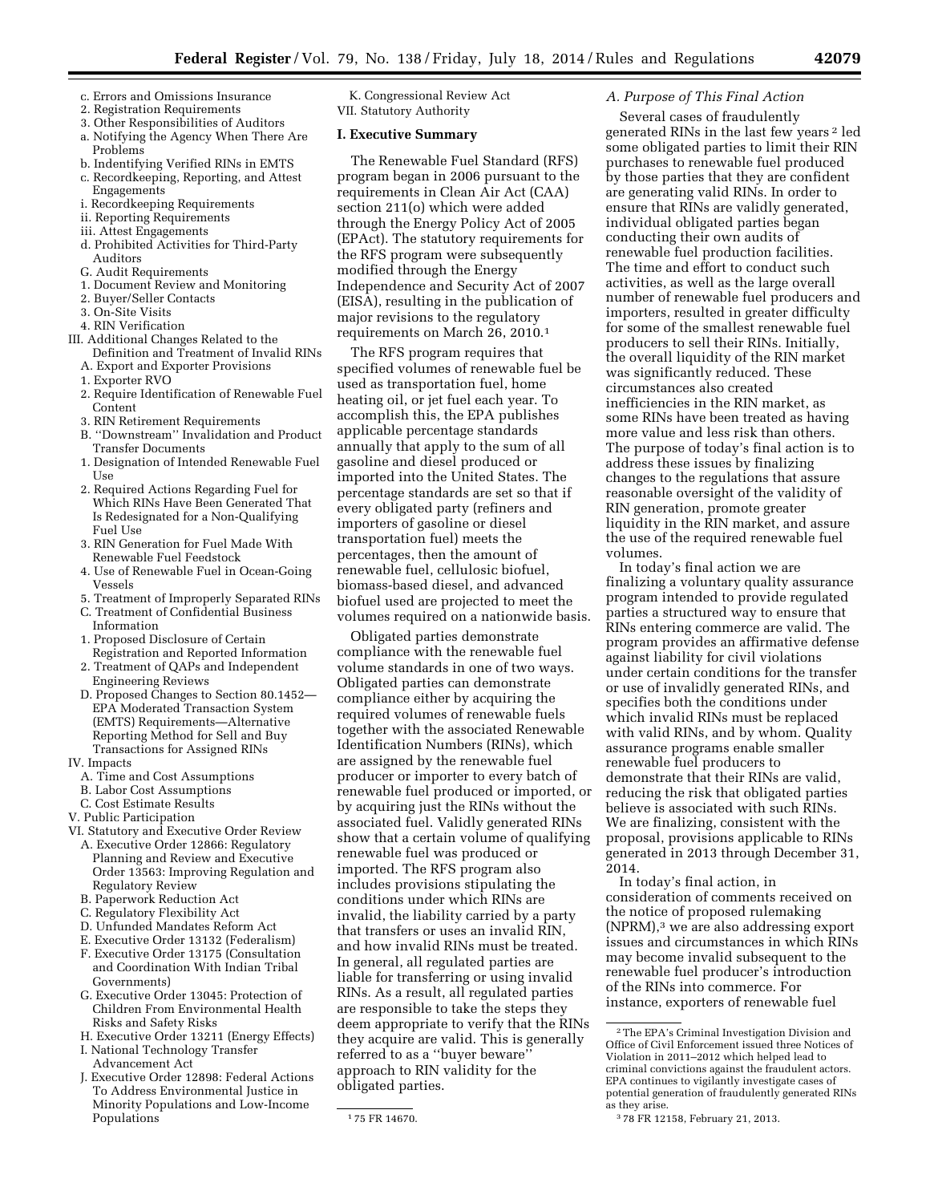c. Errors and Omissions Insurance
2. Registration Requirements
3. Other Responsibilities of Auditors
a. Notifying the Agency When There Are Problems
b. Indentifying Verified RINs in EMTS
c. Recordkeeping, Reporting, and Attest Engagements
i. Recordkeeping Requirements
ii. Reporting Requirements
iii. Attest Engagements
d. Prohibited Activities for Third-Party Auditors
G. Audit Requirements
1. Document Review and Monitoring
2. Buyer/Seller Contacts
3. On-Site Visits
4. RIN Verification
III. Additional Changes Related to the Definition and Treatment of Invalid RINs
A. Export and Exporter Provisions
1. Exporter RVO
2. Require Identification of Renewable Fuel Content
3. RIN Retirement Requirements
B. ''Downstream'' Invalidation and Product Transfer Documents
1. Designation of Intended Renewable Fuel Use
2. Required Actions Regarding Fuel for Which RINs Have Been Generated That Is Redesignated for a Non-Qualifying Fuel Use
3. RIN Generation for Fuel Made With Renewable Fuel Feedstock
4. Use of Renewable Fuel in Ocean-Going Vessels
5. Treatment of Improperly Separated RINs
C. Treatment of Confidential Business Information
1. Proposed Disclosure of Certain Registration and Reported Information
2. Treatment of QAPs and Independent Engineering Reviews
D. Proposed Changes to Section 80.1452—EPA Moderated Transaction System (EMTS) Requirements—Alternative Reporting Method for Sell and Buy Transactions for Assigned RINs
IV. Impacts
A. Time and Cost Assumptions
B. Labor Cost Assumptions
C. Cost Estimate Results
V. Public Participation
VI. Statutory and Executive Order Review
A. Executive Order 12866: Regulatory Planning and Review and Executive Order 13563: Improving Regulation and Regulatory Review
B. Paperwork Reduction Act
C. Regulatory Flexibility Act
D. Unfunded Mandates Reform Act
E. Executive Order 13132 (Federalism)
F. Executive Order 13175 (Consultation and Coordination With Indian Tribal Governments)
G. Executive Order 13045: Protection of Children From Environmental Health Risks and Safety Risks
H. Executive Order 13211 (Energy Effects)
I. National Technology Transfer Advancement Act
J. Executive Order 12898: Federal Actions To Address Environmental Justice in Minority Populations and Low-Income Populations
K. Congressional Review Act
VII. Statutory Authority

## I. Executive Summary

The Renewable Fuel Standard (RFS) program began in 2006 pursuant to the requirements in Clean Air Act (CAA) section 211(o) which were added through the Energy Policy Act of 2005 (EPAct). The statutory requirements for the RFS program were subsequently modified through the Energy Independence and Security Act of 2007 (EISA), resulting in the publication of major revisions to the regulatory requirements on March 26, 2010.[1]

The RFS program requires that specified volumes of renewable fuel be used as transportation fuel, home heating oil, or jet fuel each year. To accomplish this, the EPA publishes applicable percentage standards annually that apply to the sum of all gasoline and diesel produced or imported into the United States. The percentage standards are set so that if every obligated party (refiners and importers of gasoline or diesel transportation fuel) meets the percentages, then the amount of renewable fuel, cellulosic biofuel, biomass-based diesel, and advanced biofuel used are projected to meet the volumes required on a nationwide basis.

Obligated parties demonstrate compliance with the renewable fuel volume standards in one of two ways. Obligated parties can demonstrate compliance either by acquiring the required volumes of renewable fuels together with the associated Renewable Identification Numbers (RINs), which are assigned by the renewable fuel producer or importer to every batch of renewable fuel produced or imported, or by acquiring just the RINs without the associated fuel. Validly generated RINs show that a certain volume of qualifying renewable fuel was produced or imported. The RFS program also includes provisions stipulating the conditions under which RINs are invalid, the liability carried by a party that transfers or uses an invalid RIN, and how invalid RINs must be treated. In general, all regulated parties are liable for transferring or using invalid RINs. As a result, all regulated parties are responsible to take the steps they deem appropriate to verify that the RINs they acquire are valid. This is generally referred to as a ''buyer beware'' approach to RIN validity for the obligated parties.

### A. Purpose of This Final Action

Several cases of fraudulently generated RINs in the last few years[2] led some obligated parties to limit their RIN purchases to renewable fuel produced by those parties that they are confident are generating valid RINs. In order to ensure that RINs are validly generated, individual obligated parties began conducting their own audits of renewable fuel production facilities. The time and effort to conduct such activities, as well as the large overall number of renewable fuel producers and importers, resulted in greater difficulty for some of the smallest renewable fuel producers to sell their RINs. Initially, the overall liquidity of the RIN market was significantly reduced. These circumstances also created inefficiencies in the RIN market, as some RINs have been treated as having more value and less risk than others. The purpose of today's final action is to address these issues by finalizing changes to the regulations that assure reasonable oversight of the validity of RIN generation, promote greater liquidity in the RIN market, and assure the use of the required renewable fuel volumes.

In today's final action we are finalizing a voluntary quality assurance program intended to provide regulated parties a structured way to ensure that RINs entering commerce are valid. The program provides an affirmative defense against liability for civil violations under certain conditions for the transfer or use of invalidly generated RINs, and specifies both the conditions under which invalid RINs must be replaced with valid RINs, and by whom. Quality assurance programs enable smaller renewable fuel producers to demonstrate that their RINs are valid, reducing the risk that obligated parties believe is associated with such RINs. We are finalizing, consistent with the proposal, provisions applicable to RINs generated in 2013 through December 31, 2014.

In today's final action, in consideration of comments received on the notice of proposed rulemaking (NPRM),[3] we are also addressing export issues and circumstances in which RINs may become invalid subsequent to the renewable fuel producer's introduction of the RINs into commerce. For instance, exporters of renewable fuel

---

[1] 75 FR 14670.

[2] The EPA's Criminal Investigation Division and Office of Civil Enforcement issued three Notices of Violation in 2011–2012 which helped lead to criminal convictions against the fraudulent actors. EPA continues to vigilantly investigate cases of potential generation of fraudulently generated RINs as they arise.

[3] 78 FR 12158, February 21, 2013.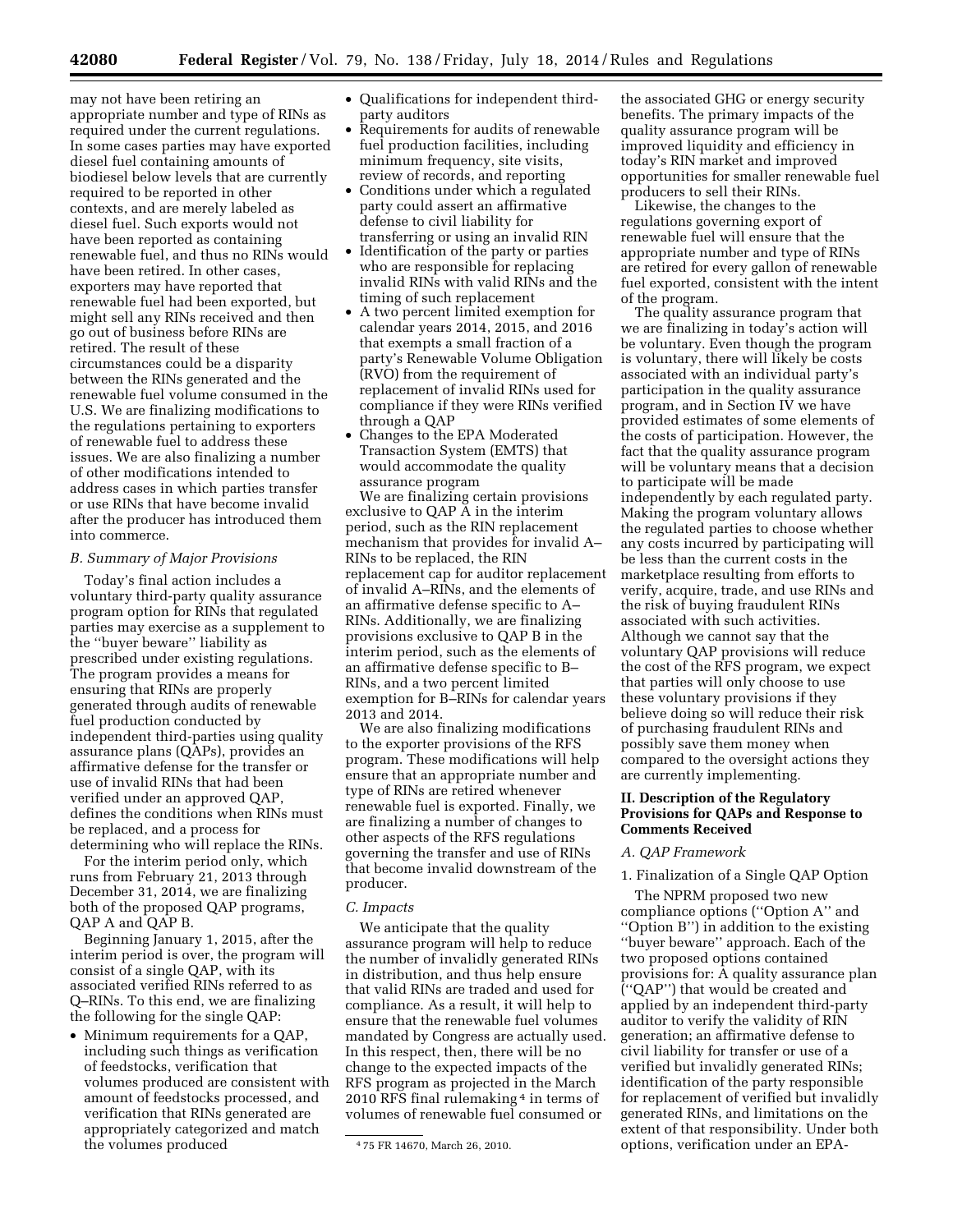may not have been retiring an appropriate number and type of RINs as required under the current regulations. In some cases parties may have exported diesel fuel containing amounts of biodiesel below levels that are currently required to be reported in other contexts, and are merely labeled as diesel fuel. Such exports would not have been reported as containing renewable fuel, and thus no RINs would have been retired. In other cases, exporters may have reported that renewable fuel had been exported, but might sell any RINs received and then go out of business before RINs are retired. The result of these circumstances could be a disparity between the RINs generated and the renewable fuel volume consumed in the U.S. We are finalizing modifications to the regulations pertaining to exporters of renewable fuel to address these issues. We are also finalizing a number of other modifications intended to address cases in which parties transfer or use RINs that have become invalid after the producer has introduced them into commerce.

### B. Summary of Major Provisions

Today's final action includes a voluntary third-party quality assurance program option for RINs that regulated parties may exercise as a supplement to the ''buyer beware'' liability as prescribed under existing regulations. The program provides a means for ensuring that RINs are properly generated through audits of renewable fuel production conducted by independent third-parties using quality assurance plans (QAPs), provides an affirmative defense for the transfer or use of invalid RINs that had been verified under an approved QAP, defines the conditions when RINs must be replaced, and a process for determining who will replace the RINs.

For the interim period only, which runs from February 21, 2013 through December 31, 2014, we are finalizing both of the proposed QAP programs, QAP A and QAP B.

Beginning January 1, 2015, after the interim period is over, the program will consist of a single QAP, with its associated verified RINs referred to as Q–RINs. To this end, we are finalizing the following for the single QAP:

- Minimum requirements for a QAP, including such things as verification of feedstocks, verification that volumes produced are consistent with amount of feedstocks processed, and verification that RINs generated are appropriately categorized and match the volumes produced
- Qualifications for independent third-party auditors
- Requirements for audits of renewable fuel production facilities, including minimum frequency, site visits, review of records, and reporting
- Conditions under which a regulated party could assert an affirmative defense to civil liability for transferring or using an invalid RIN
- Identification of the party or parties who are responsible for replacing invalid RINs with valid RINs and the timing of such replacement
- A two percent limited exemption for calendar years 2014, 2015, and 2016 that exempts a small fraction of a party's Renewable Volume Obligation (RVO) from the requirement of replacement of invalid RINs used for compliance if they were RINs verified through a QAP
- Changes to the EPA Moderated Transaction System (EMTS) that would accommodate the quality assurance program

We are finalizing certain provisions exclusive to QAP A in the interim period, such as the RIN replacement mechanism that provides for invalid A–RINs to be replaced, the RIN replacement cap for auditor replacement of invalid A–RINs, and the elements of an affirmative defense specific to A–RINs. Additionally, we are finalizing provisions exclusive to QAP B in the interim period, such as the elements of an affirmative defense specific to B–RINs, and a two percent limited exemption for B–RINs for calendar years 2013 and 2014.

We are also finalizing modifications to the exporter provisions of the RFS program. These modifications will help ensure that an appropriate number and type of RINs are retired whenever renewable fuel is exported. Finally, we are finalizing a number of changes to other aspects of the RFS regulations governing the transfer and use of RINs that become invalid downstream of the producer.

### C. Impacts

We anticipate that the quality assurance program will help to reduce the number of invalidly generated RINs in distribution, and thus help ensure that valid RINs are traded and used for compliance. As a result, it will help to ensure that the renewable fuel volumes mandated by Congress are actually used. In this respect, then, there will be no change to the expected impacts of the RFS program as projected in the March 2010 RFS final rulemaking [4] in terms of volumes of renewable fuel consumed or the associated GHG or energy security benefits. The primary impacts of the quality assurance program will be improved liquidity and efficiency in today's RIN market and improved opportunities for smaller renewable fuel producers to sell their RINs.

Likewise, the changes to the regulations governing export of renewable fuel will ensure that the appropriate number and type of RINs are retired for every gallon of renewable fuel exported, consistent with the intent of the program.

The quality assurance program that we are finalizing in today's action will be voluntary. Even though the program is voluntary, there will likely be costs associated with an individual party's participation in the quality assurance program, and in Section IV we have provided estimates of some elements of the costs of participation. However, the fact that the quality assurance program will be voluntary means that a decision to participate will be made independently by each regulated party. Making the program voluntary allows the regulated parties to choose whether any costs incurred by participating will be less than the current costs in the marketplace resulting from efforts to verify, acquire, trade, and use RINs and the risk of buying fraudulent RINs associated with such activities. Although we cannot say that the voluntary QAP provisions will reduce the cost of the RFS program, we expect that parties will only choose to use these voluntary provisions if they believe doing so will reduce their risk of purchasing fraudulent RINs and possibly save them money when compared to the oversight actions they are currently implementing.

## II. Description of the Regulatory Provisions for QAPs and Response to Comments Received

### A. QAP Framework

#### 1. Finalization of a Single QAP Option

The NPRM proposed two new compliance options (''Option A'' and ''Option B'') in addition to the existing ''buyer beware'' approach. Each of the two proposed options contained provisions for: A quality assurance plan (''QAP'') that would be created and applied by an independent third-party auditor to verify the validity of RIN generation; an affirmative defense to civil liability for transfer or use of a verified but invalidly generated RINs; identification of the party responsible for replacement of verified but invalidly generated RINs, and limitations on the extent of that responsibility. Under both options, verification under an EPA-

[4] 75 FR 14670, March 26, 2010.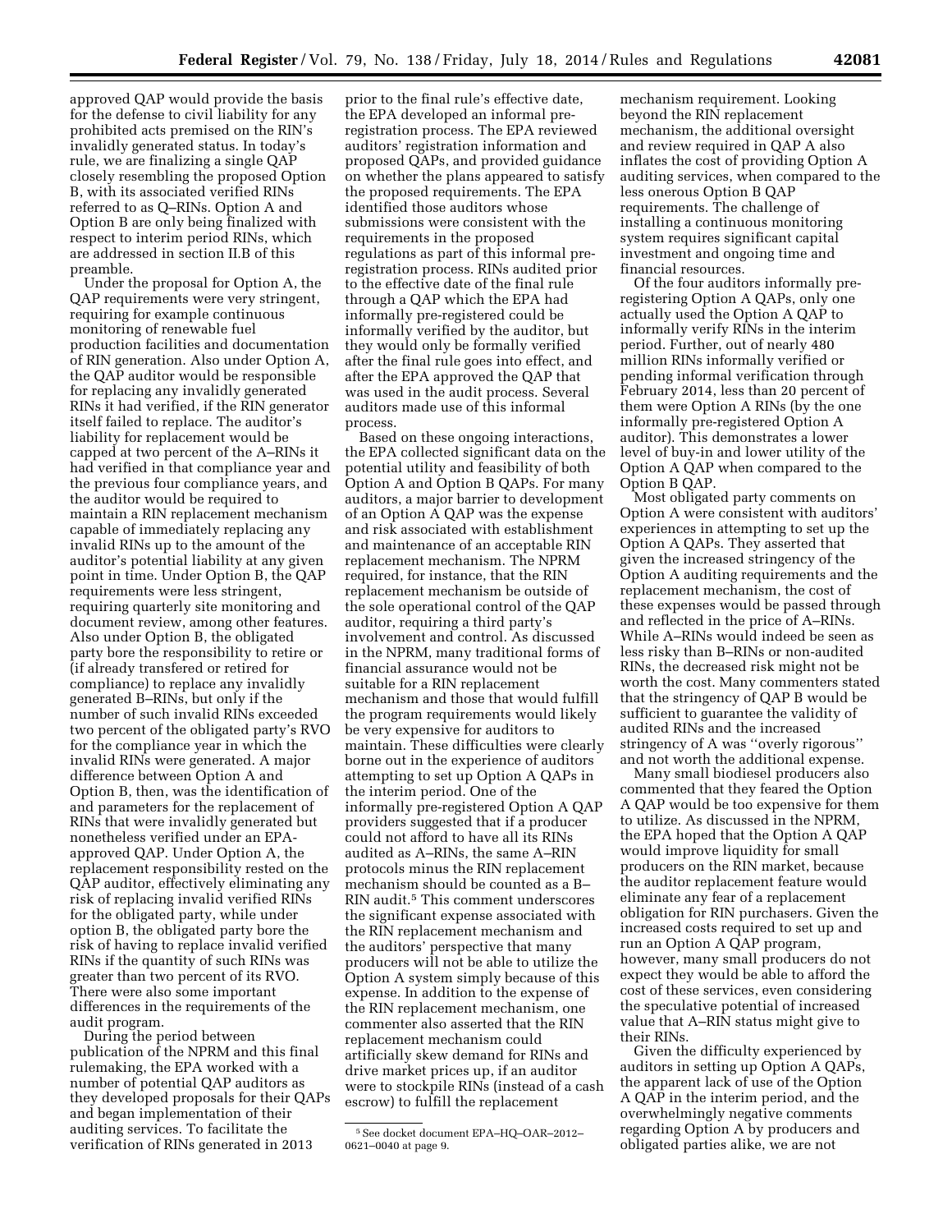approved QAP would provide the basis for the defense to civil liability for any prohibited acts premised on the RIN's invalidly generated status. In today's rule, we are finalizing a single QAP closely resembling the proposed Option B, with its associated verified RINs referred to as Q–RINs. Option A and Option B are only being finalized with respect to interim period RINs, which are addressed in section II.B of this preamble.

Under the proposal for Option A, the QAP requirements were very stringent, requiring for example continuous monitoring of renewable fuel production facilities and documentation of RIN generation. Also under Option A, the QAP auditor would be responsible for replacing any invalidly generated RINs it had verified, if the RIN generator itself failed to replace. The auditor's liability for replacement would be capped at two percent of the A–RINs it had verified in that compliance year and the previous four compliance years, and the auditor would be required to maintain a RIN replacement mechanism capable of immediately replacing any invalid RINs up to the amount of the auditor's potential liability at any given point in time. Under Option B, the QAP requirements were less stringent, requiring quarterly site monitoring and document review, among other features. Also under Option B, the obligated party bore the responsibility to retire or (if already transfered or retired for compliance) to replace any invalidly generated B–RINs, but only if the number of such invalid RINs exceeded two percent of the obligated party's RVO for the compliance year in which the invalid RINs were generated. A major difference between Option A and Option B, then, was the identification of and parameters for the replacement of RINs that were invalidly generated but nonetheless verified under an EPA-approved QAP. Under Option A, the replacement responsibility rested on the QAP auditor, effectively eliminating any risk of replacing invalid verified RINs for the obligated party, while under option B, the obligated party bore the risk of having to replace invalid verified RINs if the quantity of such RINs was greater than two percent of its RVO. There were also some important differences in the requirements of the audit program.

During the period between publication of the NPRM and this final rulemaking, the EPA worked with a number of potential QAP auditors as they developed proposals for their QAPs and began implementation of their auditing services. To facilitate the verification of RINs generated in 2013 prior to the final rule's effective date, the EPA developed an informal pre-registration process. The EPA reviewed auditors' registration information and proposed QAPs, and provided guidance on whether the plans appeared to satisfy the proposed requirements. The EPA identified those auditors whose submissions were consistent with the requirements in the proposed regulations as part of this informal pre-registration process. RINs audited prior to the effective date of the final rule through a QAP which the EPA had informally pre-registered could be informally verified by the auditor, but they would only be formally verified after the final rule goes into effect, and after the EPA approved the QAP that was used in the audit process. Several auditors made use of this informal process.

Based on these ongoing interactions, the EPA collected significant data on the potential utility and feasibility of both Option A and Option B QAPs. For many auditors, a major barrier to development of an Option A QAP was the expense and risk associated with establishment and maintenance of an acceptable RIN replacement mechanism. The NPRM required, for instance, that the RIN replacement mechanism be outside of the sole operational control of the QAP auditor, requiring a third party's involvement and control. As discussed in the NPRM, many traditional forms of financial assurance would not be suitable for a RIN replacement mechanism and those that would fulfill the program requirements would likely be very expensive for auditors to maintain. These difficulties were clearly borne out in the experience of auditors attempting to set up Option A QAPs in the interim period. One of the informally pre-registered Option A QAP providers suggested that if a producer could not afford to have all its RINs audited as A–RINs, the same A–RIN protocols minus the RIN replacement mechanism should be counted as a B–RIN audit.[5] This comment underscores the significant expense associated with the RIN replacement mechanism and the auditors' perspective that many producers will not be able to utilize the Option A system simply because of this expense. In addition to the expense of the RIN replacement mechanism, one commenter also asserted that the RIN replacement mechanism could artificially skew demand for RINs and drive market prices up, if an auditor were to stockpile RINs (instead of a cash escrow) to fulfill the replacement mechanism requirement. Looking beyond the RIN replacement mechanism, the additional oversight and review required in QAP A also inflates the cost of providing Option A auditing services, when compared to the less onerous Option B QAP requirements. The challenge of installing a continuous monitoring system requires significant capital investment and ongoing time and financial resources.

Of the four auditors informally pre-registering Option A QAPs, only one actually used the Option A QAP to informally verify RINs in the interim period. Further, out of nearly 480 million RINs informally verified or pending informal verification through February 2014, less than 20 percent of them were Option A RINs (by the one informally pre-registered Option A auditor). This demonstrates a lower level of buy-in and lower utility of the Option A QAP when compared to the Option B QAP.

Most obligated party comments on Option A were consistent with auditors' experiences in attempting to set up the Option A QAPs. They asserted that given the increased stringency of the Option A auditing requirements and the replacement mechanism, the cost of these expenses would be passed through and reflected in the price of A–RINs. While A–RINs would indeed be seen as less risky than B–RINs or non-audited RINs, the decreased risk might not be worth the cost. Many commenters stated that the stringency of QAP B would be sufficient to guarantee the validity of audited RINs and the increased stringency of A was "overly rigorous" and not worth the additional expense.

Many small biodiesel producers also commented that they feared the Option A QAP would be too expensive for them to utilize. As discussed in the NPRM, the EPA hoped that the Option A QAP would improve liquidity for small producers on the RIN market, because the auditor replacement feature would eliminate any fear of a replacement obligation for RIN purchasers. Given the increased costs required to set up and run an Option A QAP program, however, many small producers do not expect they would be able to afford the cost of these services, even considering the speculative potential of increased value that A–RIN status might give to their RINs.

Given the difficulty experienced by auditors in setting up Option A QAPs, the apparent lack of use of the Option A QAP in the interim period, and the overwhelmingly negative comments regarding Option A by producers and obligated parties alike, we are not

[5] See docket document EPA–HQ–OAR–2012–0621–0040 at page 9.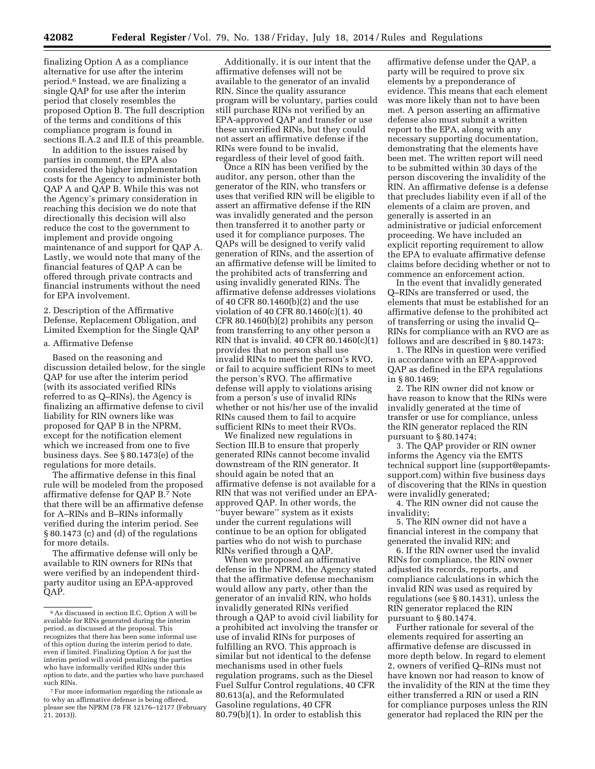finalizing Option A as a compliance alternative for use after the interim period.[6] Instead, we are finalizing a single QAP for use after the interim period that closely resembles the proposed Option B. The full description of the terms and conditions of this compliance program is found in sections II.A.2 and II.E of this preamble.

In addition to the issues raised by parties in comment, the EPA also considered the higher implementation costs for the Agency to administer both QAP A and QAP B. While this was not the Agency's primary consideration in reaching this decision we do note that directionally this decision will also reduce the cost to the government to implement and provide ongoing maintenance of and support for QAP A. Lastly, we would note that many of the financial features of QAP A can be offered through private contracts and financial instruments without the need for EPA involvement.

2. Description of the Affirmative Defense, Replacement Obligation, and Limited Exemption for the Single QAP

a. Affirmative Defense

Based on the reasoning and discussion detailed below, for the single QAP for use after the interim period (with its associated verified RINs referred to as Q–RINs), the Agency is finalizing an affirmative defense to civil liability for RIN owners like was proposed for QAP B in the NPRM, except for the notification element which we increased from one to five business days. See § 80.1473(e) of the regulations for more details.

The affirmative defense in this final rule will be modeled from the proposed affirmative defense for QAP B.[7] Note that there will be an affirmative defense for A–RINs and B–RINs informally verified during the interim period. See § 80.1473 (c) and (d) of the regulations for more details.

The affirmative defense will only be available to RIN owners for RINs that were verified by an independent third-party auditor using an EPA-approved QAP.

Additionally, it is our intent that the affirmative defenses will not be available to the generator of an invalid RIN. Since the quality assurance program will be voluntary, parties could still purchase RINs not verified by an EPA-approved QAP and transfer or use these unverified RINs, but they could not assert an affirmative defense if the RINs were found to be invalid, regardless of their level of good faith.

Once a RIN has been verified by the auditor, any person, other than the generator of the RIN, who transfers or uses that verified RIN will be eligible to assert an affirmative defense if the RIN was invalidly generated and the person then transferred it to another party or used it for compliance purposes. The QAPs will be designed to verify valid generation of RINs, and the assertion of an affirmative defense will be limited to the prohibited acts of transferring and using invalidly generated RINs. The affirmative defense addresses violations of 40 CFR 80.1460(b)(2) and the use violation of 40 CFR 80.1460(c)(1). 40 CFR 80.1460(b)(2) prohibits any person from transferring to any other person a RIN that is invalid. 40 CFR 80.1460(c)(1) provides that no person shall use invalid RINs to meet the person's RVO, or fail to acquire sufficient RINs to meet the person's RVO. The affirmative defense will apply to violations arising from a person's use of invalid RINs whether or not his/her use of the invalid RINs caused them to fail to acquire sufficient RINs to meet their RVOs.

We finalized new regulations in Section III.B to ensure that properly generated RINs cannot become invalid downstream of the RIN generator. It should again be noted that an affirmative defense is not available for a RIN that was not verified under an EPA-approved QAP. In other words, the "buyer beware" system as it exists under the current regulations will continue to be an option for obligated parties who do not wish to purchase RINs verified through a QAP.

When we proposed an affirmative defense in the NPRM, the Agency stated that the affirmative defense mechanism would allow any party, other than the generator of an invalid RIN, who holds invalidly generated RINs verified through a QAP to avoid civil liability for a prohibited act involving the transfer or use of invalid RINs for purposes of fulfilling an RVO. This approach is similar but not identical to the defense mechanisms used in other fuels regulation programs, such as the Diesel Fuel Sulfur Control regulations, 40 CFR 80.613(a), and the Reformulated Gasoline regulations, 40 CFR 80.79(b)(1). In order to establish this affirmative defense under the QAP, a party will be required to prove six elements by a preponderance of evidence. This means that each element was more likely than not to have been met. A person asserting an affirmative defense also must submit a written report to the EPA, along with any necessary supporting documentation, demonstrating that the elements have been met. The written report will need to be submitted within 30 days of the person discovering the invalidity of the RIN. An affirmative defense is a defense that precludes liability even if all of the elements of a claim are proven, and generally is asserted in an administrative or judicial enforcement proceeding. We have included an explicit reporting requirement to allow the EPA to evaluate affirmative defense claims before deciding whether or not to commence an enforcement action.

In the event that invalidly generated Q–RINs are transferred or used, the elements that must be established for an affirmative defense to the prohibited act of transferring or using the invalid Q–RINs for compliance with an RVO are as follows and are described in § 80.1473:

1. The RINs in question were verified in accordance with an EPA-approved QAP as defined in the EPA regulations in § 80.1469;

2. The RIN owner did not know or have reason to know that the RINs were invalidly generated at the time of transfer or use for compliance, unless the RIN generator replaced the RIN pursuant to § 80.1474;

3. The QAP provider or RIN owner informs the Agency via the EMTS technical support line (support@epamts-support.com) within five business days of discovering that the RINs in question were invalidly generated;

4. The RIN owner did not cause the invalidity;

5. The RIN owner did not have a financial interest in the company that generated the invalid RIN; and

6. If the RIN owner used the invalid RINs for compliance, the RIN owner adjusted its records, reports, and compliance calculations in which the invalid RIN was used as required by regulations (see § 80.1431), unless the RIN generator replaced the RIN pursuant to § 80.1474.

Further rationale for several of the elements required for asserting an affirmative defense are discussed in more depth below. In regard to element 2, owners of verified Q–RINs must not have known nor had reason to know of the invalidity of the RIN at the time they either transferred a RIN or used a RIN for compliance purposes unless the RIN generator had replaced the RIN per the

[6] As discussed in section II.C, Option A will be available for RINs generated during the interim period, as discussed at the proposal. This recognizes that there has been some informal use of this option during the interim period to date, even if limited. Finalizing Option A for just the interim period will avoid penalizing the parties who have informally verified RINs under this option to date, and the parties who have purchased such RINs.

[7] For more information regarding the rationale as to why an affirmative defense is being offered, please see the NPRM (78 FR 12176–12177 (February 21, 2013)).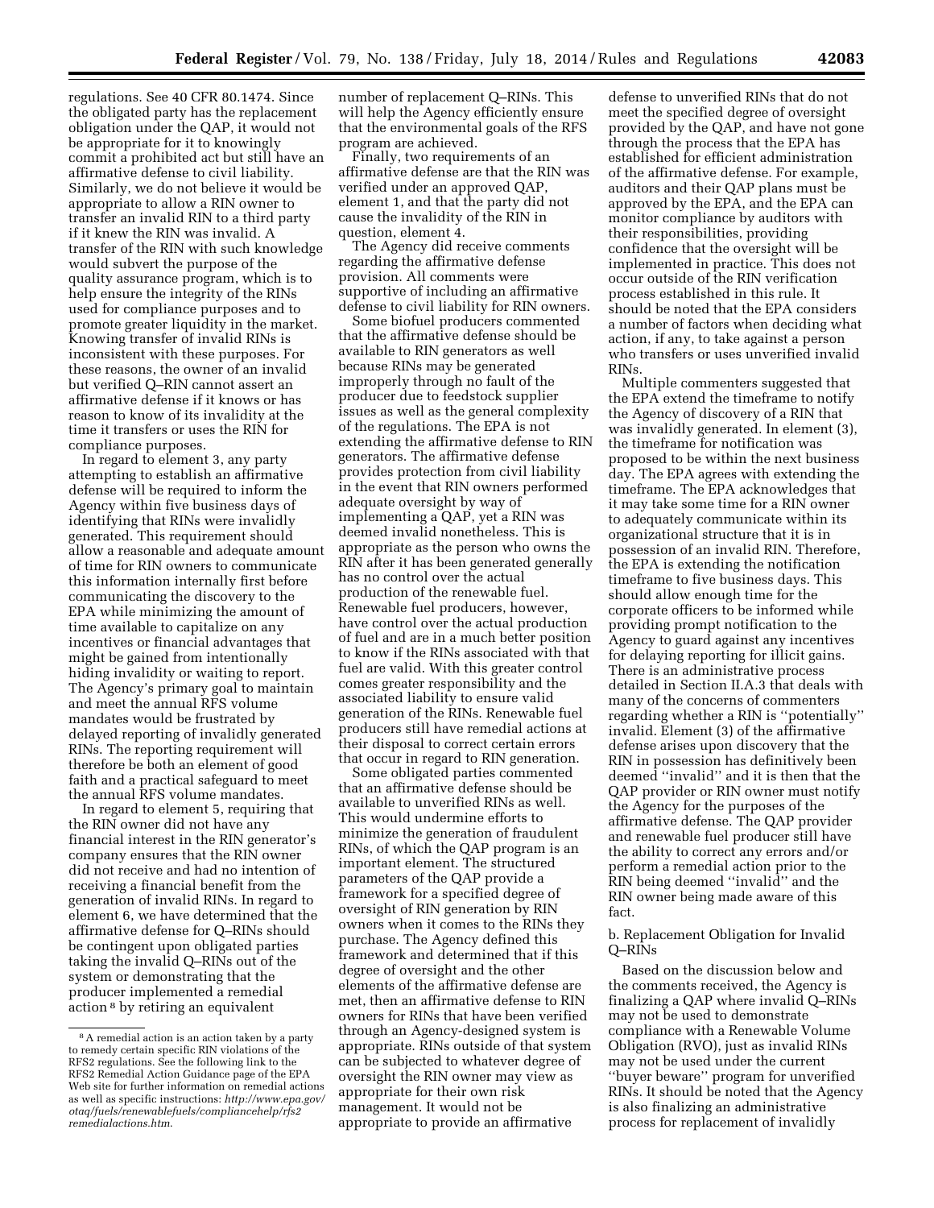regulations. See 40 CFR 80.1474. Since the obligated party has the replacement obligation under the QAP, it would not be appropriate for it to knowingly commit a prohibited act but still have an affirmative defense to civil liability. Similarly, we do not believe it would be appropriate to allow a RIN owner to transfer an invalid RIN to a third party if it knew the RIN was invalid. A transfer of the RIN with such knowledge would subvert the purpose of the quality assurance program, which is to help ensure the integrity of the RINs used for compliance purposes and to promote greater liquidity in the market. Knowing transfer of invalid RINs is inconsistent with these purposes. For these reasons, the owner of an invalid but verified Q–RIN cannot assert an affirmative defense if it knows or has reason to know of its invalidity at the time it transfers or uses the RIN for compliance purposes.

In regard to element 3, any party attempting to establish an affirmative defense will be required to inform the Agency within five business days of identifying that RINs were invalidly generated. This requirement should allow a reasonable and adequate amount of time for RIN owners to communicate this information internally first before communicating the discovery to the EPA while minimizing the amount of time available to capitalize on any incentives or financial advantages that might be gained from intentionally hiding invalidity or waiting to report. The Agency's primary goal to maintain and meet the annual RFS volume mandates would be frustrated by delayed reporting of invalidly generated RINs. The reporting requirement will therefore be both an element of good faith and a practical safeguard to meet the annual RFS volume mandates.

In regard to element 5, requiring that the RIN owner did not have any financial interest in the RIN generator's company ensures that the RIN owner did not receive and had no intention of receiving a financial benefit from the generation of invalid RINs. In regard to element 6, we have determined that the affirmative defense for Q–RINs should be contingent upon obligated parties taking the invalid Q–RINs out of the system or demonstrating that the producer implemented a remedial action[8] by retiring an equivalent number of replacement Q–RINs. This will help the Agency efficiently ensure that the environmental goals of the RFS program are achieved.

Finally, two requirements of an affirmative defense are that the RIN was verified under an approved QAP, element 1, and that the party did not cause the invalidity of the RIN in question, element 4.

The Agency did receive comments regarding the affirmative defense provision. All comments were supportive of including an affirmative defense to civil liability for RIN owners.

Some biofuel producers commented that the affirmative defense should be available to RIN generators as well because RINs may be generated improperly through no fault of the producer due to feedstock supplier issues as well as the general complexity of the regulations. The EPA is not extending the affirmative defense to RIN generators. The affirmative defense provides protection from civil liability in the event that RIN owners performed adequate oversight by way of implementing a QAP, yet a RIN was deemed invalid nonetheless. This is appropriate as the person who owns the RIN after it has been generated generally has no control over the actual production of the renewable fuel. Renewable fuel producers, however, have control over the actual production of fuel and are in a much better position to know if the RINs associated with that fuel are valid. With this greater control comes greater responsibility and the associated liability to ensure valid generation of the RINs. Renewable fuel producers still have remedial actions at their disposal to correct certain errors that occur in regard to RIN generation.

Some obligated parties commented that an affirmative defense should be available to unverified RINs as well. This would undermine efforts to minimize the generation of fraudulent RINs, of which the QAP program is an important element. The structured parameters of the QAP provide a framework for a specified degree of oversight of RIN generation by RIN owners when it comes to the RINs they purchase. The Agency defined this framework and determined that if this degree of oversight and the other elements of the affirmative defense are met, then an affirmative defense to RIN owners for RINs that have been verified through an Agency-designed system is appropriate. RINs outside of that system can be subjected to whatever degree of oversight the RIN owner may view as appropriate for their own risk management. It would not be appropriate to provide an affirmative defense to unverified RINs that do not meet the specified degree of oversight provided by the QAP, and have not gone through the process that the EPA has established for efficient administration of the affirmative defense. For example, auditors and their QAP plans must be approved by the EPA, and the EPA can monitor compliance by auditors with their responsibilities, providing confidence that the oversight will be implemented in practice. This does not occur outside of the RIN verification process established in this rule. It should be noted that the EPA considers a number of factors when deciding what action, if any, to take against a person who transfers or uses unverified invalid RINs.

Multiple commenters suggested that the EPA extend the timeframe to notify the Agency of discovery of a RIN that was invalidly generated. In element (3), the timeframe for notification was proposed to be within the next business day. The EPA agrees with extending the timeframe. The EPA acknowledges that it may take some time for a RIN owner to adequately communicate within its organizational structure that it is in possession of an invalid RIN. Therefore, the EPA is extending the notification timeframe to five business days. This should allow enough time for the corporate officers to be informed while providing prompt notification to the Agency to guard against any incentives for delaying reporting for illicit gains. There is an administrative process detailed in Section II.A.3 that deals with many of the concerns of commenters regarding whether a RIN is "potentially" invalid. Element (3) of the affirmative defense arises upon discovery that the RIN in possession has definitively been deemed "invalid" and it is then that the QAP provider or RIN owner must notify the Agency for the purposes of the affirmative defense. The QAP provider and renewable fuel producer still have the ability to correct any errors and/or perform a remedial action prior to the RIN being deemed "invalid" and the RIN owner being made aware of this fact.

### b. Replacement Obligation for Invalid Q–RINs

Based on the discussion below and the comments received, the Agency is finalizing a QAP where invalid Q–RINs may not be used to demonstrate compliance with a Renewable Volume Obligation (RVO), just as invalid RINs may not be used under the current "buyer beware" program for unverified RINs. It should be noted that the Agency is also finalizing an administrative process for replacement of invalidly

---

[8] A remedial action is an action taken by a party to remedy certain specific RIN violations of the RFS2 regulations. See the following link to the RFS2 Remedial Action Guidance page of the EPA Web site for further information on remedial actions as well as specific instructions: *http://www.epa.gov/otaq/fuels/renewablefuels/compliancehelp/rfs2remedialactions.htm*.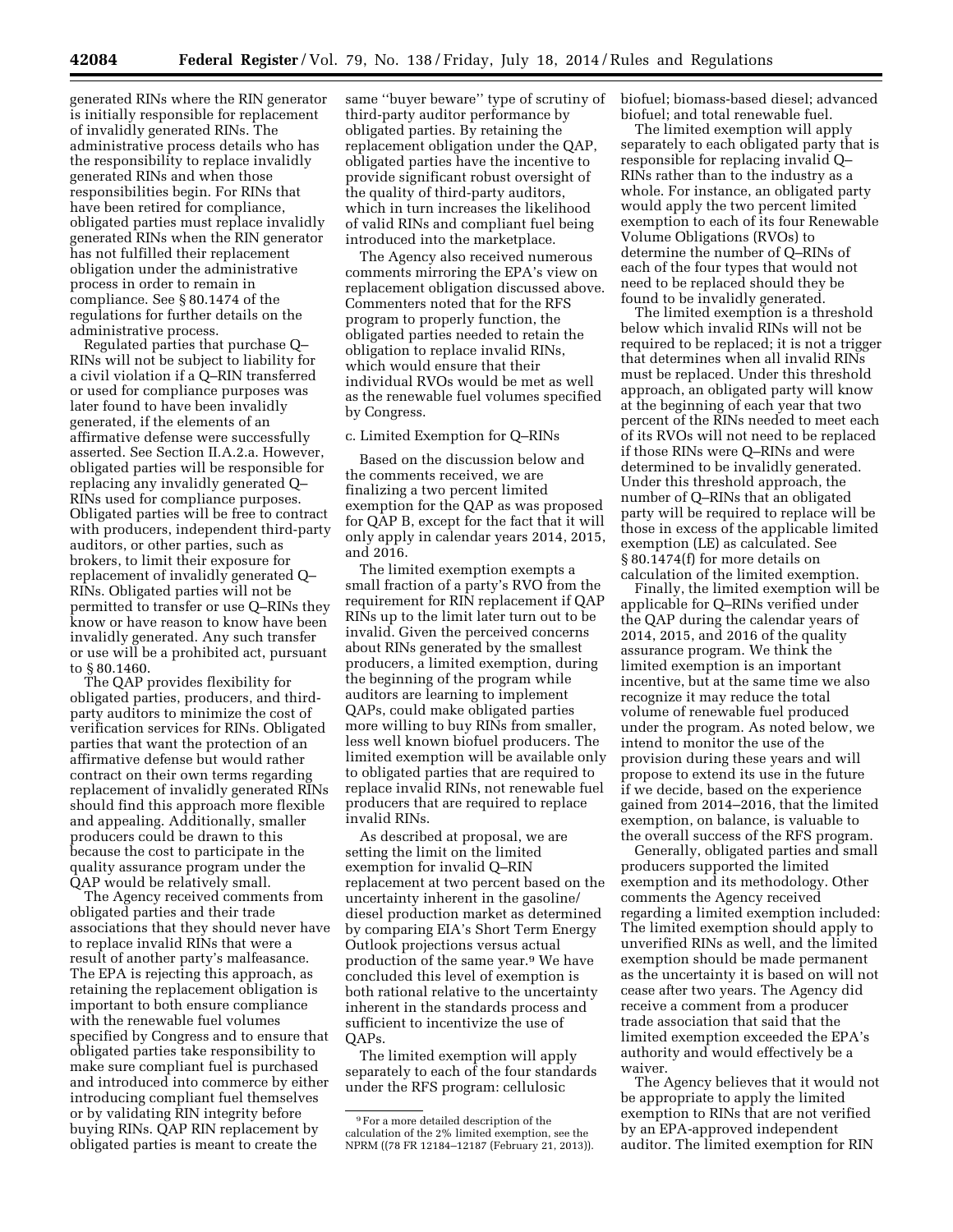generated RINs where the RIN generator is initially responsible for replacement of invalidly generated RINs. The administrative process details who has the responsibility to replace invalidly generated RINs and when those responsibilities begin. For RINs that have been retired for compliance, obligated parties must replace invalidly generated RINs when the RIN generator has not fulfilled their replacement obligation under the administrative process in order to remain in compliance. See § 80.1474 of the regulations for further details on the administrative process.

Regulated parties that purchase Q–RINs will not be subject to liability for a civil violation if a Q–RIN transferred or used for compliance purposes was later found to have been invalidly generated, if the elements of an affirmative defense were successfully asserted. See Section II.A.2.a. However, obligated parties will be responsible for replacing any invalidly generated Q–RINs used for compliance purposes. Obligated parties will be free to contract with producers, independent third-party auditors, or other parties, such as brokers, to limit their exposure for replacement of invalidly generated Q–RINs. Obligated parties will not be permitted to transfer or use Q–RINs they know or have reason to know have been invalidly generated. Any such transfer or use will be a prohibited act, pursuant to § 80.1460.

The QAP provides flexibility for obligated parties, producers, and third-party auditors to minimize the cost of verification services for RINs. Obligated parties that want the protection of an affirmative defense but would rather contract on their own terms regarding replacement of invalidly generated RINs should find this approach more flexible and appealing. Additionally, smaller producers could be drawn to this because the cost to participate in the quality assurance program under the QAP would be relatively small.

The Agency received comments from obligated parties and their trade associations that they should never have to replace invalid RINs that were a result of another party's malfeasance. The EPA is rejecting this approach, as retaining the replacement obligation is important to both ensure compliance with the renewable fuel volumes specified by Congress and to ensure that obligated parties take responsibility to make sure compliant fuel is purchased and introduced into commerce by either introducing compliant fuel themselves or by validating RIN integrity before buying RINs. QAP RIN replacement by obligated parties is meant to create the same "buyer beware" type of scrutiny of third-party auditor performance by obligated parties. By retaining the replacement obligation under the QAP, obligated parties have the incentive to provide significant robust oversight of the quality of third-party auditors, which in turn increases the likelihood of valid RINs and compliant fuel being introduced into the marketplace.

The Agency also received numerous comments mirroring the EPA's view on replacement obligation discussed above. Commenters noted that for the RFS program to properly function, the obligated parties needed to retain the obligation to replace invalid RINs, which would ensure that their individual RVOs would be met as well as the renewable fuel volumes specified by Congress.

c. Limited Exemption for Q–RINs

Based on the discussion below and the comments received, we are finalizing a two percent limited exemption for the QAP as was proposed for QAP B, except for the fact that it will only apply in calendar years 2014, 2015, and 2016.

The limited exemption exempts a small fraction of a party's RVO from the requirement for RIN replacement if QAP RINs up to the limit later turn out to be invalid. Given the perceived concerns about RINs generated by the smallest producers, a limited exemption, during the beginning of the program while auditors are learning to implement QAPs, could make obligated parties more willing to buy RINs from smaller, less well known biofuel producers. The limited exemption will be available only to obligated parties that are required to replace invalid RINs, not renewable fuel producers that are required to replace invalid RINs.

As described at proposal, we are setting the limit on the limited exemption for invalid Q–RIN replacement at two percent based on the uncertainty inherent in the gasoline/diesel production market as determined by comparing EIA's Short Term Energy Outlook projections versus actual production of the same year.[9] We have concluded this level of exemption is both rational relative to the uncertainty inherent in the standards process and sufficient to incentivize the use of QAPs.

The limited exemption will apply separately to each of the four standards under the RFS program: cellulosic biofuel; biomass-based diesel; advanced biofuel; and total renewable fuel.

The limited exemption will apply separately to each obligated party that is responsible for replacing invalid Q–RINs rather than to the industry as a whole. For instance, an obligated party would apply the two percent limited exemption to each of its four Renewable Volume Obligations (RVOs) to determine the number of Q–RINs of each of the four types that would not need to be replaced should they be found to be invalidly generated.

The limited exemption is a threshold below which invalid RINs will not be required to be replaced; it is not a trigger that determines when all invalid RINs must be replaced. Under this threshold approach, an obligated party will know at the beginning of each year that two percent of the RINs needed to meet each of its RVOs will not need to be replaced if those RINs were Q–RINs and were determined to be invalidly generated. Under this threshold approach, the number of Q–RINs that an obligated party will be required to replace will be those in excess of the applicable limited exemption (LE) as calculated. See § 80.1474(f) for more details on calculation of the limited exemption.

Finally, the limited exemption will be applicable for Q–RINs verified under the QAP during the calendar years of 2014, 2015, and 2016 of the quality assurance program. We think the limited exemption is an important incentive, but at the same time we also recognize it may reduce the total volume of renewable fuel produced under the program. As noted below, we intend to monitor the use of the provision during these years and will propose to extend its use in the future if we decide, based on the experience gained from 2014–2016, that the limited exemption, on balance, is valuable to the overall success of the RFS program.

Generally, obligated parties and small producers supported the limited exemption and its methodology. Other comments the Agency received regarding a limited exemption included: The limited exemption should apply to unverified RINs as well, and the limited exemption should be made permanent as the uncertainty it is based on will not cease after two years. The Agency did receive a comment from a producer trade association that said that the limited exemption exceeded the EPA's authority and would effectively be a waiver.

The Agency believes that it would not be appropriate to apply the limited exemption to RINs that are not verified by an EPA-approved independent auditor. The limited exemption for RIN

[9] For a more detailed description of the calculation of the 2% limited exemption, see the NPRM ((78 FR 12184–12187 (February 21, 2013)).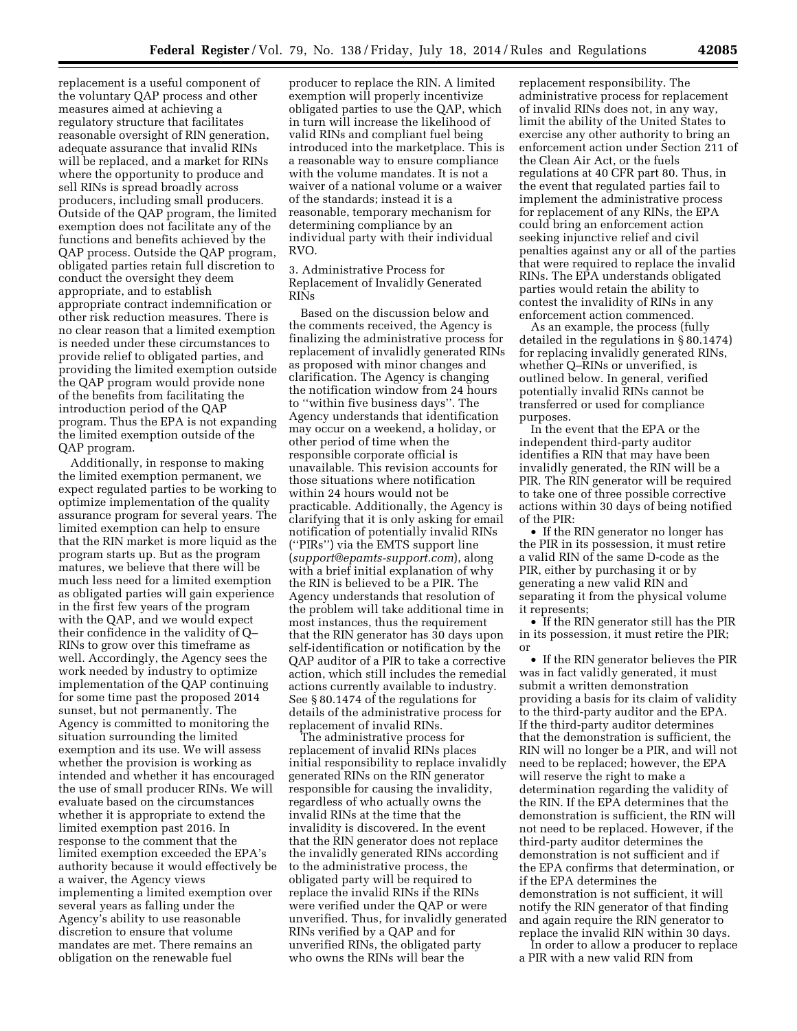replacement is a useful component of the voluntary QAP process and other measures aimed at achieving a regulatory structure that facilitates reasonable oversight of RIN generation, adequate assurance that invalid RINs will be replaced, and a market for RINs where the opportunity to produce and sell RINs is spread broadly across producers, including small producers. Outside of the QAP program, the limited exemption does not facilitate any of the functions and benefits achieved by the QAP process. Outside the QAP program, obligated parties retain full discretion to conduct the oversight they deem appropriate, and to establish appropriate contract indemnification or other risk reduction measures. There is no clear reason that a limited exemption is needed under these circumstances to provide relief to obligated parties, and providing the limited exemption outside the QAP program would provide none of the benefits from facilitating the introduction period of the QAP program. Thus the EPA is not expanding the limited exemption outside of the QAP program.

Additionally, in response to making the limited exemption permanent, we expect regulated parties to be working to optimize implementation of the quality assurance program for several years. The limited exemption can help to ensure that the RIN market is more liquid as the program starts up. But as the program matures, we believe that there will be much less need for a limited exemption as obligated parties will gain experience in the first few years of the program with the QAP, and we would expect their confidence in the validity of Q–RINs to grow over this timeframe as well. Accordingly, the Agency sees the work needed by industry to optimize implementation of the QAP continuing for some time past the proposed 2014 sunset, but not permanently. The Agency is committed to monitoring the situation surrounding the limited exemption and its use. We will assess whether the provision is working as intended and whether it has encouraged the use of small producer RINs. We will evaluate based on the circumstances whether it is appropriate to extend the limited exemption past 2016. In response to the comment that the limited exemption exceeded the EPA's authority because it would effectively be a waiver, the Agency views implementing a limited exemption over several years as falling under the Agency's ability to use reasonable discretion to ensure that volume mandates are met. There remains an obligation on the renewable fuel producer to replace the RIN. A limited exemption will properly incentivize obligated parties to use the QAP, which in turn will increase the likelihood of valid RINs and compliant fuel being introduced into the marketplace. This is a reasonable way to ensure compliance with the volume mandates. It is not a waiver of a national volume or a waiver of the standards; instead it is a reasonable, temporary mechanism for determining compliance by an individual party with their individual RVO.

### 3. Administrative Process for Replacement of Invalidly Generated RINs

Based on the discussion below and the comments received, the Agency is finalizing the administrative process for replacement of invalidly generated RINs as proposed with minor changes and clarification. The Agency is changing the notification window from 24 hours to "within five business days". The Agency understands that identification may occur on a weekend, a holiday, or other period of time when the responsible corporate official is unavailable. This revision accounts for those situations where notification within 24 hours would not be practicable. Additionally, the Agency is clarifying that it is only asking for email notification of potentially invalid RINs ("PIRs") via the EMTS support line (*support@epamts-support.com*), along with a brief initial explanation of why the RIN is believed to be a PIR. The Agency understands that resolution of the problem will take additional time in most instances, thus the requirement that the RIN generator has 30 days upon self-identification or notification by the QAP auditor of a PIR to take a corrective action, which still includes the remedial actions currently available to industry. See § 80.1474 of the regulations for details of the administrative process for replacement of invalid RINs.

The administrative process for replacement of invalid RINs places initial responsibility to replace invalidly generated RINs on the RIN generator responsible for causing the invalidity, regardless of who actually owns the invalid RINs at the time that the invalidity is discovered. In the event that the RIN generator does not replace the invalidly generated RINs according to the administrative process, the obligated party will be required to replace the invalid RINs if the RINs were verified under the QAP or were unverified. Thus, for invalidly generated RINs verified by a QAP and for unverified RINs, the obligated party who owns the RINs will bear the replacement responsibility. The administrative process for replacement of invalid RINs does not, in any way, limit the ability of the United States to exercise any other authority to bring an enforcement action under Section 211 of the Clean Air Act, or the fuels regulations at 40 CFR part 80. Thus, in the event that regulated parties fail to implement the administrative process for replacement of any RINs, the EPA could bring an enforcement action seeking injunctive relief and civil penalties against any or all of the parties that were required to replace the invalid RINs. The EPA understands obligated parties would retain the ability to contest the invalidity of RINs in any enforcement action commenced.

As an example, the process (fully detailed in the regulations in § 80.1474) for replacing invalidly generated RINs, whether Q–RINs or unverified, is outlined below. In general, verified potentially invalid RINs cannot be transferred or used for compliance purposes.

In the event that the EPA or the independent third-party auditor identifies a RIN that may have been invalidly generated, the RIN will be a PIR. The RIN generator will be required to take one of three possible corrective actions within 30 days of being notified of the PIR:

- If the RIN generator no longer has the PIR in its possession, it must retire a valid RIN of the same D-code as the PIR, either by purchasing it or by generating a new valid RIN and separating it from the physical volume it represents;
- If the RIN generator still has the PIR in its possession, it must retire the PIR; or
- If the RIN generator believes the PIR was in fact validly generated, it must submit a written demonstration providing a basis for its claim of validity to the third-party auditor and the EPA. If the third-party auditor determines that the demonstration is sufficient, the RIN will no longer be a PIR, and will not need to be replaced; however, the EPA will reserve the right to make a determination regarding the validity of the RIN. If the EPA determines that the demonstration is sufficient, the RIN will not need to be replaced. However, if the third-party auditor determines the demonstration is not sufficient and if the EPA confirms that determination, or if the EPA determines the demonstration is not sufficient, it will notify the RIN generator of that finding and again require the RIN generator to replace the invalid RIN within 30 days.

In order to allow a producer to replace a PIR with a new valid RIN from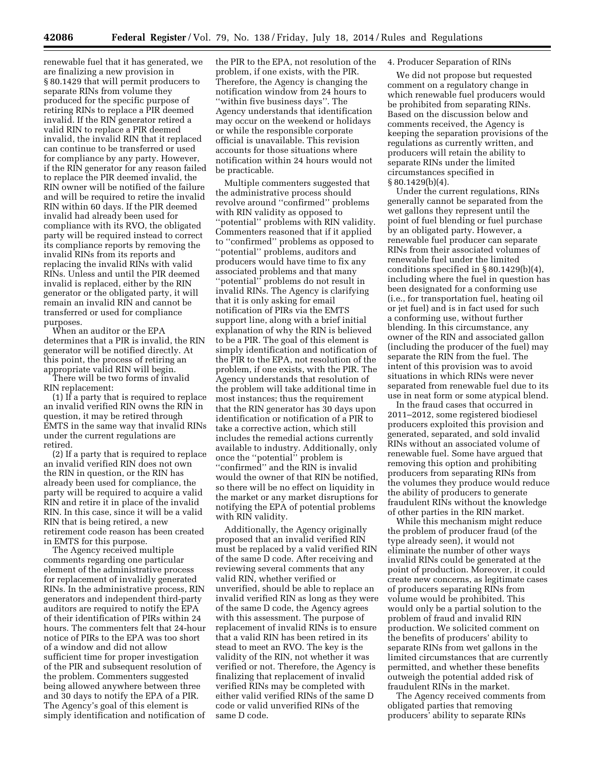renewable fuel that it has generated, we are finalizing a new provision in § 80.1429 that will permit producers to separate RINs from volume they produced for the specific purpose of retiring RINs to replace a PIR deemed invalid. If the RIN generator retired a valid RIN to replace a PIR deemed invalid, the invalid RIN that it replaced can continue to be transferred or used for compliance by any party. However, if the RIN generator for any reason failed to replace the PIR deemed invalid, the RIN owner will be notified of the failure and will be required to retire the invalid RIN within 60 days. If the PIR deemed invalid had already been used for compliance with its RVO, the obligated party will be required instead to correct its compliance reports by removing the invalid RINs from its reports and replacing the invalid RINs with valid RINs. Unless and until the PIR deemed invalid is replaced, either by the RIN generator or the obligated party, it will remain an invalid RIN and cannot be transferred or used for compliance purposes.

When an auditor or the EPA determines that a PIR is invalid, the RIN generator will be notified directly. At this point, the process of retiring an appropriate valid RIN will begin.

There will be two forms of invalid RIN replacement:

(1) If a party that is required to replace an invalid verified RIN owns the RIN in question, it may be retired through EMTS in the same way that invalid RINs under the current regulations are retired.

(2) If a party that is required to replace an invalid verified RIN does not own the RIN in question, or the RIN has already been used for compliance, the party will be required to acquire a valid RIN and retire it in place of the invalid RIN. In this case, since it will be a valid RIN that is being retired, a new retirement code reason has been created in EMTS for this purpose.

The Agency received multiple comments regarding one particular element of the administrative process for replacement of invalidly generated RINs. In the administrative process, RIN generators and independent third-party auditors are required to notify the EPA of their identification of PIRs within 24 hours. The commenters felt that 24-hour notice of PIRs to the EPA was too short of a window and did not allow sufficient time for proper investigation of the PIR and subsequent resolution of the problem. Commenters suggested being allowed anywhere between three and 30 days to notify the EPA of a PIR. The Agency's goal of this element is simply identification and notification of the PIR to the EPA, not resolution of the problem, if one exists, with the PIR. Therefore, the Agency is changing the notification window from 24 hours to "within five business days". The Agency understands that identification may occur on the weekend or holidays or while the responsible corporate official is unavailable. This revision accounts for those situations where notification within 24 hours would not be practicable.

Multiple commenters suggested that the administrative process should revolve around "confirmed" problems with RIN validity as opposed to "potential" problems with RIN validity. Commenters reasoned that if it applied to "confirmed" problems as opposed to "potential" problems, auditors and producers would have time to fix any associated problems and that many "potential" problems do not result in invalid RINs. The Agency is clarifying that it is only asking for email notification of PIRs via the EMTS support line, along with a brief initial explanation of why the RIN is believed to be a PIR. The goal of this element is simply identification and notification of the PIR to the EPA, not resolution of the problem, if one exists, with the PIR. The Agency understands that resolution of the problem will take additional time in most instances; thus the requirement that the RIN generator has 30 days upon identification or notification of a PIR to take a corrective action, which still includes the remedial actions currently available to industry. Additionally, only once the "potential" problem is "confirmed" and the RIN is invalid would the owner of that RIN be notified, so there will be no effect on liquidity in the market or any market disruptions for notifying the EPA of potential problems with RIN validity.

Additionally, the Agency originally proposed that an invalid verified RIN must be replaced by a valid verified RIN of the same D code. After receiving and reviewing several comments that any valid RIN, whether verified or unverified, should be able to replace an invalid verified RIN as long as they were of the same D code, the Agency agrees with this assessment. The purpose of replacement of invalid RINs is to ensure that a valid RIN has been retired in its stead to meet an RVO. The key is the validity of the RIN, not whether it was verified or not. Therefore, the Agency is finalizing that replacement of invalid verified RINs may be completed with either valid verified RINs of the same D code or valid unverified RINs of the same D code.

4. Producer Separation of RINs

We did not propose but requested comment on a regulatory change in which renewable fuel producers would be prohibited from separating RINs. Based on the discussion below and comments received, the Agency is keeping the separation provisions of the regulations as currently written, and producers will retain the ability to separate RINs under the limited circumstances specified in § 80.1429(b)(4).

Under the current regulations, RINs generally cannot be separated from the wet gallons they represent until the point of fuel blending or fuel purchase by an obligated party. However, a renewable fuel producer can separate RINs from their associated volumes of renewable fuel under the limited conditions specified in § 80.1429(b)(4), including where the fuel in question has been designated for a conforming use (i.e., for transportation fuel, heating oil or jet fuel) and is in fact used for such a conforming use, without further blending. In this circumstance, any owner of the RIN and associated gallon (including the producer of the fuel) may separate the RIN from the fuel. The intent of this provision was to avoid situations in which RINs were never separated from renewable fuel due to its use in neat form or some atypical blend.

In the fraud cases that occurred in 2011–2012, some registered biodiesel producers exploited this provision and generated, separated, and sold invalid RINs without an associated volume of renewable fuel. Some have argued that removing this option and prohibiting producers from separating RINs from the volumes they produce would reduce the ability of producers to generate fraudulent RINs without the knowledge of other parties in the RIN market.

While this mechanism might reduce the problem of producer fraud (of the type already seen), it would not eliminate the number of other ways invalid RINs could be generated at the point of production. Moreover, it could create new concerns, as legitimate cases of producers separating RINs from volume would be prohibited. This would only be a partial solution to the problem of fraud and invalid RIN production. We solicited comment on the benefits of producers' ability to separate RINs from wet gallons in the limited circumstances that are currently permitted, and whether these benefits outweigh the potential added risk of fraudulent RINs in the market.

The Agency received comments from obligated parties that removing producers' ability to separate RINs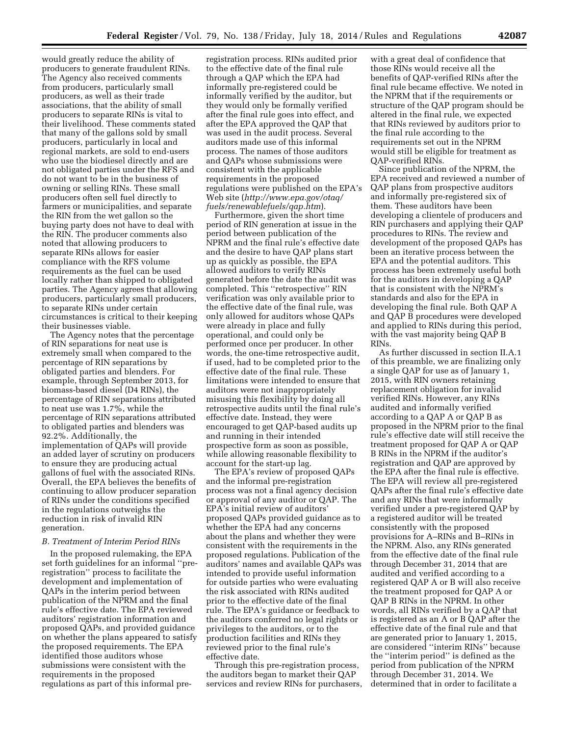would greatly reduce the ability of producers to generate fraudulent RINs. The Agency also received comments from producers, particularly small producers, as well as their trade associations, that the ability of small producers to separate RINs is vital to their livelihood. These comments stated that many of the gallons sold by small producers, particularly in local and regional markets, are sold to end-users who use the biodiesel directly and are not obligated parties under the RFS and do not want to be in the business of owning or selling RINs. These small producers often sell fuel directly to farmers or municipalities, and separate the RIN from the wet gallon so the buying party does not have to deal with the RIN. The producer comments also noted that allowing producers to separate RINs allows for easier compliance with the RFS volume requirements as the fuel can be used locally rather than shipped to obligated parties. The Agency agrees that allowing producers, particularly small producers, to separate RINs under certain circumstances is critical to their keeping their businesses viable.

The Agency notes that the percentage of RIN separations for neat use is extremely small when compared to the percentage of RIN separations by obligated parties and blenders. For example, through September 2013, for biomass-based diesel (D4 RINs), the percentage of RIN separations attributed to neat use was 1.7%, while the percentage of RIN separations attributed to obligated parties and blenders was 92.2%. Additionally, the implementation of QAPs will provide an added layer of scrutiny on producers to ensure they are producing actual gallons of fuel with the associated RINs. Overall, the EPA believes the benefits of continuing to allow producer separation of RINs under the conditions specified in the regulations outweighs the reduction in risk of invalid RIN generation.

### B. Treatment of Interim Period RINs

In the proposed rulemaking, the EPA set forth guidelines for an informal ''pre-registration'' process to facilitate the development and implementation of QAPs in the interim period between publication of the NPRM and the final rule's effective date. The EPA reviewed auditors' registration information and proposed QAPs, and provided guidance on whether the plans appeared to satisfy the proposed requirements. The EPA identified those auditors whose submissions were consistent with the requirements in the proposed regulations as part of this informal pre-registration process. RINs audited prior to the effective date of the final rule through a QAP which the EPA had informally pre-registered could be informally verified by the auditor, but they would only be formally verified after the final rule goes into effect, and after the EPA approved the QAP that was used in the audit process. Several auditors made use of this informal process. The names of those auditors and QAPs whose submissions were consistent with the applicable requirements in the proposed regulations were published on the EPA's Web site (*http://www.epa.gov/otaq/fuels/renewablefuels/qap.htm*).

Furthermore, given the short time period of RIN generation at issue in the period between publication of the NPRM and the final rule's effective date and the desire to have QAP plans start up as quickly as possible, the EPA allowed auditors to verify RINs generated before the date the audit was completed. This ''retrospective'' RIN verification was only available prior to the effective date of the final rule, was only allowed for auditors whose QAPs were already in place and fully operational, and could only be performed once per producer. In other words, the one-time retrospective audit, if used, had to be completed prior to the effective date of the final rule. These limitations were intended to ensure that auditors were not inappropriately misusing this flexibility by doing all retrospective audits until the final rule's effective date. Instead, they were encouraged to get QAP-based audits up and running in their intended prospective form as soon as possible, while allowing reasonable flexibility to account for the start-up lag.

The EPA's review of proposed QAPs and the informal pre-registration process was not a final agency decision or approval of any auditor or QAP. The EPA's initial review of auditors' proposed QAPs provided guidance as to whether the EPA had any concerns about the plans and whether they were consistent with the requirements in the proposed regulations. Publication of the auditors' names and available QAPs was intended to provide useful information for outside parties who were evaluating the risk associated with RINs audited prior to the effective date of the final rule. The EPA's guidance or feedback to the auditors conferred no legal rights or privileges to the auditors, or to the production facilities and RINs they reviewed prior to the final rule's effective date.

Through this pre-registration process, the auditors began to market their QAP services and review RINs for purchasers, with a great deal of confidence that those RINs would receive all the benefits of QAP-verified RINs after the final rule became effective. We noted in the NPRM that if the requirements or structure of the QAP program should be altered in the final rule, we expected that RINs reviewed by auditors prior to the final rule according to the requirements set out in the NPRM would still be eligible for treatment as QAP-verified RINs.

Since publication of the NPRM, the EPA received and reviewed a number of QAP plans from prospective auditors and informally pre-registered six of them. These auditors have been developing a clientele of producers and RIN purchasers and applying their QAP procedures to RINs. The review and development of the proposed QAPs has been an iterative process between the EPA and the potential auditors. This process has been extremely useful both for the auditors in developing a QAP that is consistent with the NPRM's standards and also for the EPA in developing the final rule. Both QAP A and QAP B procedures were developed and applied to RINs during this period, with the vast majority being QAP B RINs.

As further discussed in section II.A.1 of this preamble, we are finalizing only a single QAP for use as of January 1, 2015, with RIN owners retaining replacement obligation for invalid verified RINs. However, any RINs audited and informally verified according to a QAP A or QAP B as proposed in the NPRM prior to the final rule's effective date will still receive the treatment proposed for QAP A or QAP B RINs in the NPRM if the auditor's registration and QAP are approved by the EPA after the final rule is effective. The EPA will review all pre-registered QAPs after the final rule's effective date and any RINs that were informally verified under a pre-registered QAP by a registered auditor will be treated consistently with the proposed provisions for A–RINs and B–RINs in the NPRM. Also, any RINs generated from the effective date of the final rule through December 31, 2014 that are audited and verified according to a registered QAP A or B will also receive the treatment proposed for QAP A or QAP B RINs in the NPRM. In other words, all RINs verified by a QAP that is registered as an A or B QAP after the effective date of the final rule and that are generated prior to January 1, 2015, are considered ''interim RINs'' because the ''interim period'' is defined as the period from publication of the NPRM through December 31, 2014. We determined that in order to facilitate a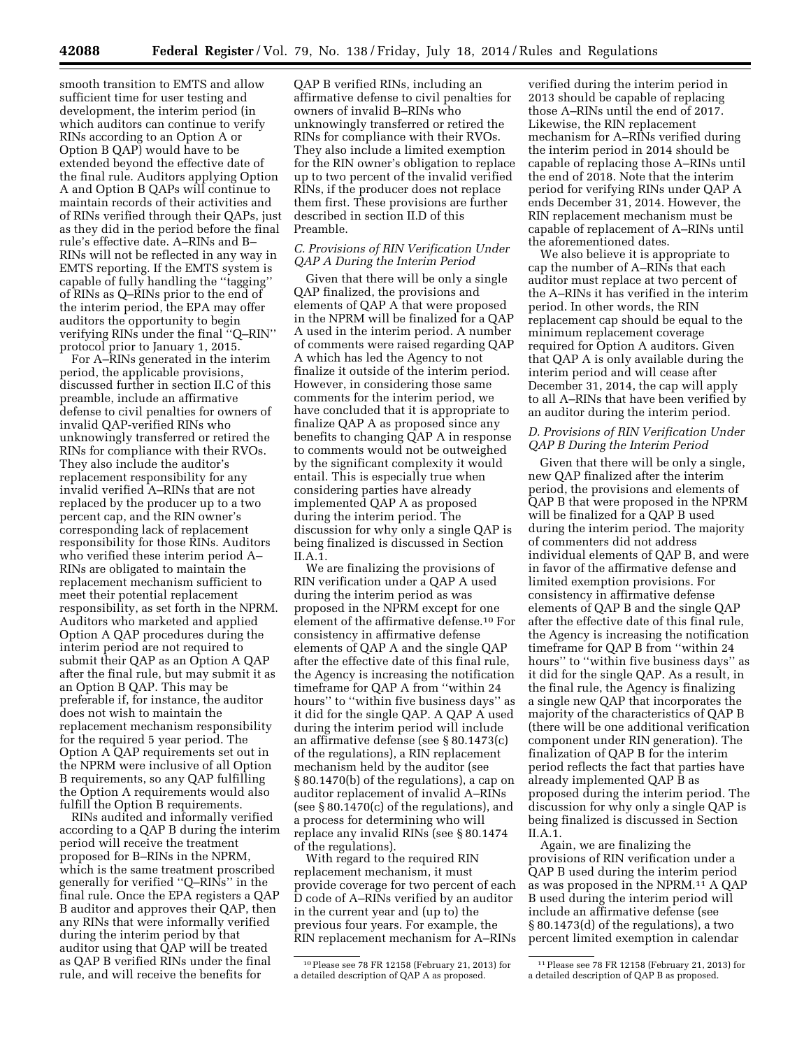smooth transition to EMTS and allow sufficient time for user testing and development, the interim period (in which auditors can continue to verify RINs according to an Option A or Option B QAP) would have to be extended beyond the effective date of the final rule. Auditors applying Option A and Option B QAPs will continue to maintain records of their activities and of RINs verified through their QAPs, just as they did in the period before the final rule's effective date. A–RINs and B–RINs will not be reflected in any way in EMTS reporting. If the EMTS system is capable of fully handling the ''tagging'' of RINs as Q–RINs prior to the end of the interim period, the EPA may offer auditors the opportunity to begin verifying RINs under the final ''Q–RIN'' protocol prior to January 1, 2015.

For A–RINs generated in the interim period, the applicable provisions, discussed further in section II.C of this preamble, include an affirmative defense to civil penalties for owners of invalid QAP-verified RINs who unknowingly transferred or retired the RINs for compliance with their RVOs. They also include the auditor's replacement responsibility for any invalid verified A–RINs that are not replaced by the producer up to a two percent cap, and the RIN owner's corresponding lack of replacement responsibility for those RINs. Auditors who verified these interim period A–RINs are obligated to maintain the replacement mechanism sufficient to meet their potential replacement responsibility, as set forth in the NPRM. Auditors who marketed and applied Option A QAP procedures during the interim period are not required to submit their QAP as an Option A QAP after the final rule, but may submit it as an Option B QAP. This may be preferable if, for instance, the auditor does not wish to maintain the replacement mechanism responsibility for the required 5 year period. The Option A QAP requirements set out in the NPRM were inclusive of all Option B requirements, so any QAP fulfilling the Option A requirements would also fulfill the Option B requirements.

RINs audited and informally verified according to a QAP B during the interim period will receive the treatment proposed for B–RINs in the NPRM, which is the same treatment proscribed generally for verified ''Q–RINs'' in the final rule. Once the EPA registers a QAP B auditor and approves their QAP, then any RINs that were informally verified during the interim period by that auditor using that QAP will be treated as QAP B verified RINs under the final rule, and will receive the benefits for QAP B verified RINs, including an affirmative defense to civil penalties for owners of invalid B–RINs who unknowingly transferred or retired the RINs for compliance with their RVOs. They also include a limited exemption for the RIN owner's obligation to replace up to two percent of the invalid verified RINs, if the producer does not replace them first. These provisions are further described in section II.D of this Preamble.

### C. Provisions of RIN Verification Under QAP A During the Interim Period

Given that there will be only a single QAP finalized, the provisions and elements of QAP A that were proposed in the NPRM will be finalized for a QAP A used in the interim period. A number of comments were raised regarding QAP A which has led the Agency to not finalize it outside of the interim period. However, in considering those same comments for the interim period, we have concluded that it is appropriate to finalize QAP A as proposed since any benefits to changing QAP A in response to comments would not be outweighed by the significant complexity it would entail. This is especially true when considering parties have already implemented QAP A as proposed during the interim period. The discussion for why only a single QAP is being finalized is discussed in Section II.A.1.

We are finalizing the provisions of RIN verification under a QAP A used during the interim period as was proposed in the NPRM except for one element of the affirmative defense.[10] For consistency in affirmative defense elements of QAP A and the single QAP after the effective date of this final rule, the Agency is increasing the notification timeframe for QAP A from ''within 24 hours'' to ''within five business days'' as it did for the single QAP. A QAP A used during the interim period will include an affirmative defense (see § 80.1473(c) of the regulations), a RIN replacement mechanism held by the auditor (see § 80.1470(b) of the regulations), a cap on auditor replacement of invalid A–RINs (see § 80.1470(c) of the regulations), and a process for determining who will replace any invalid RINs (see § 80.1474 of the regulations).

With regard to the required RIN replacement mechanism, it must provide coverage for two percent of each D code of A–RINs verified by an auditor in the current year and (up to) the previous four years. For example, the RIN replacement mechanism for A–RINs verified during the interim period in 2013 should be capable of replacing those A–RINs until the end of 2017. Likewise, the RIN replacement mechanism for A–RINs verified during the interim period in 2014 should be capable of replacing those A–RINs until the end of 2018. Note that the interim period for verifying RINs under QAP A ends December 31, 2014. However, the RIN replacement mechanism must be capable of replacement of A–RINs until the aforementioned dates.

We also believe it is appropriate to cap the number of A–RINs that each auditor must replace at two percent of the A–RINs it has verified in the interim period. In other words, the RIN replacement cap should be equal to the minimum replacement coverage required for Option A auditors. Given that QAP A is only available during the interim period and will cease after December 31, 2014, the cap will apply to all A–RINs that have been verified by an auditor during the interim period.

### D. Provisions of RIN Verification Under QAP B During the Interim Period

Given that there will be only a single, new QAP finalized after the interim period, the provisions and elements of QAP B that were proposed in the NPRM will be finalized for a QAP B used during the interim period. The majority of commenters did not address individual elements of QAP B, and were in favor of the affirmative defense and limited exemption provisions. For consistency in affirmative defense elements of QAP B and the single QAP after the effective date of this final rule, the Agency is increasing the notification timeframe for QAP B from ''within 24 hours'' to ''within five business days'' as it did for the single QAP. As a result, in the final rule, the Agency is finalizing a single new QAP that incorporates the majority of the characteristics of QAP B (there will be one additional verification component under RIN generation). The finalization of QAP B for the interim period reflects the fact that parties have already implemented QAP B as proposed during the interim period. The discussion for why only a single QAP is being finalized is discussed in Section II.A.1.

Again, we are finalizing the provisions of RIN verification under a QAP B used during the interim period as was proposed in the NPRM.[11] A QAP B used during the interim period will include an affirmative defense (see § 80.1473(d) of the regulations), a two percent limited exemption in calendar

[10] Please see 78 FR 12158 (February 21, 2013) for a detailed description of QAP A as proposed.

[11] Please see 78 FR 12158 (February 21, 2013) for a detailed description of QAP B as proposed.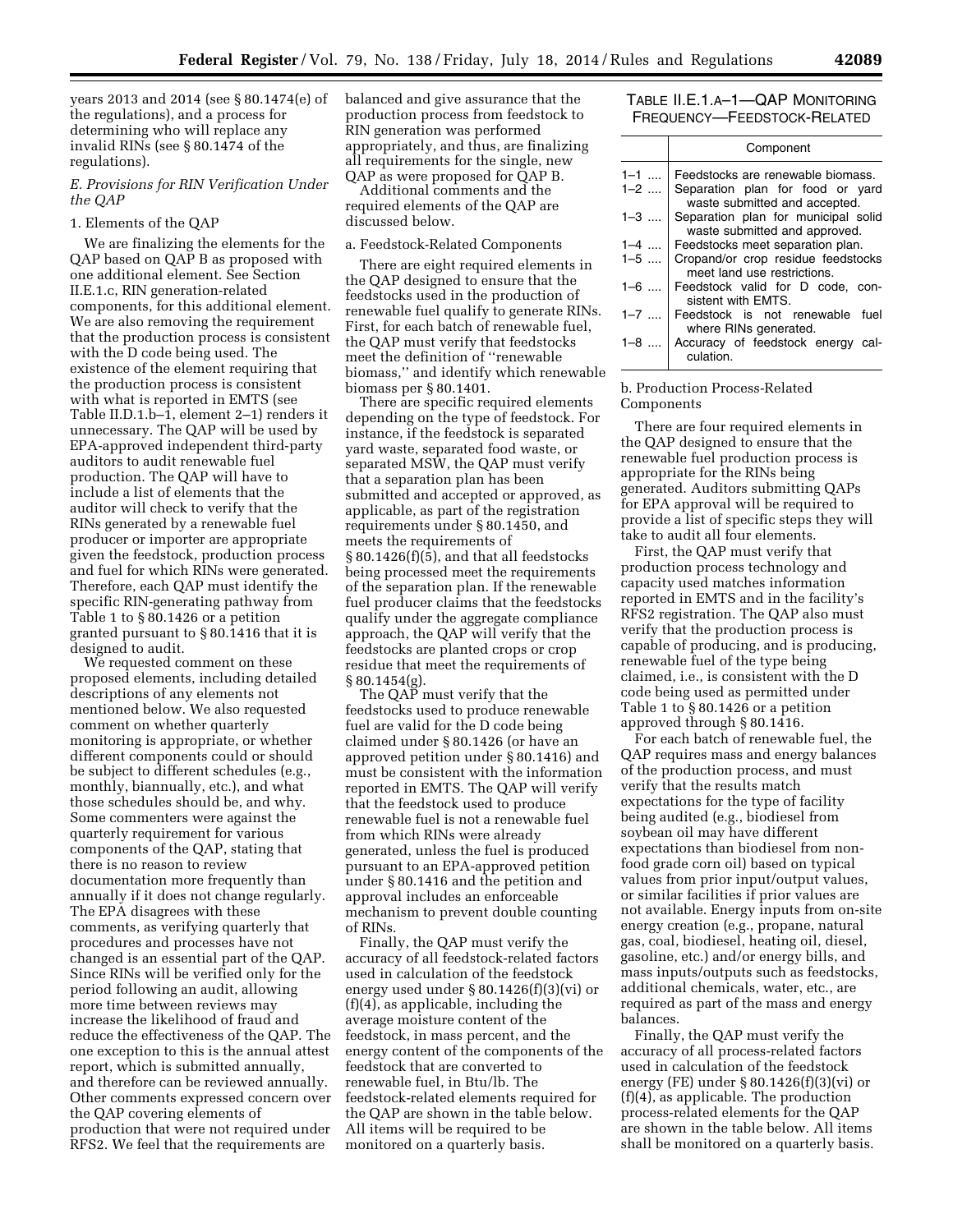years 2013 and 2014 (see § 80.1474(e) of the regulations), and a process for determining who will replace any invalid RINs (see § 80.1474 of the regulations).

### E. Provisions for RIN Verification Under the QAP

#### 1. Elements of the QAP

We are finalizing the elements for the QAP based on QAP B as proposed with one additional element. See Section II.E.1.c, RIN generation-related components, for this additional element. We are also removing the requirement that the production process is consistent with the D code being used. The existence of the element requiring that the production process is consistent with what is reported in EMTS (see Table II.D.1.b–1, element 2–1) renders it unnecessary. The QAP will be used by EPA-approved independent third-party auditors to audit renewable fuel production. The QAP will have to include a list of elements that the auditor will check to verify that the RINs generated by a renewable fuel producer or importer are appropriate given the feedstock, production process and fuel for which RINs were generated. Therefore, each QAP must identify the specific RIN-generating pathway from Table 1 to § 80.1426 or a petition granted pursuant to § 80.1416 that it is designed to audit.

We requested comment on these proposed elements, including detailed descriptions of any elements not mentioned below. We also requested comment on whether quarterly monitoring is appropriate, or whether different components could or should be subject to different schedules (e.g., monthly, biannually, etc.), and what those schedules should be, and why. Some commenters were against the quarterly requirement for various components of the QAP, stating that there is no reason to review documentation more frequently than annually if it does not change regularly. The EPA disagrees with these comments, as verifying quarterly that procedures and processes have not changed is an essential part of the QAP. Since RINs will be verified only for the period following an audit, allowing more time between reviews may increase the likelihood of fraud and reduce the effectiveness of the QAP. The one exception to this is the annual attest report, which is submitted annually, and therefore can be reviewed annually. Other comments expressed concern over the QAP covering elements of production that were not required under RFS2. We feel that the requirements are balanced and give assurance that the production process from feedstock to RIN generation was performed appropriately, and thus, are finalizing all requirements for the single, new QAP as were proposed for QAP B.

Additional comments and the required elements of the QAP are discussed below.

##### a. Feedstock-Related Components

There are eight required elements in the QAP designed to ensure that the feedstocks used in the production of renewable fuel qualify to generate RINs. First, for each batch of renewable fuel, the QAP must verify that feedstocks meet the definition of "renewable biomass," and identify which renewable biomass per § 80.1401.

There are specific required elements depending on the type of feedstock. For instance, if the feedstock is separated yard waste, separated food waste, or separated MSW, the QAP must verify that a separation plan has been submitted and accepted or approved, as applicable, as part of the registration requirements under § 80.1450, and meets the requirements of § 80.1426(f)(5), and that all feedstocks being processed meet the requirements of the separation plan. If the renewable fuel producer claims that the feedstocks qualify under the aggregate compliance approach, the QAP will verify that the feedstocks are planted crops or crop residue that meet the requirements of § 80.1454(g).

The QAP must verify that the feedstocks used to produce renewable fuel are valid for the D code being claimed under § 80.1426 (or have an approved petition under § 80.1416) and must be consistent with the information reported in EMTS. The QAP will verify that the feedstock used to produce renewable fuel is not a renewable fuel from which RINs were already generated, unless the fuel is produced pursuant to an EPA-approved petition under § 80.1416 and the petition and approval includes an enforceable mechanism to prevent double counting of RINs.

Finally, the QAP must verify the accuracy of all feedstock-related factors used in calculation of the feedstock energy used under § 80.1426(f)(3)(vi) or (f)(4), as applicable, including the average moisture content of the feedstock, in mass percent, and the energy content of the components of the feedstock that are converted to renewable fuel, in Btu/lb. The feedstock-related elements required for the QAP are shown in the table below. All items will be required to be monitored on a quarterly basis.

TABLE II.E.1.A–1—QAP MONITORING FREQUENCY—FEEDSTOCK-RELATED

| | Component |
|---|---|
| 1–1 .... | Feedstocks are renewable biomass. |
| 1–2 .... | Separation plan for food or yard waste submitted and accepted. |
| 1–3 .... | Separation plan for municipal solid waste submitted and approved. |
| 1–4 .... | Feedstocks meet separation plan. |
| 1–5 .... | Cropand/or crop residue feedstocks meet land use restrictions. |
| 1–6 .... | Feedstock valid for D code, consistent with EMTS. |
| 1–7 .... | Feedstock is not renewable fuel where RINs generated. |
| 1–8 .... | Accuracy of feedstock energy calculation. |

##### b. Production Process-Related Components

There are four required elements in the QAP designed to ensure that the renewable fuel production process is appropriate for the RINs being generated. Auditors submitting QAPs for EPA approval will be required to provide a list of specific steps they will take to audit all four elements.

First, the QAP must verify that production process technology and capacity used matches information reported in EMTS and in the facility's RFS2 registration. The QAP also must verify that the production process is capable of producing, and is producing, renewable fuel of the type being claimed, i.e., is consistent with the D code being used as permitted under Table 1 to § 80.1426 or a petition approved through § 80.1416.

For each batch of renewable fuel, the QAP requires mass and energy balances of the production process, and must verify that the results match expectations for the type of facility being audited (e.g., biodiesel from soybean oil may have different expectations than biodiesel from non-food grade corn oil) based on typical values from prior input/output values, or similar facilities if prior values are not available. Energy inputs from on-site energy creation (e.g., propane, natural gas, coal, biodiesel, heating oil, diesel, gasoline, etc.) and/or energy bills, and mass inputs/outputs such as feedstocks, additional chemicals, water, etc., are required as part of the mass and energy balances.

Finally, the QAP must verify the accuracy of all process-related factors used in calculation of the feedstock energy (FE) under § 80.1426(f)(3)(vi) or (f)(4), as applicable. The production process-related elements for the QAP are shown in the table below. All items shall be monitored on a quarterly basis.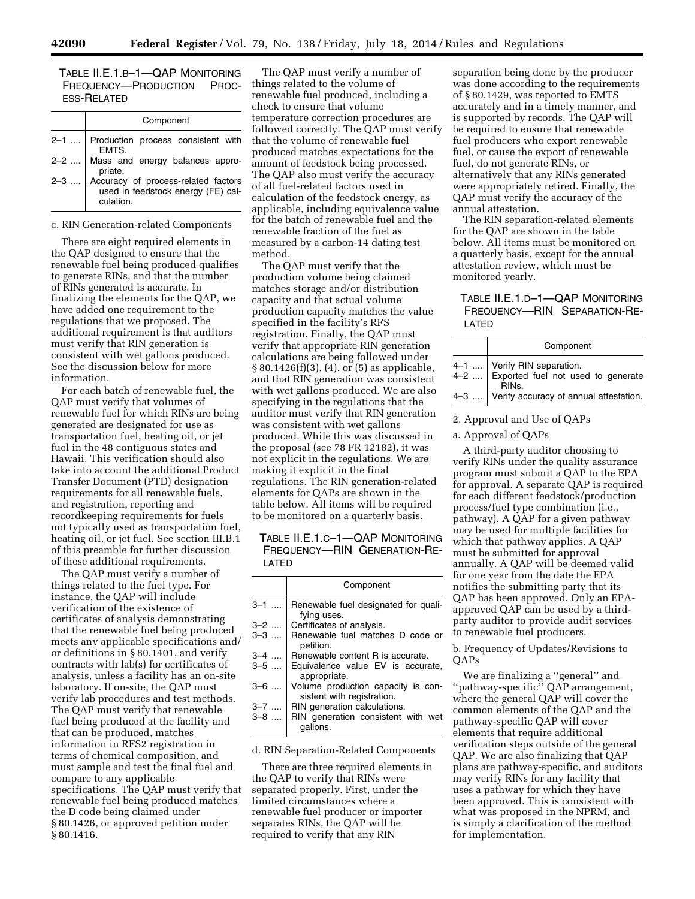TABLE II.E.1.B–1—QAP MONITORING FREQUENCY—PRODUCTION PROCESS-RELATED

| | Component |
| --- | --- |
| 2–1 .... | Production process consistent with EMTS. |
| 2–2 .... | Mass and energy balances appropriate. |
| 2–3 .... | Accuracy of process-related factors used in feedstock energy (FE) calculation. |

c. RIN Generation-related Components

There are eight required elements in the QAP designed to ensure that the renewable fuel being produced qualifies to generate RINs, and that the number of RINs generated is accurate. In finalizing the elements for the QAP, we have added one requirement to the regulations that we proposed. The additional requirement is that auditors must verify that RIN generation is consistent with wet gallons produced. See the discussion below for more information.

For each batch of renewable fuel, the QAP must verify that volumes of renewable fuel for which RINs are being generated are designated for use as transportation fuel, heating oil, or jet fuel in the 48 contiguous states and Hawaii. This verification should also take into account the additional Product Transfer Document (PTD) designation requirements for all renewable fuels, and registration, reporting and recordkeeping requirements for fuels not typically used as transportation fuel, heating oil, or jet fuel. See section III.B.1 of this preamble for further discussion of these additional requirements.

The QAP must verify a number of things related to the fuel type. For instance, the QAP will include verification of the existence of certificates of analysis demonstrating that the renewable fuel being produced meets any applicable specifications and/or definitions in § 80.1401, and verify contracts with lab(s) for certificates of analysis, unless a facility has an on-site laboratory. If on-site, the QAP must verify lab procedures and test methods. The QAP must verify that renewable fuel being produced at the facility and that can be produced, matches information in RFS2 registration in terms of chemical composition, and must sample and test the final fuel and compare to any applicable specifications. The QAP must verify that renewable fuel being produced matches the D code being claimed under § 80.1426, or approved petition under § 80.1416.

The QAP must verify a number of things related to the volume of renewable fuel produced, including a check to ensure that volume temperature correction procedures are followed correctly. The QAP must verify that the volume of renewable fuel produced matches expectations for the amount of feedstock being processed. The QAP also must verify the accuracy of all fuel-related factors used in calculation of the feedstock energy, as applicable, including equivalence value for the batch of renewable fuel and the renewable fraction of the fuel as measured by a carbon-14 dating test method.

The QAP must verify that the production volume being claimed matches storage and/or distribution capacity and that actual volume production capacity matches the value specified in the facility's RFS registration. Finally, the QAP must verify that appropriate RIN generation calculations are being followed under § 80.1426(f)(3), (4), or (5) as applicable, and that RIN generation was consistent with wet gallons produced. We are also specifying in the regulations that the auditor must verify that RIN generation was consistent with wet gallons produced. While this was discussed in the proposal (see 78 FR 12182), it was not explicit in the regulations. We are making it explicit in the final regulations. The RIN generation-related elements for QAPs are shown in the table below. All items will be required to be monitored on a quarterly basis.

TABLE II.E.1.C–1—QAP MONITORING FREQUENCY—RIN GENERATION-RELATED

| | Component |
| --- | --- |
| 3–1 .... | Renewable fuel designated for qualifying uses. |
| 3–2 .... | Certificates of analysis. |
| 3–3 .... | Renewable fuel matches D code or petition. |
| 3–4 .... | Renewable content R is accurate. |
| 3–5 .... | Equivalence value EV is accurate, appropriate. |
| 3–6 .... | Volume production capacity is consistent with registration. |
| 3–7 .... | RIN generation calculations. |
| 3–8 .... | RIN generation consistent with wet gallons. |

d. RIN Separation-Related Components

There are three required elements in the QAP to verify that RINs were separated properly. First, under the limited circumstances where a renewable fuel producer or importer separates RINs, the QAP will be required to verify that any RIN separation being done by the producer was done according to the requirements of § 80.1429, was reported to EMTS accurately and in a timely manner, and is supported by records. The QAP will be required to ensure that renewable fuel producers who export renewable fuel, or cause the export of renewable fuel, do not generate RINs, or alternatively that any RINs generated were appropriately retired. Finally, the QAP must verify the accuracy of the annual attestation.

The RIN separation-related elements for the QAP are shown in the table below. All items must be monitored on a quarterly basis, except for the annual attestation review, which must be monitored yearly.

TABLE II.E.1.D–1—QAP MONITORING FREQUENCY—RIN SEPARATION-RELATED

| | Component |
| --- | --- |
| 4–1 .... | Verify RIN separation. |
| 4–2 .... | Exported fuel not used to generate RINs. |
| 4–3 .... | Verify accuracy of annual attestation. |

2. Approval and Use of QAPs

a. Approval of QAPs

A third-party auditor choosing to verify RINs under the quality assurance program must submit a QAP to the EPA for approval. A separate QAP is required for each different feedstock/production process/fuel type combination (i.e., pathway). A QAP for a given pathway may be used for multiple facilities for which that pathway applies. A QAP must be submitted for approval annually. A QAP will be deemed valid for one year from the date the EPA notifies the submitting party that its QAP has been approved. Only an EPA-approved QAP can be used by a third-party auditor to provide audit services to renewable fuel producers.

b. Frequency of Updates/Revisions to QAPs

We are finalizing a ''general'' and ''pathway-specific'' QAP arrangement, where the general QAP will cover the common elements of the QAP and the pathway-specific QAP will cover elements that require additional verification steps outside of the general QAP. We are also finalizing that QAP plans are pathway-specific, and auditors may verify RINs for any facility that uses a pathway for which they have been approved. This is consistent with what was proposed in the NPRM, and is simply a clarification of the method for implementation.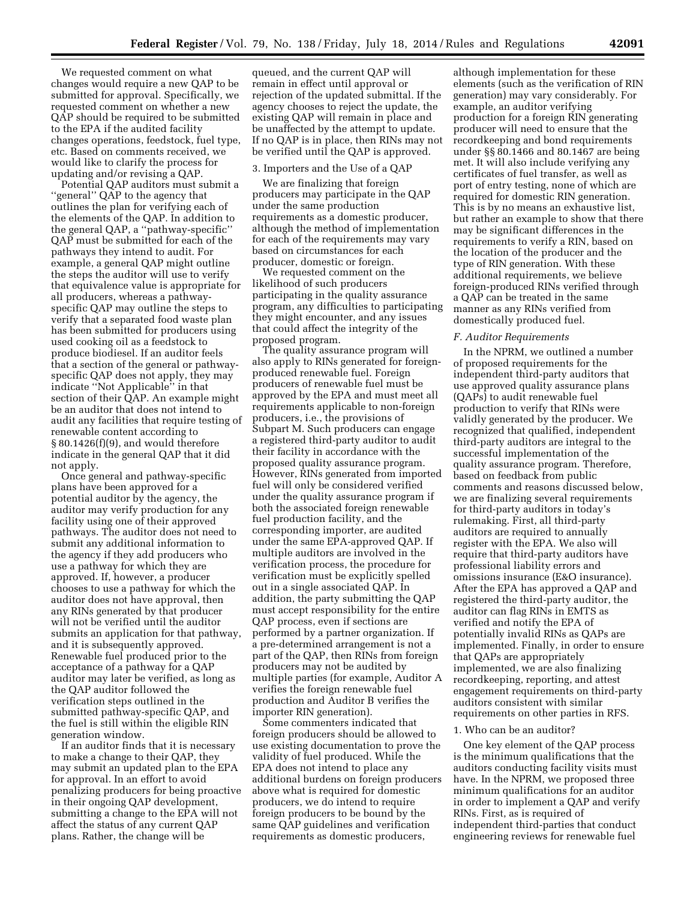We requested comment on what changes would require a new QAP to be submitted for approval. Specifically, we requested comment on whether a new QAP should be required to be submitted to the EPA if the audited facility changes operations, feedstock, fuel type, etc. Based on comments received, we would like to clarify the process for updating and/or revising a QAP.

Potential QAP auditors must submit a ''general'' QAP to the agency that outlines the plan for verifying each of the elements of the QAP. In addition to the general QAP, a ''pathway-specific'' QAP must be submitted for each of the pathways they intend to audit. For example, a general QAP might outline the steps the auditor will use to verify that equivalence value is appropriate for all producers, whereas a pathway-specific QAP may outline the steps to verify that a separated food waste plan has been submitted for producers using used cooking oil as a feedstock to produce biodiesel. If an auditor feels that a section of the general or pathway-specific QAP does not apply, they may indicate ''Not Applicable'' in that section of their QAP. An example might be an auditor that does not intend to audit any facilities that require testing of renewable content according to § 80.1426(f)(9), and would therefore indicate in the general QAP that it did not apply.

Once general and pathway-specific plans have been approved for a potential auditor by the agency, the auditor may verify production for any facility using one of their approved pathways. The auditor does not need to submit any additional information to the agency if they add producers who use a pathway for which they are approved. If, however, a producer chooses to use a pathway for which the auditor does not have approval, then any RINs generated by that producer will not be verified until the auditor submits an application for that pathway, and it is subsequently approved. Renewable fuel produced prior to the acceptance of a pathway for a QAP auditor may later be verified, as long as the QAP auditor followed the verification steps outlined in the submitted pathway-specific QAP, and the fuel is still within the eligible RIN generation window.

If an auditor finds that it is necessary to make a change to their QAP, they may submit an updated plan to the EPA for approval. In an effort to avoid penalizing producers for being proactive in their ongoing QAP development, submitting a change to the EPA will not affect the status of any current QAP plans. Rather, the change will be queued, and the current QAP will remain in effect until approval or rejection of the updated submittal. If the agency chooses to reject the update, the existing QAP will remain in place and be unaffected by the attempt to update. If no QAP is in place, then RINs may not be verified until the QAP is approved.

3. Importers and the Use of a QAP

We are finalizing that foreign producers may participate in the QAP under the same production requirements as a domestic producer, although the method of implementation for each of the requirements may vary based on circumstances for each producer, domestic or foreign.

We requested comment on the likelihood of such producers participating in the quality assurance program, any difficulties to participating they might encounter, and any issues that could affect the integrity of the proposed program.

The quality assurance program will also apply to RINs generated for foreign-produced renewable fuel. Foreign producers of renewable fuel must be approved by the EPA and must meet all requirements applicable to non-foreign producers, i.e., the provisions of Subpart M. Such producers can engage a registered third-party auditor to audit their facility in accordance with the proposed quality assurance program. However, RINs generated from imported fuel will only be considered verified under the quality assurance program if both the associated foreign renewable fuel production facility, and the corresponding importer, are audited under the same EPA-approved QAP. If multiple auditors are involved in the verification process, the procedure for verification must be explicitly spelled out in a single associated QAP. In addition, the party submitting the QAP must accept responsibility for the entire QAP process, even if sections are performed by a partner organization. If a pre-determined arrangement is not a part of the QAP, then RINs from foreign producers may not be audited by multiple parties (for example, Auditor A verifies the foreign renewable fuel production and Auditor B verifies the importer RIN generation).

Some commenters indicated that foreign producers should be allowed to use existing documentation to prove the validity of fuel produced. While the EPA does not intend to place any additional burdens on foreign producers above what is required for domestic producers, we do intend to require foreign producers to be bound by the same QAP guidelines and verification requirements as domestic producers, although implementation for these elements (such as the verification of RIN generation) may vary considerably. For example, an auditor verifying production for a foreign RIN generating producer will need to ensure that the recordkeeping and bond requirements under §§ 80.1466 and 80.1467 are being met. It will also include verifying any certificates of fuel transfer, as well as port of entry testing, none of which are required for domestic RIN generation. This is by no means an exhaustive list, but rather an example to show that there may be significant differences in the requirements to verify a RIN, based on the location of the producer and the type of RIN generation. With these additional requirements, we believe foreign-produced RINs verified through a QAP can be treated in the same manner as any RINs verified from domestically produced fuel.

*F. Auditor Requirements*

In the NPRM, we outlined a number of proposed requirements for the independent third-party auditors that use approved quality assurance plans (QAPs) to audit renewable fuel production to verify that RINs were validly generated by the producer. We recognized that qualified, independent third-party auditors are integral to the successful implementation of the quality assurance program. Therefore, based on feedback from public comments and reasons discussed below, we are finalizing several requirements for third-party auditors in today's rulemaking. First, all third-party auditors are required to annually register with the EPA. We also will require that third-party auditors have professional liability errors and omissions insurance (E&O insurance). After the EPA has approved a QAP and registered the third-party auditor, the auditor can flag RINs in EMTS as verified and notify the EPA of potentially invalid RINs as QAPs are implemented. Finally, in order to ensure that QAPs are appropriately implemented, we are also finalizing recordkeeping, reporting, and attest engagement requirements on third-party auditors consistent with similar requirements on other parties in RFS.

1. Who can be an auditor?

One key element of the QAP process is the minimum qualifications that the auditors conducting facility visits must have. In the NPRM, we proposed three minimum qualifications for an auditor in order to implement a QAP and verify RINs. First, as is required of independent third-parties that conduct engineering reviews for renewable fuel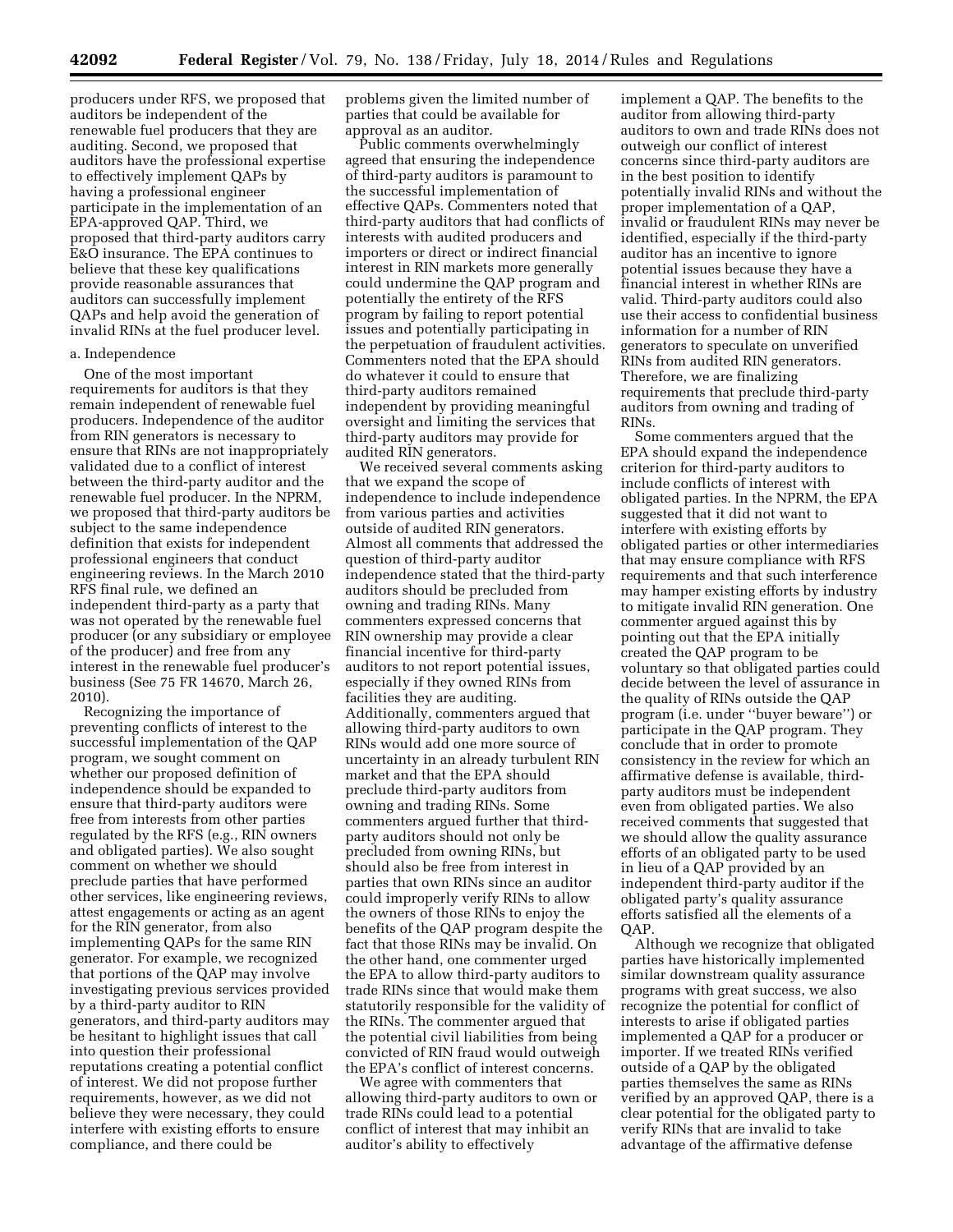producers under RFS, we proposed that auditors be independent of the renewable fuel producers that they are auditing. Second, we proposed that auditors have the professional expertise to effectively implement QAPs by having a professional engineer participate in the implementation of an EPA-approved QAP. Third, we proposed that third-party auditors carry E&O insurance. The EPA continues to believe that these key qualifications provide reasonable assurances that auditors can successfully implement QAPs and help avoid the generation of invalid RINs at the fuel producer level.

a. Independence

One of the most important requirements for auditors is that they remain independent of renewable fuel producers. Independence of the auditor from RIN generators is necessary to ensure that RINs are not inappropriately validated due to a conflict of interest between the third-party auditor and the renewable fuel producer. In the NPRM, we proposed that third-party auditors be subject to the same independence definition that exists for independent professional engineers that conduct engineering reviews. In the March 2010 RFS final rule, we defined an independent third-party as a party that was not operated by the renewable fuel producer (or any subsidiary or employee of the producer) and free from any interest in the renewable fuel producer's business (See 75 FR 14670, March 26, 2010).

Recognizing the importance of preventing conflicts of interest to the successful implementation of the QAP program, we sought comment on whether our proposed definition of independence should be expanded to ensure that third-party auditors were free from interests from other parties regulated by the RFS (e.g., RIN owners and obligated parties). We also sought comment on whether we should preclude parties that have performed other services, like engineering reviews, attest engagements or acting as an agent for the RIN generator, from also implementing QAPs for the same RIN generator. For example, we recognized that portions of the QAP may involve investigating previous services provided by a third-party auditor to RIN generators, and third-party auditors may be hesitant to highlight issues that call into question their professional reputations creating a potential conflict of interest. We did not propose further requirements, however, as we did not believe they were necessary, they could interfere with existing efforts to ensure compliance, and there could be problems given the limited number of parties that could be available for approval as an auditor.

Public comments overwhelmingly agreed that ensuring the independence of third-party auditors is paramount to the successful implementation of effective QAPs. Commenters noted that third-party auditors that had conflicts of interests with audited producers and importers or direct or indirect financial interest in RIN markets more generally could undermine the QAP program and potentially the entirety of the RFS program by failing to report potential issues and potentially participating in the perpetuation of fraudulent activities. Commenters noted that the EPA should do whatever it could to ensure that third-party auditors remained independent by providing meaningful oversight and limiting the services that third-party auditors may provide for audited RIN generators.

We received several comments asking that we expand the scope of independence to include independence from various parties and activities outside of audited RIN generators. Almost all comments that addressed the question of third-party auditor independence stated that the third-party auditors should be precluded from owning and trading RINs. Many commenters expressed concerns that RIN ownership may provide a clear financial incentive for third-party auditors to not report potential issues, especially if they owned RINs from facilities they are auditing. Additionally, commenters argued that allowing third-party auditors to own RINs would add one more source of uncertainty in an already turbulent RIN market and that the EPA should preclude third-party auditors from owning and trading RINs. Some commenters argued further that third-party auditors should not only be precluded from owning RINs, but should also be free from interest in parties that own RINs since an auditor could improperly verify RINs to allow the owners of those RINs to enjoy the benefits of the QAP program despite the fact that those RINs may be invalid. On the other hand, one commenter urged the EPA to allow third-party auditors to trade RINs since that would make them statutorily responsible for the validity of the RINs. The commenter argued that the potential civil liabilities from being convicted of RIN fraud would outweigh the EPA's conflict of interest concerns.

We agree with commenters that allowing third-party auditors to own or trade RINs could lead to a potential conflict of interest that may inhibit an auditor's ability to effectively implement a QAP. The benefits to the auditor from allowing third-party auditors to own and trade RINs does not outweigh our conflict of interest concerns since third-party auditors are in the best position to identify potentially invalid RINs and without the proper implementation of a QAP, invalid or fraudulent RINs may never be identified, especially if the third-party auditor has an incentive to ignore potential issues because they have a financial interest in whether RINs are valid. Third-party auditors could also use their access to confidential business information for a number of RIN generators to speculate on unverified RINs from audited RIN generators. Therefore, we are finalizing requirements that preclude third-party auditors from owning and trading of RINs.

Some commenters argued that the EPA should expand the independence criterion for third-party auditors to include conflicts of interest with obligated parties. In the NPRM, the EPA suggested that it did not want to interfere with existing efforts by obligated parties or other intermediaries that may ensure compliance with RFS requirements and that such interference may hamper existing efforts by industry to mitigate invalid RIN generation. One commenter argued against this by pointing out that the EPA initially created the QAP program to be voluntary so that obligated parties could decide between the level of assurance in the quality of RINs outside the QAP program (i.e. under "buyer beware") or participate in the QAP program. They conclude that in order to promote consistency in the review for which an affirmative defense is available, third-party auditors must be independent even from obligated parties. We also received comments that suggested that we should allow the quality assurance efforts of an obligated party to be used in lieu of a QAP provided by an independent third-party auditor if the obligated party's quality assurance efforts satisfied all the elements of a QAP.

Although we recognize that obligated parties have historically implemented similar downstream quality assurance programs with great success, we also recognize the potential for conflict of interests to arise if obligated parties implemented a QAP for a producer or importer. If we treated RINs verified outside of a QAP by the obligated parties themselves the same as RINs verified by an approved QAP, there is a clear potential for the obligated party to verify RINs that are invalid to take advantage of the affirmative defense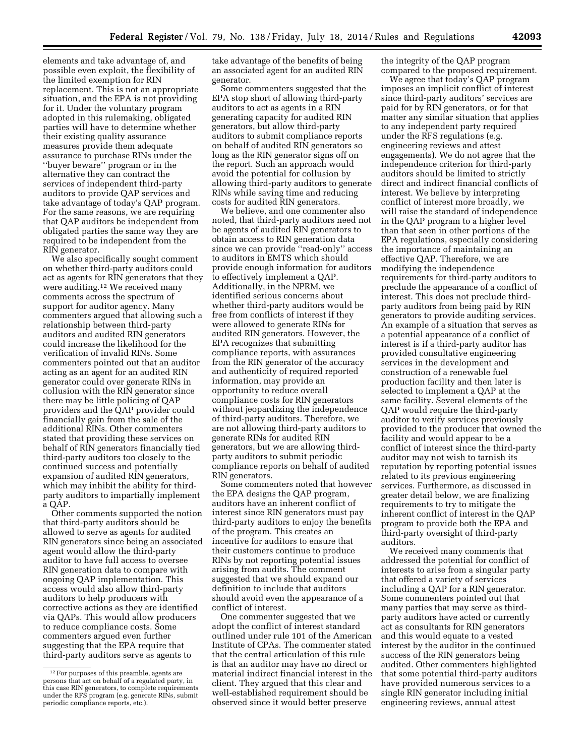elements and take advantage of, and possible even exploit, the flexibility of the limited exemption for RIN replacement. This is not an appropriate situation, and the EPA is not providing for it. Under the voluntary program adopted in this rulemaking, obligated parties will have to determine whether their existing quality assurance measures provide them adequate assurance to purchase RINs under the ''buyer beware'' program or in the alternative they can contract the services of independent third-party auditors to provide QAP services and take advantage of today's QAP program. For the same reasons, we are requiring that QAP auditors be independent from obligated parties the same way they are required to be independent from the RIN generator.

We also specifically sought comment on whether third-party auditors could act as agents for RIN generators that they were auditing.[12] We received many comments across the spectrum of support for auditor agency. Many commenters argued that allowing such a relationship between third-party auditors and audited RIN generators could increase the likelihood for the verification of invalid RINs. Some commenters pointed out that an auditor acting as an agent for an audited RIN generator could over generate RINs in collusion with the RIN generator since there may be little policing of QAP providers and the QAP provider could financially gain from the sale of the additional RINs. Other commenters stated that providing these services on behalf of RIN generators financially tied third-party auditors too closely to the continued success and potentially expansion of audited RIN generators, which may inhibit the ability for third-party auditors to impartially implement a QAP.

Other comments supported the notion that third-party auditors should be allowed to serve as agents for audited RIN generators since being an associated agent would allow the third-party auditor to have full access to oversee RIN generation data to compare with ongoing QAP implementation. This access would also allow third-party auditors to help producers with corrective actions as they are identified via QAPs. This would allow producers to reduce compliance costs. Some commenters argued even further suggesting that the EPA require that third-party auditors serve as agents to take advantage of the benefits of being an associated agent for an audited RIN generator.

Some commenters suggested that the EPA stop short of allowing third-party auditors to act as agents in a RIN generating capacity for audited RIN generators, but allow third-party auditors to submit compliance reports on behalf of audited RIN generators so long as the RIN generator signs off on the report. Such an approach would avoid the potential for collusion by allowing third-party auditors to generate RINs while saving time and reducing costs for audited RIN generators.

We believe, and one commenter also noted, that third-party auditors need not be agents of audited RIN generators to obtain access to RIN generation data since we can provide ''read-only'' access to auditors in EMTS which should provide enough information for auditors to effectively implement a QAP. Additionally, in the NPRM, we identified serious concerns about whether third-party auditors would be free from conflicts of interest if they were allowed to generate RINs for audited RIN generators. However, the EPA recognizes that submitting compliance reports, with assurances from the RIN generator of the accuracy and authenticity of required reported information, may provide an opportunity to reduce overall compliance costs for RIN generators without jeopardizing the independence of third-party auditors. Therefore, we are not allowing third-party auditors to generate RINs for audited RIN generators, but we are allowing third-party auditors to submit periodic compliance reports on behalf of audited RIN generators.

Some commenters noted that however the EPA designs the QAP program, auditors have an inherent conflict of interest since RIN generators must pay third-party auditors to enjoy the benefits of the program. This creates an incentive for auditors to ensure that their customers continue to produce RINs by not reporting potential issues arising from audits. The comment suggested that we should expand our definition to include that auditors should avoid even the appearance of a conflict of interest.

One commenter suggested that we adopt the conflict of interest standard outlined under rule 101 of the American Institute of CPAs. The commenter stated that the central articulation of this rule is that an auditor may have no direct or material indirect financial interest in the client. They argued that this clear and well-established requirement should be observed since it would better preserve the integrity of the QAP program compared to the proposed requirement.

We agree that today's QAP program imposes an implicit conflict of interest since third-party auditors' services are paid for by RIN generators, or for that matter any similar situation that applies to any independent party required under the RFS regulations (e.g. engineering reviews and attest engagements). We do not agree that the independence criterion for third-party auditors should be limited to strictly direct and indirect financial conflicts of interest. We believe by interpreting conflict of interest more broadly, we will raise the standard of independence in the QAP program to a higher level than that seen in other portions of the EPA regulations, especially considering the importance of maintaining an effective QAP. Therefore, we are modifying the independence requirements for third-party auditors to preclude the appearance of a conflict of interest. This does not preclude third-party auditors from being paid by RIN generators to provide auditing services. An example of a situation that serves as a potential appearance of a conflict of interest is if a third-party auditor has provided consultative engineering services in the development and construction of a renewable fuel production facility and then later is selected to implement a QAP at the same facility. Several elements of the QAP would require the third-party auditor to verify services previously provided to the producer that owned the facility and would appear to be a conflict of interest since the third-party auditor may not wish to tarnish its reputation by reporting potential issues related to its previous engineering services. Furthermore, as discussed in greater detail below, we are finalizing requirements to try to mitigate the inherent conflict of interest in the QAP program to provide both the EPA and third-party oversight of third-party auditors.

We received many comments that addressed the potential for conflict of interests to arise from a singular party that offered a variety of services including a QAP for a RIN generator. Some commenters pointed out that many parties that may serve as third-party auditors have acted or currently act as consultants for RIN generators and this would equate to a vested interest by the auditor in the continued success of the RIN generators being audited. Other commenters highlighted that some potential third-party auditors have provided numerous services to a single RIN generator including initial engineering reviews, annual attest

[12] For purposes of this preamble, agents are persons that act on behalf of a regulated party, in this case RIN generators, to complete requirements under the RFS program (e.g. generate RINs, submit periodic compliance reports, etc.).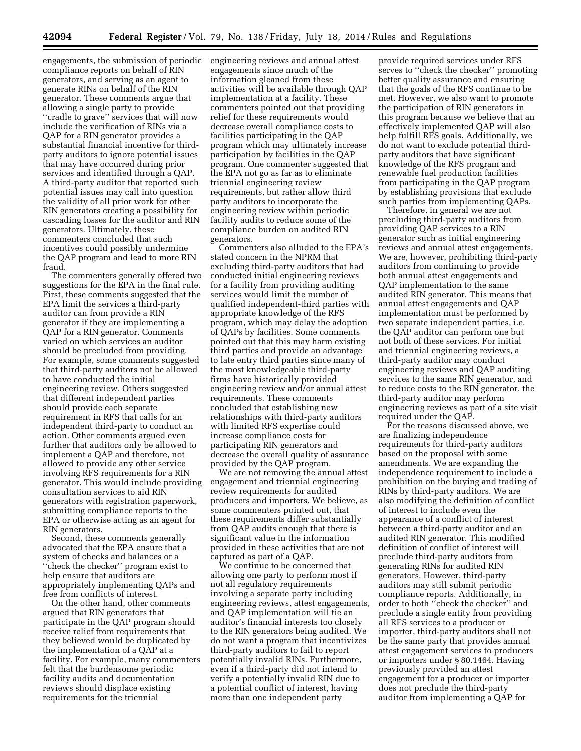engagements, the submission of periodic compliance reports on behalf of RIN generators, and serving as an agent to generate RINs on behalf of the RIN generator. These comments argue that allowing a single party to provide ''cradle to grave'' services that will now include the verification of RINs via a QAP for a RIN generator provides a substantial financial incentive for third-party auditors to ignore potential issues that may have occurred during prior services and identified through a QAP. A third-party auditor that reported such potential issues may call into question the validity of all prior work for other RIN generators creating a possibility for cascading losses for the auditor and RIN generators. Ultimately, these commenters concluded that such incentives could possibly undermine the QAP program and lead to more RIN fraud.

The commenters generally offered two suggestions for the EPA in the final rule. First, these comments suggested that the EPA limit the services a third-party auditor can from provide a RIN generator if they are implementing a QAP for a RIN generator. Comments varied on which services an auditor should be precluded from providing. For example, some comments suggested that third-party auditors not be allowed to have conducted the initial engineering review. Others suggested that different independent parties should provide each separate requirement in RFS that calls for an independent third-party to conduct an action. Other comments argued even further that auditors only be allowed to implement a QAP and therefore, not allowed to provide any other service involving RFS requirements for a RIN generator. This would include providing consultation services to aid RIN generators with registration paperwork, submitting compliance reports to the EPA or otherwise acting as an agent for RIN generators.

Second, these comments generally advocated that the EPA ensure that a system of checks and balances or a ''check the checker'' program exist to help ensure that auditors are appropriately implementing QAPs and free from conflicts of interest.

On the other hand, other comments argued that RIN generators that participate in the QAP program should receive relief from requirements that they believed would be duplicated by the implementation of a QAP at a facility. For example, many commenters felt that the burdensome periodic facility audits and documentation reviews should displace existing requirements for the triennial engineering reviews and annual attest engagements since much of the information gleaned from these activities will be available through QAP implementation at a facility. These commenters pointed out that providing relief for these requirements would decrease overall compliance costs to facilities participating in the QAP program which may ultimately increase participation by facilities in the QAP program. One commenter suggested that the EPA not go as far as to eliminate triennial engineering review requirements, but rather allow third party auditors to incorporate the engineering review within periodic facility audits to reduce some of the compliance burden on audited RIN generators.

Commenters also alluded to the EPA's stated concern in the NPRM that excluding third-party auditors that had conducted initial engineering reviews for a facility from providing auditing services would limit the number of qualified independent-third parties with appropriate knowledge of the RFS program, which may delay the adoption of QAPs by facilities. Some comments pointed out that this may harm existing third parties and provide an advantage to late entry third parties since many of the most knowledgeable third-party firms have historically provided engineering review and/or annual attest requirements. These comments concluded that establishing new relationships with third-party auditors with limited RFS expertise could increase compliance costs for participating RIN generators and decrease the overall quality of assurance provided by the QAP program.

We are not removing the annual attest engagement and triennial engineering review requirements for audited producers and importers. We believe, as some commenters pointed out, that these requirements differ substantially from QAP audits enough that there is significant value in the information provided in these activities that are not captured as part of a QAP.

We continue to be concerned that allowing one party to perform most if not all regulatory requirements involving a separate party including engineering reviews, attest engagements, and QAP implementation will tie an auditor's financial interests too closely to the RIN generators being audited. We do not want a program that incentivizes third-party auditors to fail to report potentially invalid RINs. Furthermore, even if a third-party did not intend to verify a potentially invalid RIN due to a potential conflict of interest, having more than one independent party provide required services under RFS serves to ''check the checker'' promoting better quality assurance and ensuring that the goals of the RFS continue to be met. However, we also want to promote the participation of RIN generators in this program because we believe that an effectively implemented QAP will also help fulfill RFS goals. Additionally, we do not want to exclude potential third-party auditors that have significant knowledge of the RFS program and renewable fuel production facilities from participating in the QAP program by establishing provisions that exclude such parties from implementing QAPs.

Therefore, in general we are not precluding third-party auditors from providing QAP services to a RIN generator such as initial engineering reviews and annual attest engagements. We are, however, prohibiting third-party auditors from continuing to provide both annual attest engagements and QAP implementation to the same audited RIN generator. This means that annual attest engagements and QAP implementation must be performed by two separate independent parties, i.e. the QAP auditor can perform one but not both of these services. For initial and triennial engineering reviews, a third-party auditor may conduct engineering reviews and QAP auditing services to the same RIN generator, and to reduce costs to the RIN generator, the third-party auditor may perform engineering reviews as part of a site visit required under the QAP.

For the reasons discussed above, we are finalizing independence requirements for third-party auditors based on the proposal with some amendments. We are expanding the independence requirement to include a prohibition on the buying and trading of RINs by third-party auditors. We are also modifying the definition of conflict of interest to include even the appearance of a conflict of interest between a third-party auditor and an audited RIN generator. This modified definition of conflict of interest will preclude third-party auditors from generating RINs for audited RIN generators. However, third-party auditors may still submit periodic compliance reports. Additionally, in order to both ''check the checker'' and preclude a single entity from providing all RFS services to a producer or importer, third-party auditors shall not be the same party that provides annual attest engagement services to producers or importers under § 80.1464. Having previously provided an attest engagement for a producer or importer does not preclude the third-party auditor from implementing a QAP for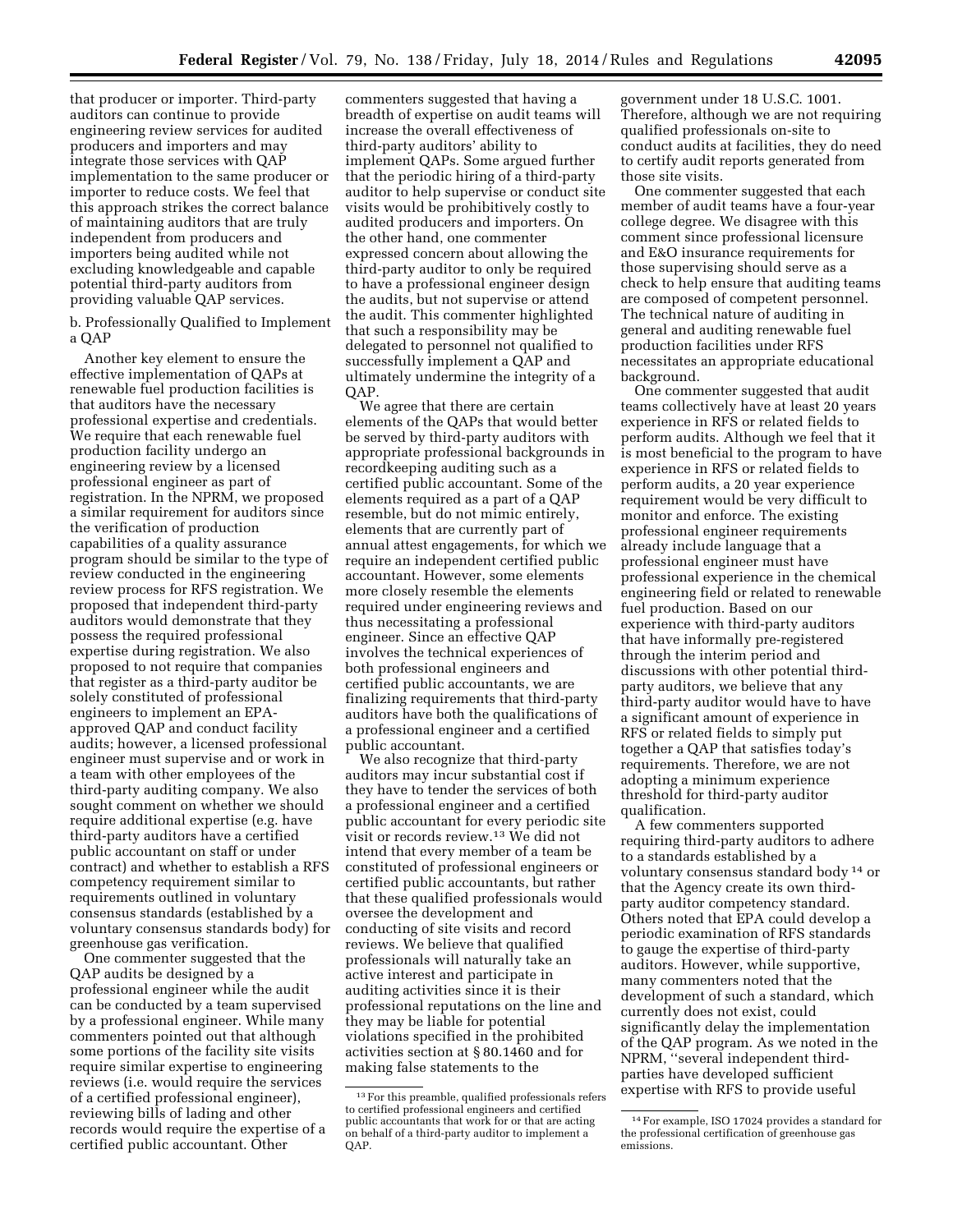that producer or importer. Third-party auditors can continue to provide engineering review services for audited producers and importers and may integrate those services with QAP implementation to the same producer or importer to reduce costs. We feel that this approach strikes the correct balance of maintaining auditors that are truly independent from producers and importers being audited while not excluding knowledgeable and capable potential third-party auditors from providing valuable QAP services.

b. Professionally Qualified to Implement a QAP

Another key element to ensure the effective implementation of QAPs at renewable fuel production facilities is that auditors have the necessary professional expertise and credentials. We require that each renewable fuel production facility undergo an engineering review by a licensed professional engineer as part of registration. In the NPRM, we proposed a similar requirement for auditors since the verification of production capabilities of a quality assurance program should be similar to the type of review conducted in the engineering review process for RFS registration. We proposed that independent third-party auditors would demonstrate that they possess the required professional expertise during registration. We also proposed to not require that companies that register as a third-party auditor be solely constituted of professional engineers to implement an EPA-approved QAP and conduct facility audits; however, a licensed professional engineer must supervise and or work in a team with other employees of the third-party auditing company. We also sought comment on whether we should require additional expertise (e.g. have third-party auditors have a certified public accountant on staff or under contract) and whether to establish a RFS competency requirement similar to requirements outlined in voluntary consensus standards (established by a voluntary consensus standards body) for greenhouse gas verification.

One commenter suggested that the QAP audits be designed by a professional engineer while the audit can be conducted by a team supervised by a professional engineer. While many commenters pointed out that although some portions of the facility site visits require similar expertise to engineering reviews (i.e. would require the services of a certified professional engineer), reviewing bills of lading and other records would require the expertise of a certified public accountant. Other commenters suggested that having a breadth of expertise on audit teams will increase the overall effectiveness of third-party auditors' ability to implement QAPs. Some argued further that the periodic hiring of a third-party auditor to help supervise or conduct site visits would be prohibitively costly to audited producers and importers. On the other hand, one commenter expressed concern about allowing the third-party auditor to only be required to have a professional engineer design the audits, but not supervise or attend the audit. This commenter highlighted that such a responsibility may be delegated to personnel not qualified to successfully implement a QAP and ultimately undermine the integrity of a QAP.

We agree that there are certain elements of the QAPs that would better be served by third-party auditors with appropriate professional backgrounds in recordkeeping auditing such as a certified public accountant. Some of the elements required as a part of a QAP resemble, but do not mimic entirely, elements that are currently part of annual attest engagements, for which we require an independent certified public accountant. However, some elements more closely resemble the elements required under engineering reviews and thus necessitating a professional engineer. Since an effective QAP involves the technical experiences of both professional engineers and certified public accountants, we are finalizing requirements that third-party auditors have both the qualifications of a professional engineer and a certified public accountant.

We also recognize that third-party auditors may incur substantial cost if they have to tender the services of both a professional engineer and a certified public accountant for every periodic site visit or records review.[13] We did not intend that every member of a team be constituted of professional engineers or certified public accountants, but rather that these qualified professionals would oversee the development and conducting of site visits and record reviews. We believe that qualified professionals will naturally take an active interest and participate in auditing activities since it is their professional reputations on the line and they may be liable for potential violations specified in the prohibited activities section at § 80.1460 and for making false statements to the government under 18 U.S.C. 1001. Therefore, although we are not requiring qualified professionals on-site to conduct audits at facilities, they do need to certify audit reports generated from those site visits.

One commenter suggested that each member of audit teams have a four-year college degree. We disagree with this comment since professional licensure and E&O insurance requirements for those supervising should serve as a check to help ensure that auditing teams are composed of competent personnel. The technical nature of auditing in general and auditing renewable fuel production facilities under RFS necessitates an appropriate educational background.

One commenter suggested that audit teams collectively have at least 20 years experience in RFS or related fields to perform audits. Although we feel that it is most beneficial to the program to have experience in RFS or related fields to perform audits, a 20 year experience requirement would be very difficult to monitor and enforce. The existing professional engineer requirements already include language that a professional engineer must have professional experience in the chemical engineering field or related to renewable fuel production. Based on our experience with third-party auditors that have informally pre-registered through the interim period and discussions with other potential third-party auditors, we believe that any third-party auditor would have to have a significant amount of experience in RFS or related fields to simply put together a QAP that satisfies today's requirements. Therefore, we are not adopting a minimum experience threshold for third-party auditor qualification.

A few commenters supported requiring third-party auditors to adhere to a standards established by a voluntary consensus standard body[14] or that the Agency create its own third-party auditor competency standard. Others noted that EPA could develop a periodic examination of RFS standards to gauge the expertise of third-party auditors. However, while supportive, many commenters noted that the development of such a standard, which currently does not exist, could significantly delay the implementation of the QAP program. As we noted in the NPRM, ''several independent third-parties have developed sufficient expertise with RFS to provide useful

[13] For this preamble, qualified professionals refers to certified professional engineers and certified public accountants that work for or that are acting on behalf of a third-party auditor to implement a QAP.

[14] For example, ISO 17024 provides a standard for the professional certification of greenhouse gas emissions.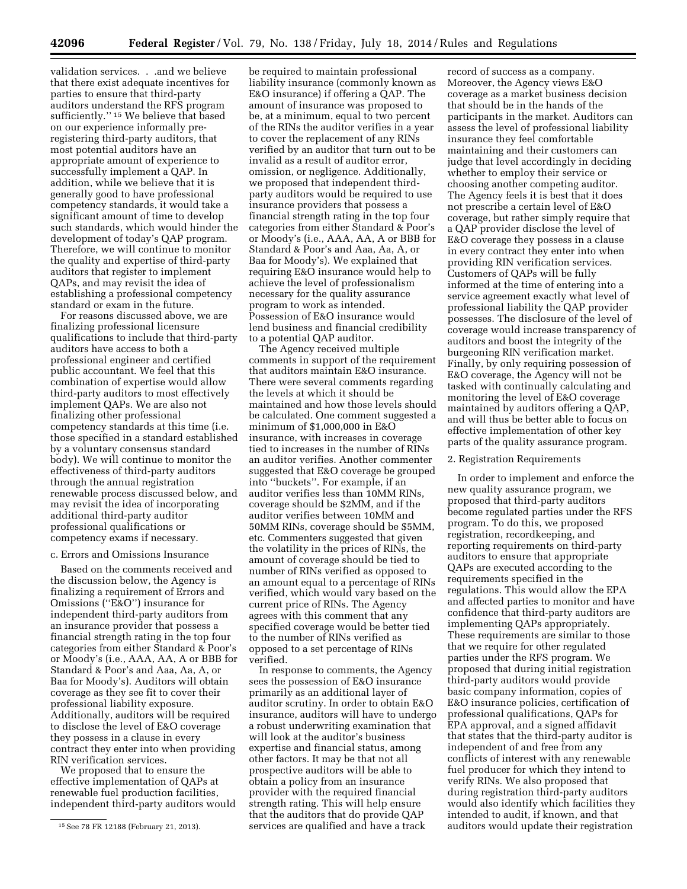validation services. . .and we believe that there exist adequate incentives for parties to ensure that third-party auditors understand the RFS program sufficiently.'' [15] We believe that based on our experience informally pre-registering third-party auditors, that most potential auditors have an appropriate amount of experience to successfully implement a QAP. In addition, while we believe that it is generally good to have professional competency standards, it would take a significant amount of time to develop such standards, which would hinder the development of today's QAP program. Therefore, we will continue to monitor the quality and expertise of third-party auditors that register to implement QAPs, and may revisit the idea of establishing a professional competency standard or exam in the future.

For reasons discussed above, we are finalizing professional licensure qualifications to include that third-party auditors have access to both a professional engineer and certified public accountant. We feel that this combination of expertise would allow third-party auditors to most effectively implement QAPs. We are also not finalizing other professional competency standards at this time (i.e. those specified in a standard established by a voluntary consensus standard body). We will continue to monitor the effectiveness of third-party auditors through the annual registration renewable process discussed below, and may revisit the idea of incorporating additional third-party auditor professional qualifications or competency exams if necessary.

c. Errors and Omissions Insurance

Based on the comments received and the discussion below, the Agency is finalizing a requirement of Errors and Omissions (''E&O'') insurance for independent third-party auditors from an insurance provider that possess a financial strength rating in the top four categories from either Standard & Poor's or Moody's (i.e., AAA, AA, A or BBB for Standard & Poor's and Aaa, Aa, A, or Baa for Moody's). Auditors will obtain coverage as they see fit to cover their professional liability exposure. Additionally, auditors will be required to disclose the level of E&O coverage they possess in a clause in every contract they enter into when providing RIN verification services.

We proposed that to ensure the effective implementation of QAPs at renewable fuel production facilities, independent third-party auditors would be required to maintain professional liability insurance (commonly known as E&O insurance) if offering a QAP. The amount of insurance was proposed to be, at a minimum, equal to two percent of the RINs the auditor verifies in a year to cover the replacement of any RINs verified by an auditor that turn out to be invalid as a result of auditor error, omission, or negligence. Additionally, we proposed that independent third-party auditors would be required to use insurance providers that possess a financial strength rating in the top four categories from either Standard & Poor's or Moody's (i.e., AAA, AA, A or BBB for Standard & Poor's and Aaa, Aa, A, or Baa for Moody's). We explained that requiring E&O insurance would help to achieve the level of professionalism necessary for the quality assurance program to work as intended. Possession of E&O insurance would lend business and financial credibility to a potential QAP auditor.

The Agency received multiple comments in support of the requirement that auditors maintain E&O insurance. There were several comments regarding the levels at which it should be maintained and how those levels should be calculated. One comment suggested a minimum of $1,000,000 in E&O insurance, with increases in coverage tied to increases in the number of RINs an auditor verifies. Another commenter suggested that E&O coverage be grouped into ''buckets''. For example, if an auditor verifies less than 10MM RINs, coverage should be $2MM, and if the auditor verifies between 10MM and 50MM RINs, coverage should be $5MM, etc. Commenters suggested that given the volatility in the prices of RINs, the amount of coverage should be tied to number of RINs verified as opposed to an amount equal to a percentage of RINs verified, which would vary based on the current price of RINs. The Agency agrees with this comment that any specified coverage would be better tied to the number of RINs verified as opposed to a set percentage of RINs verified.

In response to comments, the Agency sees the possession of E&O insurance primarily as an additional layer of auditor scrutiny. In order to obtain E&O insurance, auditors will have to undergo a robust underwriting examination that will look at the auditor's business expertise and financial status, among other factors. It may be that not all prospective auditors will be able to obtain a policy from an insurance provider with the required financial strength rating. This will help ensure that the auditors that do provide QAP services are qualified and have a track record of success as a company. Moreover, the Agency views E&O coverage as a market business decision that should be in the hands of the participants in the market. Auditors can assess the level of professional liability insurance they feel comfortable maintaining and their customers can judge that level accordingly in deciding whether to employ their service or choosing another competing auditor. The Agency feels it is best that it does not prescribe a certain level of E&O coverage, but rather simply require that a QAP provider disclose the level of E&O coverage they possess in a clause in every contract they enter into when providing RIN verification services. Customers of QAPs will be fully informed at the time of entering into a service agreement exactly what level of professional liability the QAP provider possesses. The disclosure of the level of coverage would increase transparency of auditors and boost the integrity of the burgeoning RIN verification market. Finally, by only requiring possession of E&O coverage, the Agency will not be tasked with continually calculating and monitoring the level of E&O coverage maintained by auditors offering a QAP, and will thus be better able to focus on effective implementation of other key parts of the quality assurance program.

2. Registration Requirements

In order to implement and enforce the new quality assurance program, we proposed that third-party auditors become regulated parties under the RFS program. To do this, we proposed registration, recordkeeping, and reporting requirements on third-party auditors to ensure that appropriate QAPs are executed according to the requirements specified in the regulations. This would allow the EPA and affected parties to monitor and have confidence that third-party auditors are implementing QAPs appropriately. These requirements are similar to those that we require for other regulated parties under the RFS program. We proposed that during initial registration third-party auditors would provide basic company information, copies of E&O insurance policies, certification of professional qualifications, QAPs for EPA approval, and a signed affidavit that states that the third-party auditor is independent of and free from any conflicts of interest with any renewable fuel producer for which they intend to verify RINs. We also proposed that during registration third-party auditors would also identify which facilities they intended to audit, if known, and that auditors would update their registration

[15] See 78 FR 12188 (February 21, 2013).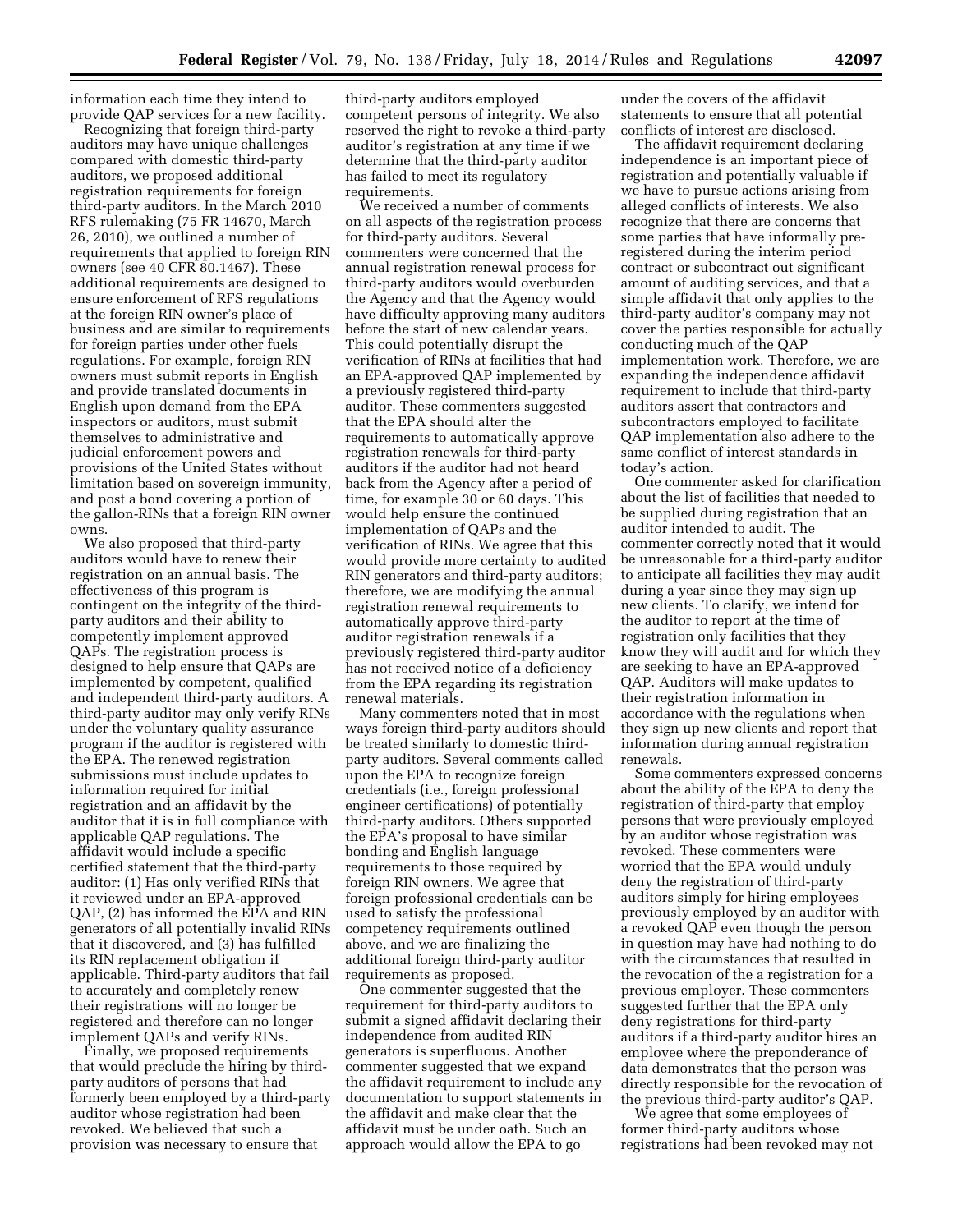information each time they intend to provide QAP services for a new facility.

Recognizing that foreign third-party auditors may have unique challenges compared with domestic third-party auditors, we proposed additional registration requirements for foreign third-party auditors. In the March 2010 RFS rulemaking (75 FR 14670, March 26, 2010), we outlined a number of requirements that applied to foreign RIN owners (see 40 CFR 80.1467). These additional requirements are designed to ensure enforcement of RFS regulations at the foreign RIN owner's place of business and are similar to requirements for foreign parties under other fuels regulations. For example, foreign RIN owners must submit reports in English and provide translated documents in English upon demand from the EPA inspectors or auditors, must submit themselves to administrative and judicial enforcement powers and provisions of the United States without limitation based on sovereign immunity, and post a bond covering a portion of the gallon-RINs that a foreign RIN owner owns.

We also proposed that third-party auditors would have to renew their registration on an annual basis. The effectiveness of this program is contingent on the integrity of the third-party auditors and their ability to competently implement approved QAPs. The registration process is designed to help ensure that QAPs are implemented by competent, qualified and independent third-party auditors. A third-party auditor may only verify RINs under the voluntary quality assurance program if the auditor is registered with the EPA. The renewed registration submissions must include updates to information required for initial registration and an affidavit by the auditor that it is in full compliance with applicable QAP regulations. The affidavit would include a specific certified statement that the third-party auditor: (1) Has only verified RINs that it reviewed under an EPA-approved QAP, (2) has informed the EPA and RIN generators of all potentially invalid RINs that it discovered, and (3) has fulfilled its RIN replacement obligation if applicable. Third-party auditors that fail to accurately and completely renew their registrations will no longer be registered and therefore can no longer implement QAPs and verify RINs.

Finally, we proposed requirements that would preclude the hiring by third-party auditors of persons that had formerly been employed by a third-party auditor whose registration had been revoked. We believed that such a provision was necessary to ensure that third-party auditors employed competent persons of integrity. We also reserved the right to revoke a third-party auditor's registration at any time if we determine that the third-party auditor has failed to meet its regulatory requirements.

We received a number of comments on all aspects of the registration process for third-party auditors. Several commenters were concerned that the annual registration renewal process for third-party auditors would overburden the Agency and that the Agency would have difficulty approving many auditors before the start of new calendar years. This could potentially disrupt the verification of RINs at facilities that had an EPA-approved QAP implemented by a previously registered third-party auditor. These commenters suggested that the EPA should alter the requirements to automatically approve registration renewals for third-party auditors if the auditor had not heard back from the Agency after a period of time, for example 30 or 60 days. This would help ensure the continued implementation of QAPs and the verification of RINs. We agree that this would provide more certainty to audited RIN generators and third-party auditors; therefore, we are modifying the annual registration renewal requirements to automatically approve third-party auditor registration renewals if a previously registered third-party auditor has not received notice of a deficiency from the EPA regarding its registration renewal materials.

Many commenters noted that in most ways foreign third-party auditors should be treated similarly to domestic third-party auditors. Several comments called upon the EPA to recognize foreign credentials (i.e., foreign professional engineer certifications) of potentially third-party auditors. Others supported the EPA's proposal to have similar bonding and English language requirements to those required by foreign RIN owners. We agree that foreign professional credentials can be used to satisfy the professional competency requirements outlined above, and we are finalizing the additional foreign third-party auditor requirements as proposed.

One commenter suggested that the requirement for third-party auditors to submit a signed affidavit declaring their independence from audited RIN generators is superfluous. Another commenter suggested that we expand the affidavit requirement to include any documentation to support statements in the affidavit and make clear that the affidavit must be under oath. Such an approach would allow the EPA to go under the covers of the affidavit statements to ensure that all potential conflicts of interest are disclosed.

The affidavit requirement declaring independence is an important piece of registration and potentially valuable if we have to pursue actions arising from alleged conflicts of interests. We also recognize that there are concerns that some parties that have informally pre-registered during the interim period contract or subcontract out significant amount of auditing services, and that a simple affidavit that only applies to the third-party auditor's company may not cover the parties responsible for actually conducting much of the QAP implementation work. Therefore, we are expanding the independence affidavit requirement to include that third-party auditors assert that contractors and subcontractors employed to facilitate QAP implementation also adhere to the same conflict of interest standards in today's action.

One commenter asked for clarification about the list of facilities that needed to be supplied during registration that an auditor intended to audit. The commenter correctly noted that it would be unreasonable for a third-party auditor to anticipate all facilities they may audit during a year since they may sign up new clients. To clarify, we intend for the auditor to report at the time of registration only facilities that they know they will audit and for which they are seeking to have an EPA-approved QAP. Auditors will make updates to their registration information in accordance with the regulations when they sign up new clients and report that information during annual registration renewals.

Some commenters expressed concerns about the ability of the EPA to deny the registration of third-party that employ persons that were previously employed by an auditor whose registration was revoked. These commenters were worried that the EPA would unduly deny the registration of third-party auditors simply for hiring employees previously employed by an auditor with a revoked QAP even though the person in question may have had nothing to do with the circumstances that resulted in the revocation of the a registration for a previous employer. These commenters suggested further that the EPA only deny registrations for third-party auditors if a third-party auditor hires an employee where the preponderance of data demonstrates that the person was directly responsible for the revocation of the previous third-party auditor's QAP.

We agree that some employees of former third-party auditors whose registrations had been revoked may not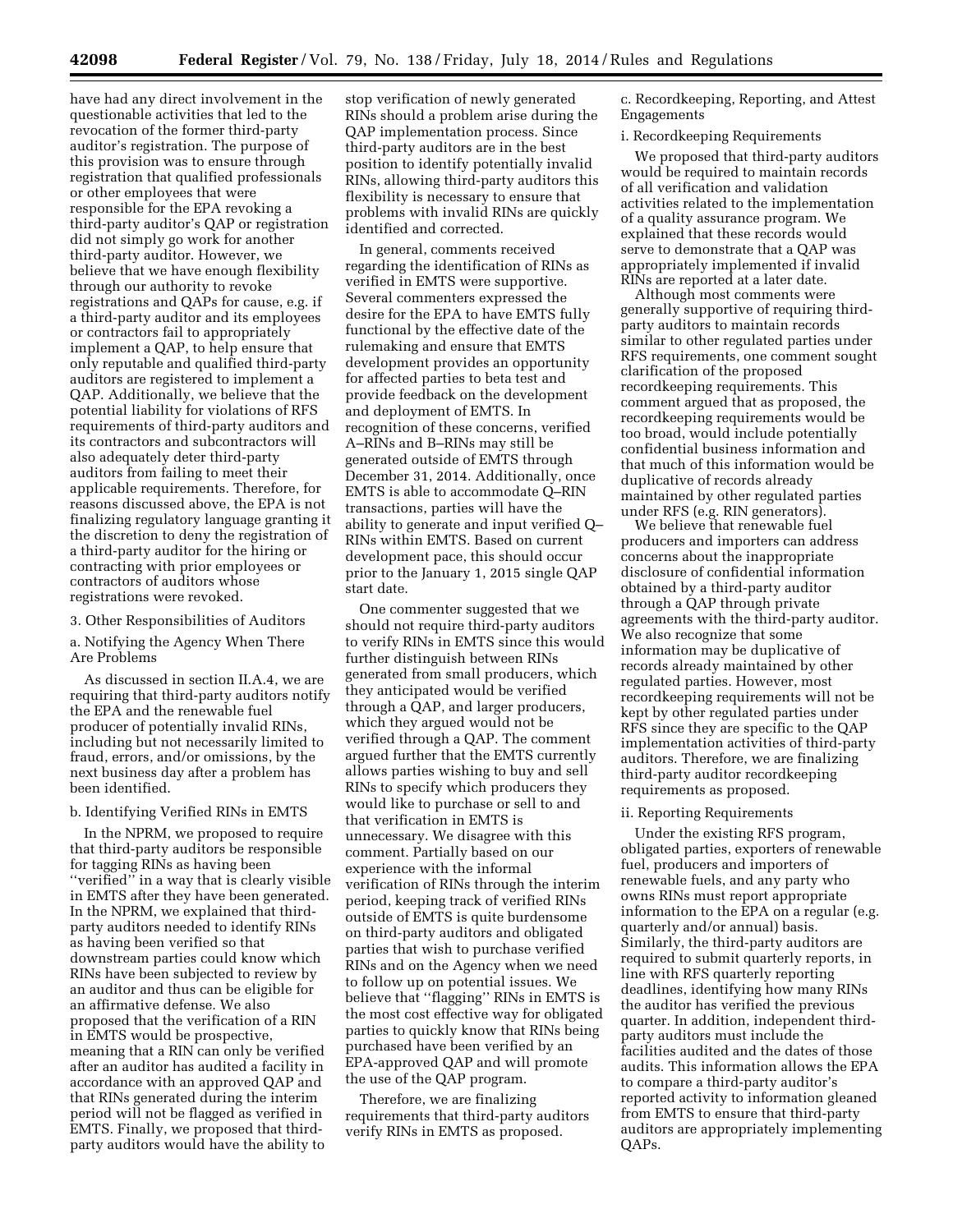have had any direct involvement in the questionable activities that led to the revocation of the former third-party auditor's registration. The purpose of this provision was to ensure through registration that qualified professionals or other employees that were responsible for the EPA revoking a third-party auditor's QAP or registration did not simply go work for another third-party auditor. However, we believe that we have enough flexibility through our authority to revoke registrations and QAPs for cause, e.g. if a third-party auditor and its employees or contractors fail to appropriately implement a QAP, to help ensure that only reputable and qualified third-party auditors are registered to implement a QAP. Additionally, we believe that the potential liability for violations of RFS requirements of third-party auditors and its contractors and subcontractors will also adequately deter third-party auditors from failing to meet their applicable requirements. Therefore, for reasons discussed above, the EPA is not finalizing regulatory language granting it the discretion to deny the registration of a third-party auditor for the hiring or contracting with prior employees or contractors of auditors whose registrations were revoked.

3. Other Responsibilities of Auditors

a. Notifying the Agency When There Are Problems

As discussed in section II.A.4, we are requiring that third-party auditors notify the EPA and the renewable fuel producer of potentially invalid RINs, including but not necessarily limited to fraud, errors, and/or omissions, by the next business day after a problem has been identified.

b. Identifying Verified RINs in EMTS

In the NPRM, we proposed to require that third-party auditors be responsible for tagging RINs as having been ''verified'' in a way that is clearly visible in EMTS after they have been generated. In the NPRM, we explained that third-party auditors needed to identify RINs as having been verified so that downstream parties could know which RINs have been subjected to review by an auditor and thus can be eligible for an affirmative defense. We also proposed that the verification of a RIN in EMTS would be prospective, meaning that a RIN can only be verified after an auditor has audited a facility in accordance with an approved QAP and that RINs generated during the interim period will not be flagged as verified in EMTS. Finally, we proposed that third-party auditors would have the ability to stop verification of newly generated RINs should a problem arise during the QAP implementation process. Since third-party auditors are in the best position to identify potentially invalid RINs, allowing third-party auditors this flexibility is necessary to ensure that problems with invalid RINs are quickly identified and corrected.

In general, comments received regarding the identification of RINs as verified in EMTS were supportive. Several commenters expressed the desire for the EPA to have EMTS fully functional by the effective date of the rulemaking and ensure that EMTS development provides an opportunity for affected parties to beta test and provide feedback on the development and deployment of EMTS. In recognition of these concerns, verified A–RINs and B–RINs may still be generated outside of EMTS through December 31, 2014. Additionally, once EMTS is able to accommodate Q–RIN transactions, parties will have the ability to generate and input verified Q–RINs within EMTS. Based on current development pace, this should occur prior to the January 1, 2015 single QAP start date.

One commenter suggested that we should not require third-party auditors to verify RINs in EMTS since this would further distinguish between RINs generated from small producers, which they anticipated would be verified through a QAP, and larger producers, which they argued would not be verified through a QAP. The comment argued further that the EMTS currently allows parties wishing to buy and sell RINs to specify which producers they would like to purchase or sell to and that verification in EMTS is unnecessary. We disagree with this comment. Partially based on our experience with the informal verification of RINs through the interim period, keeping track of verified RINs outside of EMTS is quite burdensome on third-party auditors and obligated parties that wish to purchase verified RINs and on the Agency when we need to follow up on potential issues. We believe that ''flagging'' RINs in EMTS is the most cost effective way for obligated parties to quickly know that RINs being purchased have been verified by an EPA-approved QAP and will promote the use of the QAP program.

Therefore, we are finalizing requirements that third-party auditors verify RINs in EMTS as proposed.

c. Recordkeeping, Reporting, and Attest Engagements

i. Recordkeeping Requirements

We proposed that third-party auditors would be required to maintain records of all verification and validation activities related to the implementation of a quality assurance program. We explained that these records would serve to demonstrate that a QAP was appropriately implemented if invalid RINs are reported at a later date.

Although most comments were generally supportive of requiring third-party auditors to maintain records similar to other regulated parties under RFS requirements, one comment sought clarification of the proposed recordkeeping requirements. This comment argued that as proposed, the recordkeeping requirements would be too broad, would include potentially confidential business information and that much of this information would be duplicative of records already maintained by other regulated parties under RFS (e.g. RIN generators).

We believe that renewable fuel producers and importers can address concerns about the inappropriate disclosure of confidential information obtained by a third-party auditor through a QAP through private agreements with the third-party auditor. We also recognize that some information may be duplicative of records already maintained by other regulated parties. However, most recordkeeping requirements will not be kept by other regulated parties under RFS since they are specific to the QAP implementation activities of third-party auditors. Therefore, we are finalizing third-party auditor recordkeeping requirements as proposed.

ii. Reporting Requirements

Under the existing RFS program, obligated parties, exporters of renewable fuel, producers and importers of renewable fuels, and any party who owns RINs must report appropriate information to the EPA on a regular (e.g. quarterly and/or annual) basis. Similarly, the third-party auditors are required to submit quarterly reports, in line with RFS quarterly reporting deadlines, identifying how many RINs the auditor has verified the previous quarter. In addition, independent third-party auditors must include the facilities audited and the dates of those audits. This information allows the EPA to compare a third-party auditor's reported activity to information gleaned from EMTS to ensure that third-party auditors are appropriately implementing QAPs.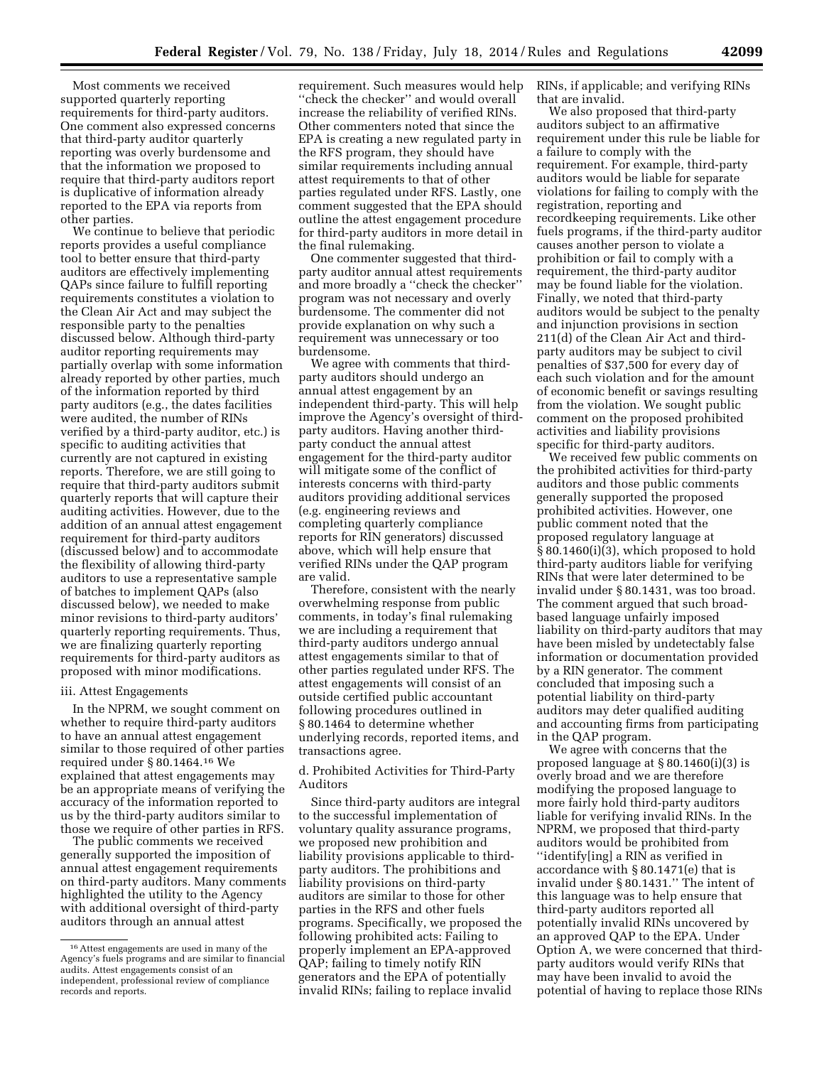Most comments we received supported quarterly reporting requirements for third-party auditors. One comment also expressed concerns that third-party auditor quarterly reporting was overly burdensome and that the information we proposed to require that third-party auditors report is duplicative of information already reported to the EPA via reports from other parties.

We continue to believe that periodic reports provides a useful compliance tool to better ensure that third-party auditors are effectively implementing QAPs since failure to fulfill reporting requirements constitutes a violation to the Clean Air Act and may subject the responsible party to the penalties discussed below. Although third-party auditor reporting requirements may partially overlap with some information already reported by other parties, much of the information reported by third party auditors (e.g., the dates facilities were audited, the number of RINs verified by a third-party auditor, etc.) is specific to auditing activities that currently are not captured in existing reports. Therefore, we are still going to require that third-party auditors submit quarterly reports that will capture their auditing activities. However, due to the addition of an annual attest engagement requirement for third-party auditors (discussed below) and to accommodate the flexibility of allowing third-party auditors to use a representative sample of batches to implement QAPs (also discussed below), we needed to make minor revisions to third-party auditors' quarterly reporting requirements. Thus, we are finalizing quarterly reporting requirements for third-party auditors as proposed with minor modifications.

iii. Attest Engagements

In the NPRM, we sought comment on whether to require third-party auditors to have an annual attest engagement similar to those required of other parties required under § 80.1464.[16] We explained that attest engagements may be an appropriate means of verifying the accuracy of the information reported to us by the third-party auditors similar to those we require of other parties in RFS.

The public comments we received generally supported the imposition of annual attest engagement requirements on third-party auditors. Many comments highlighted the utility to the Agency with additional oversight of third-party auditors through an annual attest requirement. Such measures would help ''check the checker'' and would overall increase the reliability of verified RINs. Other commenters noted that since the EPA is creating a new regulated party in the RFS program, they should have similar requirements including annual attest requirements to that of other parties regulated under RFS. Lastly, one comment suggested that the EPA should outline the attest engagement procedure for third-party auditors in more detail in the final rulemaking.

One commenter suggested that third-party auditor annual attest requirements and more broadly a ''check the checker'' program was not necessary and overly burdensome. The commenter did not provide explanation on why such a requirement was unnecessary or too burdensome.

We agree with comments that third-party auditors should undergo an annual attest engagement by an independent third-party. This will help improve the Agency's oversight of third-party auditors. Having another third-party conduct the annual attest engagement for the third-party auditor will mitigate some of the conflict of interests concerns with third-party auditors providing additional services (e.g. engineering reviews and completing quarterly compliance reports for RIN generators) discussed above, which will help ensure that verified RINs under the QAP program are valid.

Therefore, consistent with the nearly overwhelming response from public comments, in today's final rulemaking we are including a requirement that third-party auditors undergo annual attest engagements similar to that of other parties regulated under RFS. The attest engagements will consist of an outside certified public accountant following procedures outlined in § 80.1464 to determine whether underlying records, reported items, and transactions agree.

d. Prohibited Activities for Third-Party Auditors

Since third-party auditors are integral to the successful implementation of voluntary quality assurance programs, we proposed new prohibition and liability provisions applicable to third-party auditors. The prohibitions and liability provisions on third-party auditors are similar to those for other parties in the RFS and other fuels programs. Specifically, we proposed the following prohibited acts: Failing to properly implement an EPA-approved QAP; failing to timely notify RIN generators and the EPA of potentially invalid RINs; failing to replace invalid RINs, if applicable; and verifying RINs that are invalid.

We also proposed that third-party auditors subject to an affirmative requirement under this rule be liable for a failure to comply with the requirement. For example, third-party auditors would be liable for separate violations for failing to comply with the registration, reporting and recordkeeping requirements. Like other fuels programs, if the third-party auditor causes another person to violate a prohibition or fail to comply with a requirement, the third-party auditor may be found liable for the violation. Finally, we noted that third-party auditors would be subject to the penalty and injunction provisions in section 211(d) of the Clean Air Act and third-party auditors may be subject to civil penalties of $37,500 for every day of each such violation and for the amount of economic benefit or savings resulting from the violation. We sought public comment on the proposed prohibited activities and liability provisions specific for third-party auditors.

We received few public comments on the prohibited activities for third-party auditors and those public comments generally supported the proposed prohibited activities. However, one public comment noted that the proposed regulatory language at § 80.1460(i)(3), which proposed to hold third-party auditors liable for verifying RINs that were later determined to be invalid under § 80.1431, was too broad. The comment argued that such broad-based language unfairly imposed liability on third-party auditors that may have been misled by undetectably false information or documentation provided by a RIN generator. The comment concluded that imposing such a potential liability on third-party auditors may deter qualified auditing and accounting firms from participating in the QAP program.

We agree with concerns that the proposed language at § 80.1460(i)(3) is overly broad and we are therefore modifying the proposed language to more fairly hold third-party auditors liable for verifying invalid RINs. In the NPRM, we proposed that third-party auditors would be prohibited from ''identify[ing] a RIN as verified in accordance with § 80.1471(e) that is invalid under § 80.1431.'' The intent of this language was to help ensure that third-party auditors reported all potentially invalid RINs uncovered by an approved QAP to the EPA. Under Option A, we were concerned that third-party auditors would verify RINs that may have been invalid to avoid the potential of having to replace those RINs

[16] Attest engagements are used in many of the Agency's fuels programs and are similar to financial audits. Attest engagements consist of an independent, professional review of compliance records and reports.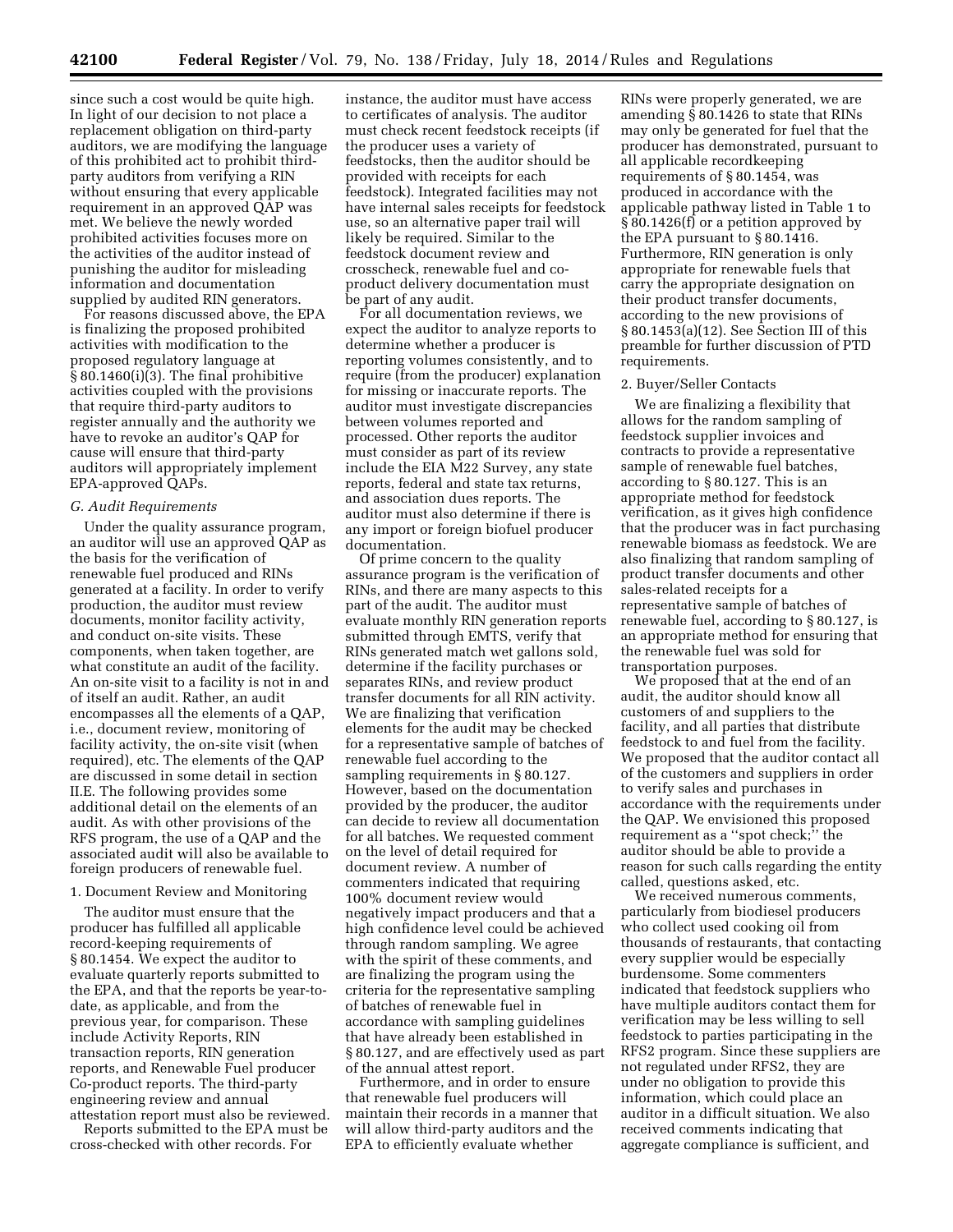since such a cost would be quite high. In light of our decision to not place a replacement obligation on third-party auditors, we are modifying the language of this prohibited act to prohibit third-party auditors from verifying a RIN without ensuring that every applicable requirement in an approved QAP was met. We believe the newly worded prohibited activities focuses more on the activities of the auditor instead of punishing the auditor for misleading information and documentation supplied by audited RIN generators.

For reasons discussed above, the EPA is finalizing the proposed prohibited activities with modification to the proposed regulatory language at § 80.1460(i)(3). The final prohibitive activities coupled with the provisions that require third-party auditors to register annually and the authority we have to revoke an auditor's QAP for cause will ensure that third-party auditors will appropriately implement EPA-approved QAPs.

### G. Audit Requirements

Under the quality assurance program, an auditor will use an approved QAP as the basis for the verification of renewable fuel produced and RINs generated at a facility. In order to verify production, the auditor must review documents, monitor facility activity, and conduct on-site visits. These components, when taken together, are what constitute an audit of the facility. An on-site visit to a facility is not in and of itself an audit. Rather, an audit encompasses all the elements of a QAP, i.e., document review, monitoring of facility activity, the on-site visit (when required), etc. The elements of the QAP are discussed in some detail in section II.E. The following provides some additional detail on the elements of an audit. As with other provisions of the RFS program, the use of a QAP and the associated audit will also be available to foreign producers of renewable fuel.

#### 1. Document Review and Monitoring

The auditor must ensure that the producer has fulfilled all applicable record-keeping requirements of § 80.1454. We expect the auditor to evaluate quarterly reports submitted to the EPA, and that the reports be year-to-date, as applicable, and from the previous year, for comparison. These include Activity Reports, RIN transaction reports, RIN generation reports, and Renewable Fuel producer Co-product reports. The third-party engineering review and annual attestation report must also be reviewed.

Reports submitted to the EPA must be cross-checked with other records. For instance, the auditor must have access to certificates of analysis. The auditor must check recent feedstock receipts (if the producer uses a variety of feedstocks, then the auditor should be provided with receipts for each feedstock). Integrated facilities may not have internal sales receipts for feedstock use, so an alternative paper trail will likely be required. Similar to the feedstock document review and crosscheck, renewable fuel and co-product delivery documentation must be part of any audit.

For all documentation reviews, we expect the auditor to analyze reports to determine whether a producer is reporting volumes consistently, and to require (from the producer) explanation for missing or inaccurate reports. The auditor must investigate discrepancies between volumes reported and processed. Other reports the auditor must consider as part of its review include the EIA M22 Survey, any state reports, federal and state tax returns, and association dues reports. The auditor must also determine if there is any import or foreign biofuel producer documentation.

Of prime concern to the quality assurance program is the verification of RINs, and there are many aspects to this part of the audit. The auditor must evaluate monthly RIN generation reports submitted through EMTS, verify that RINs generated match wet gallons sold, determine if the facility purchases or separates RINs, and review product transfer documents for all RIN activity. We are finalizing that verification elements for the audit may be checked for a representative sample of batches of renewable fuel according to the sampling requirements in § 80.127. However, based on the documentation provided by the producer, the auditor can decide to review all documentation for all batches. We requested comment on the level of detail required for document review. A number of commenters indicated that requiring 100% document review would negatively impact producers and that a high confidence level could be achieved through random sampling. We agree with the spirit of these comments, and are finalizing the program using the criteria for the representative sampling of batches of renewable fuel in accordance with sampling guidelines that have already been established in § 80.127, and are effectively used as part of the annual attest report.

Furthermore, and in order to ensure that renewable fuel producers will maintain their records in a manner that will allow third-party auditors and the EPA to efficiently evaluate whether RINs were properly generated, we are amending § 80.1426 to state that RINs may only be generated for fuel that the producer has demonstrated, pursuant to all applicable recordkeeping requirements of § 80.1454, was produced in accordance with the applicable pathway listed in Table 1 to § 80.1426(f) or a petition approved by the EPA pursuant to § 80.1416. Furthermore, RIN generation is only appropriate for renewable fuels that carry the appropriate designation on their product transfer documents, according to the new provisions of § 80.1453(a)(12). See Section III of this preamble for further discussion of PTD requirements.

#### 2. Buyer/Seller Contacts

We are finalizing a flexibility that allows for the random sampling of feedstock supplier invoices and contracts to provide a representative sample of renewable fuel batches, according to § 80.127. This is an appropriate method for feedstock verification, as it gives high confidence that the producer was in fact purchasing renewable biomass as feedstock. We are also finalizing that random sampling of product transfer documents and other sales-related receipts for a representative sample of batches of renewable fuel, according to § 80.127, is an appropriate method for ensuring that the renewable fuel was sold for transportation purposes.

We proposed that at the end of an audit, the auditor should know all customers of and suppliers to the facility, and all parties that distribute feedstock to and fuel from the facility. We proposed that the auditor contact all of the customers and suppliers in order to verify sales and purchases in accordance with the requirements under the QAP. We envisioned this proposed requirement as a ''spot check;'' the auditor should be able to provide a reason for such calls regarding the entity called, questions asked, etc.

We received numerous comments, particularly from biodiesel producers who collect used cooking oil from thousands of restaurants, that contacting every supplier would be especially burdensome. Some commenters indicated that feedstock suppliers who have multiple auditors contact them for verification may be less willing to sell feedstock to parties participating in the RFS2 program. Since these suppliers are not regulated under RFS2, they are under no obligation to provide this information, which could place an auditor in a difficult situation. We also received comments indicating that aggregate compliance is sufficient, and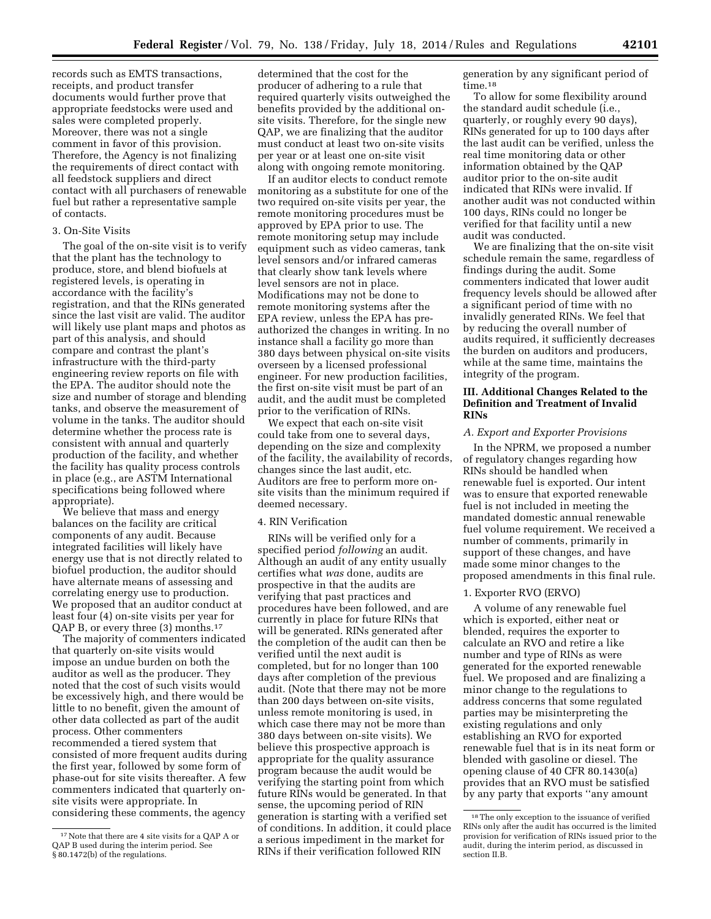records such as EMTS transactions, receipts, and product transfer documents would further prove that appropriate feedstocks were used and sales were completed properly. Moreover, there was not a single comment in favor of this provision. Therefore, the Agency is not finalizing the requirements of direct contact with all feedstock suppliers and direct contact with all purchasers of renewable fuel but rather a representative sample of contacts.

3. On-Site Visits

The goal of the on-site visit is to verify that the plant has the technology to produce, store, and blend biofuels at registered levels, is operating in accordance with the facility's registration, and that the RINs generated since the last visit are valid. The auditor will likely use plant maps and photos as part of this analysis, and should compare and contrast the plant's infrastructure with the third-party engineering review reports on file with the EPA. The auditor should note the size and number of storage and blending tanks, and observe the measurement of volume in the tanks. The auditor should determine whether the process rate is consistent with annual and quarterly production of the facility, and whether the facility has quality process controls in place (e.g., are ASTM International specifications being followed where appropriate).

We believe that mass and energy balances on the facility are critical components of any audit. Because integrated facilities will likely have energy use that is not directly related to biofuel production, the auditor should have alternate means of assessing and correlating energy use to production. We proposed that an auditor conduct at least four (4) on-site visits per year for QAP B, or every three (3) months.[17]

The majority of commenters indicated that quarterly on-site visits would impose an undue burden on both the auditor as well as the producer. They noted that the cost of such visits would be excessively high, and there would be little to no benefit, given the amount of other data collected as part of the audit process. Other commenters recommended a tiered system that consisted of more frequent audits during the first year, followed by some form of phase-out for site visits thereafter. A few commenters indicated that quarterly on-site visits were appropriate. In considering these comments, the agency determined that the cost for the producer of adhering to a rule that required quarterly visits outweighed the benefits provided by the additional on-site visits. Therefore, for the single new QAP, we are finalizing that the auditor must conduct at least two on-site visits per year or at least one on-site visit along with ongoing remote monitoring.

If an auditor elects to conduct remote monitoring as a substitute for one of the two required on-site visits per year, the remote monitoring procedures must be approved by EPA prior to use. The remote monitoring setup may include equipment such as video cameras, tank level sensors and/or infrared cameras that clearly show tank levels where level sensors are not in place. Modifications may not be done to remote monitoring systems after the EPA review, unless the EPA has pre-authorized the changes in writing. In no instance shall a facility go more than 380 days between physical on-site visits overseen by a licensed professional engineer. For new production facilities, the first on-site visit must be part of an audit, and the audit must be completed prior to the verification of RINs.

We expect that each on-site visit could take from one to several days, depending on the size and complexity of the facility, the availability of records, changes since the last audit, etc. Auditors are free to perform more on-site visits than the minimum required if deemed necessary.

4. RIN Verification

RINs will be verified only for a specified period *following* an audit. Although an audit of any entity usually certifies what *was* done, audits are prospective in that the audits are verifying that past practices and procedures have been followed, and are currently in place for future RINs that will be generated. RINs generated after the completion of the audit can then be verified until the next audit is completed, but for no longer than 100 days after completion of the previous audit. (Note that there may not be more than 200 days between on-site visits, unless remote monitoring is used, in which case there may not be more than 380 days between on-site visits). We believe this prospective approach is appropriate for the quality assurance program because the audit would be verifying the starting point from which future RINs would be generated. In that sense, the upcoming period of RIN generation is starting with a verified set of conditions. In addition, it could place a serious impediment in the market for RINs if their verification followed RIN generation by any significant period of time.[18]

To allow for some flexibility around the standard audit schedule (i.e., quarterly, or roughly every 90 days), RINs generated for up to 100 days after the last audit can be verified, unless the real time monitoring data or other information obtained by the QAP auditor prior to the on-site audit indicated that RINs were invalid. If another audit was not conducted within 100 days, RINs could no longer be verified for that facility until a new audit was conducted.

We are finalizing that the on-site visit schedule remain the same, regardless of findings during the audit. Some commenters indicated that lower audit frequency levels should be allowed after a significant period of time with no invalidly generated RINs. We feel that by reducing the overall number of audits required, it sufficiently decreases the burden on auditors and producers, while at the same time, maintains the integrity of the program.

## III. Additional Changes Related to the Definition and Treatment of Invalid RINs

### A. Export and Exporter Provisions

In the NPRM, we proposed a number of regulatory changes regarding how RINs should be handled when renewable fuel is exported. Our intent was to ensure that exported renewable fuel is not included in meeting the mandated domestic annual renewable fuel volume requirement. We received a number of comments, primarily in support of these changes, and have made some minor changes to the proposed amendments in this final rule.

1. Exporter RVO (ERVO)

A volume of any renewable fuel which is exported, either neat or blended, requires the exporter to calculate an RVO and retire a like number and type of RINs as were generated for the exported renewable fuel. We proposed and are finalizing a minor change to the regulations to address concerns that some regulated parties may be misinterpreting the existing regulations and only establishing an RVO for exported renewable fuel that is in its neat form or blended with gasoline or diesel. The opening clause of 40 CFR 80.1430(a) provides that an RVO must be satisfied by any party that exports ''any amount

---

[17] Note that there are 4 site visits for a QAP A or QAP B used during the interim period. See § 80.1472(b) of the regulations.

[18] The only exception to the issuance of verified RINs only after the audit has occurred is the limited provision for verification of RINs issued prior to the audit, during the interim period, as discussed in section II.B.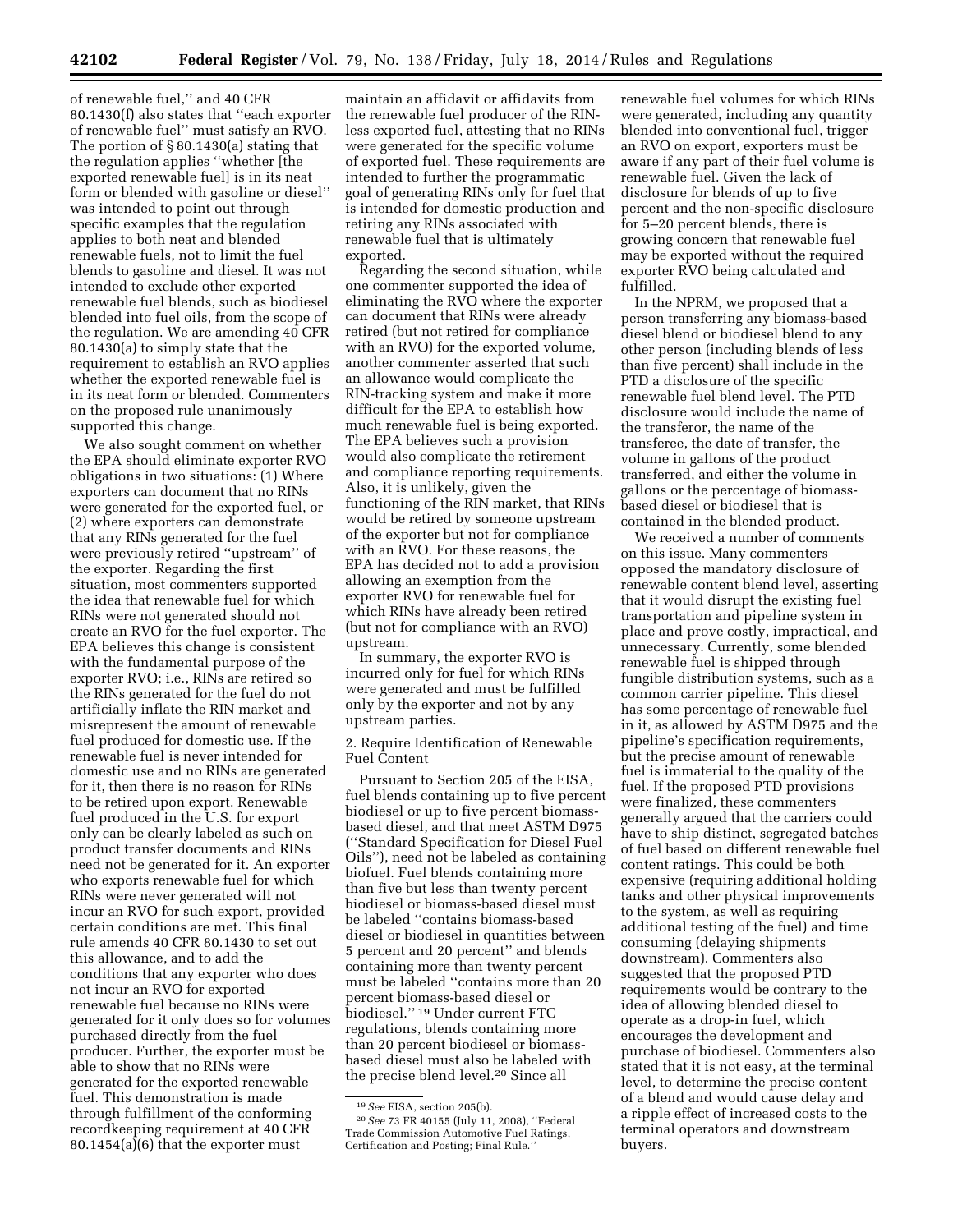of renewable fuel,'' and 40 CFR 80.1430(f) also states that ''each exporter of renewable fuel'' must satisfy an RVO. The portion of § 80.1430(a) stating that the regulation applies ''whether [the exported renewable fuel] is in its neat form or blended with gasoline or diesel'' was intended to point out through specific examples that the regulation applies to both neat and blended renewable fuels, not to limit the fuel blends to gasoline and diesel. It was not intended to exclude other exported renewable fuel blends, such as biodiesel blended into fuel oils, from the scope of the regulation. We are amending 40 CFR 80.1430(a) to simply state that the requirement to establish an RVO applies whether the exported renewable fuel is in its neat form or blended. Commenters on the proposed rule unanimously supported this change.

We also sought comment on whether the EPA should eliminate exporter RVO obligations in two situations: (1) Where exporters can document that no RINs were generated for the exported fuel, or (2) where exporters can demonstrate that any RINs generated for the fuel were previously retired ''upstream'' of the exporter. Regarding the first situation, most commenters supported the idea that renewable fuel for which RINs were not generated should not create an RVO for the fuel exporter. The EPA believes this change is consistent with the fundamental purpose of the exporter RVO; i.e., RINs are retired so the RINs generated for the fuel do not artificially inflate the RIN market and misrepresent the amount of renewable fuel produced for domestic use. If the renewable fuel is never intended for domestic use and no RINs are generated for it, then there is no reason for RINs to be retired upon export. Renewable fuel produced in the U.S. for export only can be clearly labeled as such on product transfer documents and RINs need not be generated for it. An exporter who exports renewable fuel for which RINs were never generated will not incur an RVO for such export, provided certain conditions are met. This final rule amends 40 CFR 80.1430 to set out this allowance, and to add the conditions that any exporter who does not incur an RVO for exported renewable fuel because no RINs were generated for it only does so for volumes purchased directly from the fuel producer. Further, the exporter must be able to show that no RINs were generated for the exported renewable fuel. This demonstration is made through fulfillment of the conforming recordkeeping requirement at 40 CFR 80.1454(a)(6) that the exporter must maintain an affidavit or affidavits from the renewable fuel producer of the RIN-less exported fuel, attesting that no RINs were generated for the specific volume of exported fuel. These requirements are intended to further the programmatic goal of generating RINs only for fuel that is intended for domestic production and retiring any RINs associated with renewable fuel that is ultimately exported.

Regarding the second situation, while one commenter supported the idea of eliminating the RVO where the exporter can document that RINs were already retired (but not retired for compliance with an RVO) for the exported volume, another commenter asserted that such an allowance would complicate the RIN-tracking system and make it more difficult for the EPA to establish how much renewable fuel is being exported. The EPA believes such a provision would also complicate the retirement and compliance reporting requirements. Also, it is unlikely, given the functioning of the RIN market, that RINs would be retired by someone upstream of the exporter but not for compliance with an RVO. For these reasons, the EPA has decided not to add a provision allowing an exemption from the exporter RVO for renewable fuel for which RINs have already been retired (but not for compliance with an RVO) upstream.

In summary, the exporter RVO is incurred only for fuel for which RINs were generated and must be fulfilled only by the exporter and not by any upstream parties.

2. Require Identification of Renewable Fuel Content

Pursuant to Section 205 of the EISA, fuel blends containing up to five percent biodiesel or up to five percent biomass-based diesel, and that meet ASTM D975 (''Standard Specification for Diesel Fuel Oils''), need not be labeled as containing biofuel. Fuel blends containing more than five but less than twenty percent biodiesel or biomass-based diesel must be labeled ''contains biomass-based diesel or biodiesel in quantities between 5 percent and 20 percent'' and blends containing more than twenty percent must be labeled ''contains more than 20 percent biomass-based diesel or biodiesel.'' [19] Under current FTC regulations, blends containing more than 20 percent biodiesel or biomass-based diesel must also be labeled with the precise blend level.[20] Since all renewable fuel volumes for which RINs were generated, including any quantity blended into conventional fuel, trigger an RVO on export, exporters must be aware if any part of their fuel volume is renewable fuel. Given the lack of disclosure for blends of up to five percent and the non-specific disclosure for 5–20 percent blends, there is growing concern that renewable fuel may be exported without the required exporter RVO being calculated and fulfilled.

In the NPRM, we proposed that a person transferring any biomass-based diesel blend or biodiesel blend to any other person (including blends of less than five percent) shall include in the PTD a disclosure of the specific renewable fuel blend level. The PTD disclosure would include the name of the transferor, the name of the transferee, the date of transfer, the volume in gallons of the product transferred, and either the volume in gallons or the percentage of biomass-based diesel or biodiesel that is contained in the blended product.

We received a number of comments on this issue. Many commenters opposed the mandatory disclosure of renewable content blend level, asserting that it would disrupt the existing fuel transportation and pipeline system in place and prove costly, impractical, and unnecessary. Currently, some blended renewable fuel is shipped through fungible distribution systems, such as a common carrier pipeline. This diesel has some percentage of renewable fuel in it, as allowed by ASTM D975 and the pipeline's specification requirements, but the precise amount of renewable fuel is immaterial to the quality of the fuel. If the proposed PTD provisions were finalized, these commenters generally argued that the carriers could have to ship distinct, segregated batches of fuel based on different renewable fuel content ratings. This could be both expensive (requiring additional holding tanks and other physical improvements to the system, as well as requiring additional testing of the fuel) and time consuming (delaying shipments downstream). Commenters also suggested that the proposed PTD requirements would be contrary to the idea of allowing blended diesel to operate as a drop-in fuel, which encourages the development and purchase of biodiesel. Commenters also stated that it is not easy, at the terminal level, to determine the precise content of a blend and would cause delay and a ripple effect of increased costs to the terminal operators and downstream buyers.

[19] *See* EISA, section 205(b).

[20] *See* 73 FR 40155 (July 11, 2008), ''Federal Trade Commission Automotive Fuel Ratings, Certification and Posting; Final Rule.''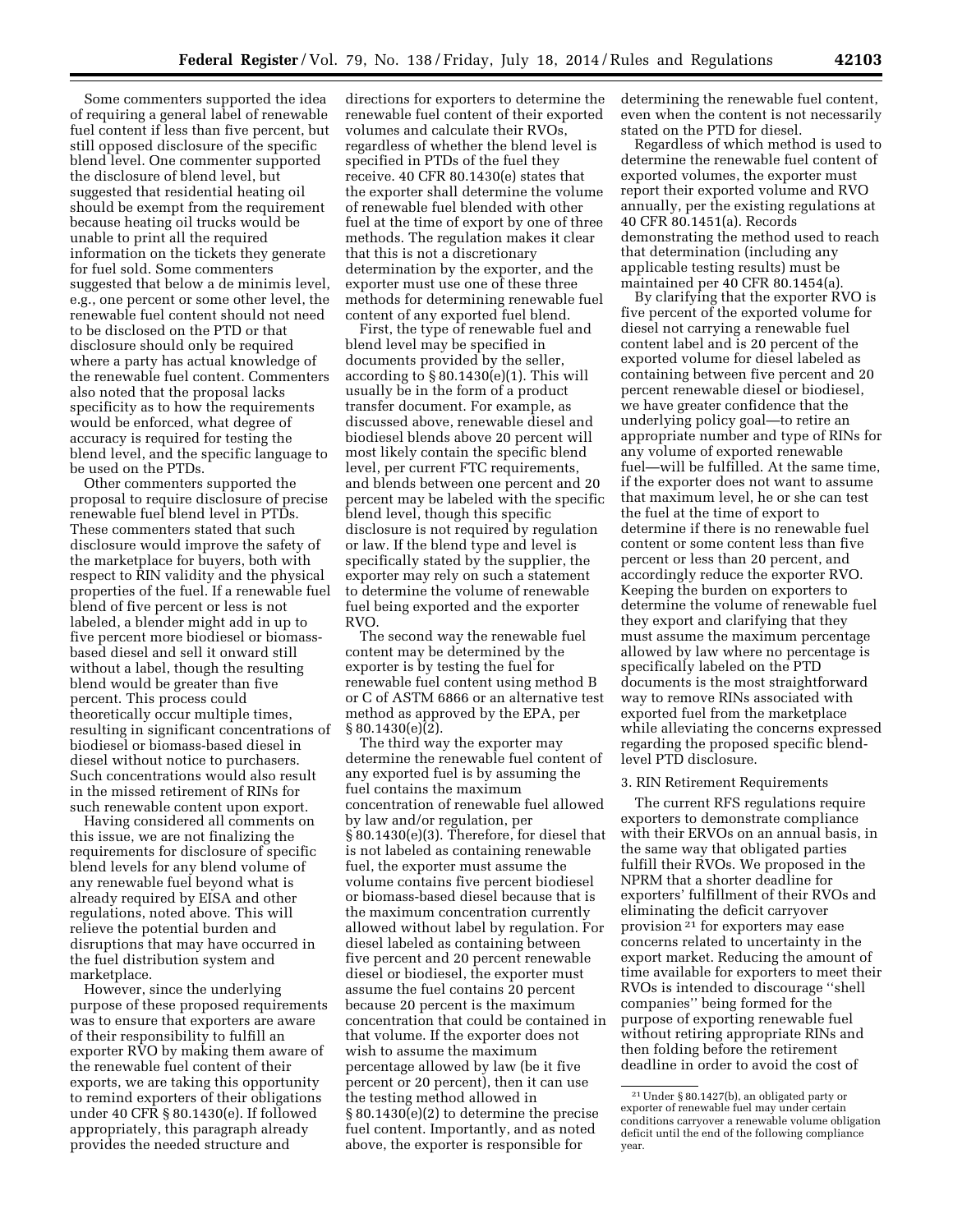Some commenters supported the idea of requiring a general label of renewable fuel content if less than five percent, but still opposed disclosure of the specific blend level. One commenter supported the disclosure of blend level, but suggested that residential heating oil should be exempt from the requirement because heating oil trucks would be unable to print all the required information on the tickets they generate for fuel sold. Some commenters suggested that below a de minimis level, e.g., one percent or some other level, the renewable fuel content should not need to be disclosed on the PTD or that disclosure should only be required where a party has actual knowledge of the renewable fuel content. Commenters also noted that the proposal lacks specificity as to how the requirements would be enforced, what degree of accuracy is required for testing the blend level, and the specific language to be used on the PTDs.

Other commenters supported the proposal to require disclosure of precise renewable fuel blend level in PTDs. These commenters stated that such disclosure would improve the safety of the marketplace for buyers, both with respect to RIN validity and the physical properties of the fuel. If a renewable fuel blend of five percent or less is not labeled, a blender might add in up to five percent more biodiesel or biomass-based diesel and sell it onward still without a label, though the resulting blend would be greater than five percent. This process could theoretically occur multiple times, resulting in significant concentrations of biodiesel or biomass-based diesel in diesel without notice to purchasers. Such concentrations would also result in the missed retirement of RINs for such renewable content upon export.

Having considered all comments on this issue, we are not finalizing the requirements for disclosure of specific blend levels for any blend volume of any renewable fuel beyond what is already required by EISA and other regulations, noted above. This will relieve the potential burden and disruptions that may have occurred in the fuel distribution system and marketplace.

However, since the underlying purpose of these proposed requirements was to ensure that exporters are aware of their responsibility to fulfill an exporter RVO by making them aware of the renewable fuel content of their exports, we are taking this opportunity to remind exporters of their obligations under 40 CFR § 80.1430(e). If followed appropriately, this paragraph already provides the needed structure and directions for exporters to determine the renewable fuel content of their exported volumes and calculate their RVOs, regardless of whether the blend level is specified in PTDs of the fuel they receive. 40 CFR 80.1430(e) states that the exporter shall determine the volume of renewable fuel blended with other fuel at the time of export by one of three methods. The regulation makes it clear that this is not a discretionary determination by the exporter, and the exporter must use one of these three methods for determining renewable fuel content of any exported fuel blend.

First, the type of renewable fuel and blend level may be specified in documents provided by the seller, according to § 80.1430(e)(1). This will usually be in the form of a product transfer document. For example, as discussed above, renewable diesel and biodiesel blends above 20 percent will most likely contain the specific blend level, per current FTC requirements, and blends between one percent and 20 percent may be labeled with the specific blend level, though this specific disclosure is not required by regulation or law. If the blend type and level is specifically stated by the supplier, the exporter may rely on such a statement to determine the volume of renewable fuel being exported and the exporter RVO.

The second way the renewable fuel content may be determined by the exporter is by testing the fuel for renewable fuel content using method B or C of ASTM 6866 or an alternative test method as approved by the EPA, per § 80.1430(e)(2).

The third way the exporter may determine the renewable fuel content of any exported fuel is by assuming the fuel contains the maximum concentration of renewable fuel allowed by law and/or regulation, per § 80.1430(e)(3). Therefore, for diesel that is not labeled as containing renewable fuel, the exporter must assume the volume contains five percent biodiesel or biomass-based diesel because that is the maximum concentration currently allowed without label by regulation. For diesel labeled as containing between five percent and 20 percent renewable diesel or biodiesel, the exporter must assume the fuel contains 20 percent because 20 percent is the maximum concentration that could be contained in that volume. If the exporter does not wish to assume the maximum percentage allowed by law (be it five percent or 20 percent), then it can use the testing method allowed in § 80.1430(e)(2) to determine the precise fuel content. Importantly, and as noted above, the exporter is responsible for determining the renewable fuel content, even when the content is not necessarily stated on the PTD for diesel.

Regardless of which method is used to determine the renewable fuel content of exported volumes, the exporter must report their exported volume and RVO annually, per the existing regulations at 40 CFR 80.1451(a). Records demonstrating the method used to reach that determination (including any applicable testing results) must be maintained per 40 CFR 80.1454(a).

By clarifying that the exporter RVO is five percent of the exported volume for diesel not carrying a renewable fuel content label and is 20 percent of the exported volume for diesel labeled as containing between five percent and 20 percent renewable diesel or biodiesel, we have greater confidence that the underlying policy goal—to retire an appropriate number and type of RINs for any volume of exported renewable fuel—will be fulfilled. At the same time, if the exporter does not want to assume that maximum level, he or she can test the fuel at the time of export to determine if there is no renewable fuel content or some content less than five percent or less than 20 percent, and accordingly reduce the exporter RVO. Keeping the burden on exporters to determine the volume of renewable fuel they export and clarifying that they must assume the maximum percentage allowed by law where no percentage is specifically labeled on the PTD documents is the most straightforward way to remove RINs associated with exported fuel from the marketplace while alleviating the concerns expressed regarding the proposed specific blend-level PTD disclosure.

### 3. RIN Retirement Requirements

The current RFS regulations require exporters to demonstrate compliance with their ERVOs on an annual basis, in the same way that obligated parties fulfill their RVOs. We proposed in the NPRM that a shorter deadline for exporters' fulfillment of their RVOs and eliminating the deficit carryover provision [21] for exporters may ease concerns related to uncertainty in the export market. Reducing the amount of time available for exporters to meet their RVOs is intended to discourage ''shell companies'' being formed for the purpose of exporting renewable fuel without retiring appropriate RINs and then folding before the retirement deadline in order to avoid the cost of

[21] Under § 80.1427(b), an obligated party or exporter of renewable fuel may under certain conditions carryover a renewable volume obligation deficit until the end of the following compliance year.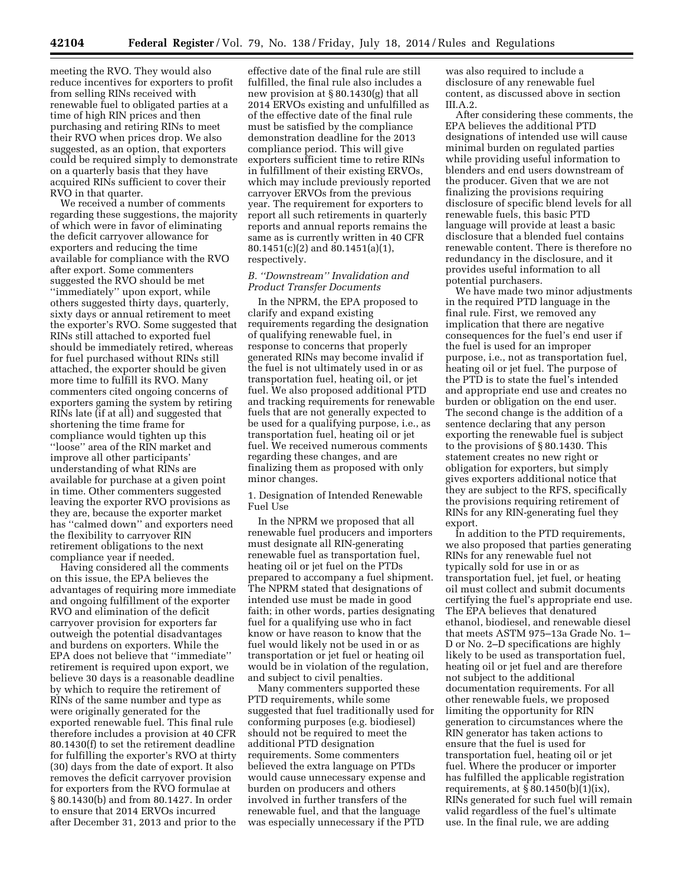meeting the RVO. They would also reduce incentives for exporters to profit from selling RINs received with renewable fuel to obligated parties at a time of high RIN prices and then purchasing and retiring RINs to meet their RVO when prices drop. We also suggested, as an option, that exporters could be required simply to demonstrate on a quarterly basis that they have acquired RINs sufficient to cover their RVO in that quarter.

We received a number of comments regarding these suggestions, the majority of which were in favor of eliminating the deficit carryover allowance for exporters and reducing the time available for compliance with the RVO after export. Some commenters suggested the RVO should be met ''immediately'' upon export, while others suggested thirty days, quarterly, sixty days or annual retirement to meet the exporter's RVO. Some suggested that RINs still attached to exported fuel should be immediately retired, whereas for fuel purchased without RINs still attached, the exporter should be given more time to fulfill its RVO. Many commenters cited ongoing concerns of exporters gaming the system by retiring RINs late (if at all) and suggested that shortening the time frame for compliance would tighten up this ''loose'' area of the RIN market and improve all other participants' understanding of what RINs are available for purchase at a given point in time. Other commenters suggested leaving the exporter RVO provisions as they are, because the exporter market has ''calmed down'' and exporters need the flexibility to carryover RIN retirement obligations to the next compliance year if needed.

Having considered all the comments on this issue, the EPA believes the advantages of requiring more immediate and ongoing fulfillment of the exporter RVO and elimination of the deficit carryover provision for exporters far outweigh the potential disadvantages and burdens on exporters. While the EPA does not believe that ''immediate'' retirement is required upon export, we believe 30 days is a reasonable deadline by which to require the retirement of RINs of the same number and type as were originally generated for the exported renewable fuel. This final rule therefore includes a provision at 40 CFR 80.1430(f) to set the retirement deadline for fulfilling the exporter's RVO at thirty (30) days from the date of export. It also removes the deficit carryover provision for exporters from the RVO formulae at § 80.1430(b) and from 80.1427. In order to ensure that 2014 ERVOs incurred after December 31, 2013 and prior to the effective date of the final rule are still fulfilled, the final rule also includes a new provision at § 80.1430(g) that all 2014 ERVOs existing and unfulfilled as of the effective date of the final rule must be satisfied by the compliance demonstration deadline for the 2013 compliance period. This will give exporters sufficient time to retire RINs in fulfillment of their existing ERVOs, which may include previously reported carryover ERVOs from the previous year. The requirement for exporters to report all such retirements in quarterly reports and annual reports remains the same as is currently written in 40 CFR 80.1451(c)(2) and 80.1451(a)(1), respectively.

### B. ''Downstream'' Invalidation and Product Transfer Documents

In the NPRM, the EPA proposed to clarify and expand existing requirements regarding the designation of qualifying renewable fuel, in response to concerns that properly generated RINs may become invalid if the fuel is not ultimately used in or as transportation fuel, heating oil, or jet fuel. We also proposed additional PTD and tracking requirements for renewable fuels that are not generally expected to be used for a qualifying purpose, i.e., as transportation fuel, heating oil or jet fuel. We received numerous comments regarding these changes, and are finalizing them as proposed with only minor changes.

#### 1. Designation of Intended Renewable Fuel Use

In the NPRM we proposed that all renewable fuel producers and importers must designate all RIN-generating renewable fuel as transportation fuel, heating oil or jet fuel on the PTDs prepared to accompany a fuel shipment. The NPRM stated that designations of intended use must be made in good faith; in other words, parties designating fuel for a qualifying use who in fact know or have reason to know that the fuel would likely not be used in or as transportation or jet fuel or heating oil would be in violation of the regulation, and subject to civil penalties.

Many commenters supported these PTD requirements, while some suggested that fuel traditionally used for conforming purposes (e.g. biodiesel) should not be required to meet the additional PTD designation requirements. Some commenters believed the extra language on PTDs would cause unnecessary expense and burden on producers and others involved in further transfers of the renewable fuel, and that the language was especially unnecessary if the PTD was also required to include a disclosure of any renewable fuel content, as discussed above in section III.A.2.

After considering these comments, the EPA believes the additional PTD designations of intended use will cause minimal burden on regulated parties while providing useful information to blenders and end users downstream of the producer. Given that we are not finalizing the provisions requiring disclosure of specific blend levels for all renewable fuels, this basic PTD language will provide at least a basic disclosure that a blended fuel contains renewable content. There is therefore no redundancy in the disclosure, and it provides useful information to all potential purchasers.

We have made two minor adjustments in the required PTD language in the final rule. First, we removed any implication that there are negative consequences for the fuel's end user if the fuel is used for an improper purpose, i.e., not as transportation fuel, heating oil or jet fuel. The purpose of the PTD is to state the fuel's intended and appropriate end use and creates no burden or obligation on the end user. The second change is the addition of a sentence declaring that any person exporting the renewable fuel is subject to the provisions of § 80.1430. This statement creates no new right or obligation for exporters, but simply gives exporters additional notice that they are subject to the RFS, specifically the provisions requiring retirement of RINs for any RIN-generating fuel they export.

In addition to the PTD requirements, we also proposed that parties generating RINs for any renewable fuel not typically sold for use in or as transportation fuel, jet fuel, or heating oil must collect and submit documents certifying the fuel's appropriate end use. The EPA believes that denatured ethanol, biodiesel, and renewable diesel that meets ASTM 975–13a Grade No. 1–D or No. 2–D specifications are highly likely to be used as transportation fuel, heating oil or jet fuel and are therefore not subject to the additional documentation requirements. For all other renewable fuels, we proposed limiting the opportunity for RIN generation to circumstances where the RIN generator has taken actions to ensure that the fuel is used for transportation fuel, heating oil or jet fuel. Where the producer or importer has fulfilled the applicable registration requirements, at § 80.1450(b)(1)(ix), RINs generated for such fuel will remain valid regardless of the fuel's ultimate use. In the final rule, we are adding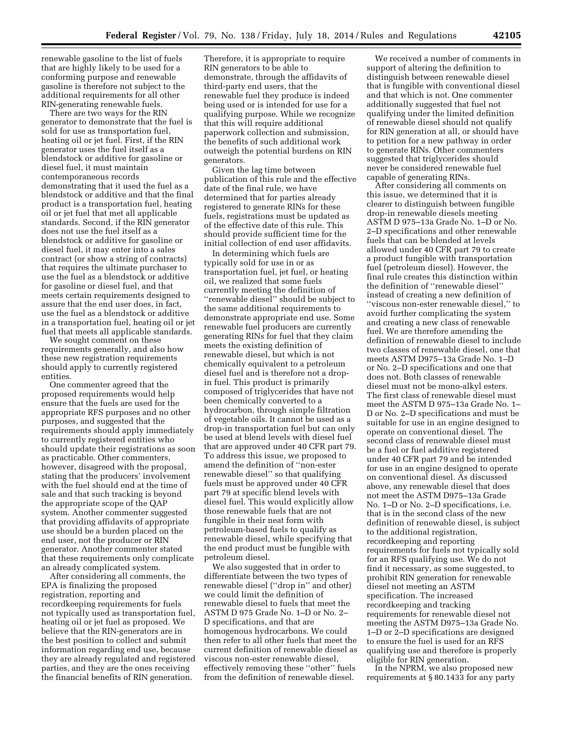renewable gasoline to the list of fuels that are highly likely to be used for a conforming purpose and renewable gasoline is therefore not subject to the additional requirements for all other RIN-generating renewable fuels.

There are two ways for the RIN generator to demonstrate that the fuel is sold for use as transportation fuel, heating oil or jet fuel. First, if the RIN generator uses the fuel itself as a blendstock or additive for gasoline or diesel fuel, it must maintain contemporaneous records demonstrating that it used the fuel as a blendstock or additive and that the final product is a transportation fuel, heating oil or jet fuel that met all applicable standards. Second, if the RIN generator does not use the fuel itself as a blendstock or additive for gasoline or diesel fuel, it may enter into a sales contract (or show a string of contracts) that requires the ultimate purchaser to use the fuel as a blendstock or additive for gasoline or diesel fuel, and that meets certain requirements designed to assure that the end user does, in fact, use the fuel as a blendstock or additive in a transportation fuel, heating oil or jet fuel that meets all applicable standards.

We sought comment on these requirements generally, and also how these new registration requirements should apply to currently registered entities.

One commenter agreed that the proposed requirements would help ensure that the fuels are used for the appropriate RFS purposes and no other purposes, and suggested that the requirements should apply immediately to currently registered entities who should update their registrations as soon as practicable. Other commenters, however, disagreed with the proposal, stating that the producers' involvement with the fuel should end at the time of sale and that such tracking is beyond the appropriate scope of the QAP system. Another commenter suggested that providing affidavits of appropriate use should be a burden placed on the end user, not the producer or RIN generator. Another commenter stated that these requirements only complicate an already complicated system.

After considering all comments, the EPA is finalizing the proposed registration, reporting and recordkeeping requirements for fuels not typically used as transportation fuel, heating oil or jet fuel as proposed. We believe that the RIN-generators are in the best position to collect and submit information regarding end use, because they are already regulated and registered parties, and they are the ones receiving the financial benefits of RIN generation. Therefore, it is appropriate to require RIN generators to be able to demonstrate, through the affidavits of third-party end users, that the renewable fuel they produce is indeed being used or is intended for use for a qualifying purpose. While we recognize that this will require additional paperwork collection and submission, the benefits of such additional work outweigh the potential burdens on RIN generators.

Given the lag time between publication of this rule and the effective date of the final rule, we have determined that for parties already registered to generate RINs for these fuels, registrations must be updated as of the effective date of this rule. This should provide sufficient time for the initial collection of end user affidavits.

In determining which fuels are typically sold for use in or as transportation fuel, jet fuel, or heating oil, we realized that some fuels currently meeting the definition of "renewable diesel" should be subject to the same additional requirements to demonstrate appropriate end use. Some renewable fuel producers are currently generating RINs for fuel that they claim meets the existing definition of renewable diesel, but which is not chemically equivalent to a petroleum diesel fuel and is therefore not a drop-in fuel. This product is primarily composed of triglycerides that have not been chemically converted to a hydrocarbon, through simple filtration of vegetable oils. It cannot be used as a drop-in transportation fuel but can only be used at blend levels with diesel fuel that are approved under 40 CFR part 79. To address this issue, we proposed to amend the definition of "non-ester renewable diesel" so that qualifying fuels must be approved under 40 CFR part 79 at specific blend levels with diesel fuel. This would explicitly allow those renewable fuels that are not fungible in their neat form with petroleum-based fuels to qualify as renewable diesel, while specifying that the end product must be fungible with petroleum diesel.

We also suggested that in order to differentiate between the two types of renewable diesel ("drop in" and other) we could limit the definition of renewable diesel to fuels that meet the ASTM D 975 Grade No. 1–D or No. 2–D specifications, and that are homogenous hydrocarbons. We could then refer to all other fuels that meet the current definition of renewable diesel as viscous non-ester renewable diesel, effectively removing these "other" fuels from the definition of renewable diesel.

We received a number of comments in support of altering the definition to distinguish between renewable diesel that is fungible with conventional diesel and that which is not. One commenter additionally suggested that fuel not qualifying under the limited definition of renewable diesel should not qualify for RIN generation at all, or should have to petition for a new pathway in order to generate RINs. Other commenters suggested that triglycerides should never be considered renewable fuel capable of generating RINs.

After considering all comments on this issue, we determined that it is clearer to distinguish between fungible drop-in renewable diesels meeting ASTM D 975–13a Grade No. 1–D or No. 2–D specifications and other renewable fuels that can be blended at levels allowed under 40 CFR part 79 to create a product fungible with transportation fuel (petroleum diesel). However, the final rule creates this distinction within the definition of "renewable diesel" instead of creating a new definition of "viscous non-ester renewable diesel," to avoid further complicating the system and creating a new class of renewable fuel. We are therefore amending the definition of renewable diesel to include two classes of renewable diesel, one that meets ASTM D975–13a Grade No. 1–D or No. 2–D specifications and one that does not. Both classes of renewable diesel must not be mono-alkyl esters. The first class of renewable diesel must meet the ASTM D 975–13a Grade No. 1–D or No. 2–D specifications and must be suitable for use in an engine designed to operate on conventional diesel. The second class of renewable diesel must be a fuel or fuel additive registered under 40 CFR part 79 and be intended for use in an engine designed to operate on conventional diesel. As discussed above, any renewable diesel that does not meet the ASTM D975–13a Grade No. 1–D or No. 2–D specifications, i.e. that is in the second class of the new definition of renewable diesel, is subject to the additional registration, recordkeeping and reporting requirements for fuels not typically sold for an RFS qualifying use. We do not find it necessary, as some suggested, to prohibit RIN generation for renewable diesel not meeting an ASTM specification. The increased recordkeeping and tracking requirements for renewable diesel not meeting the ASTM D975–13a Grade No. 1–D or 2–D specifications are designed to ensure the fuel is used for an RFS qualifying use and therefore is properly eligible for RIN generation.

In the NPRM, we also proposed new requirements at § 80.1433 for any party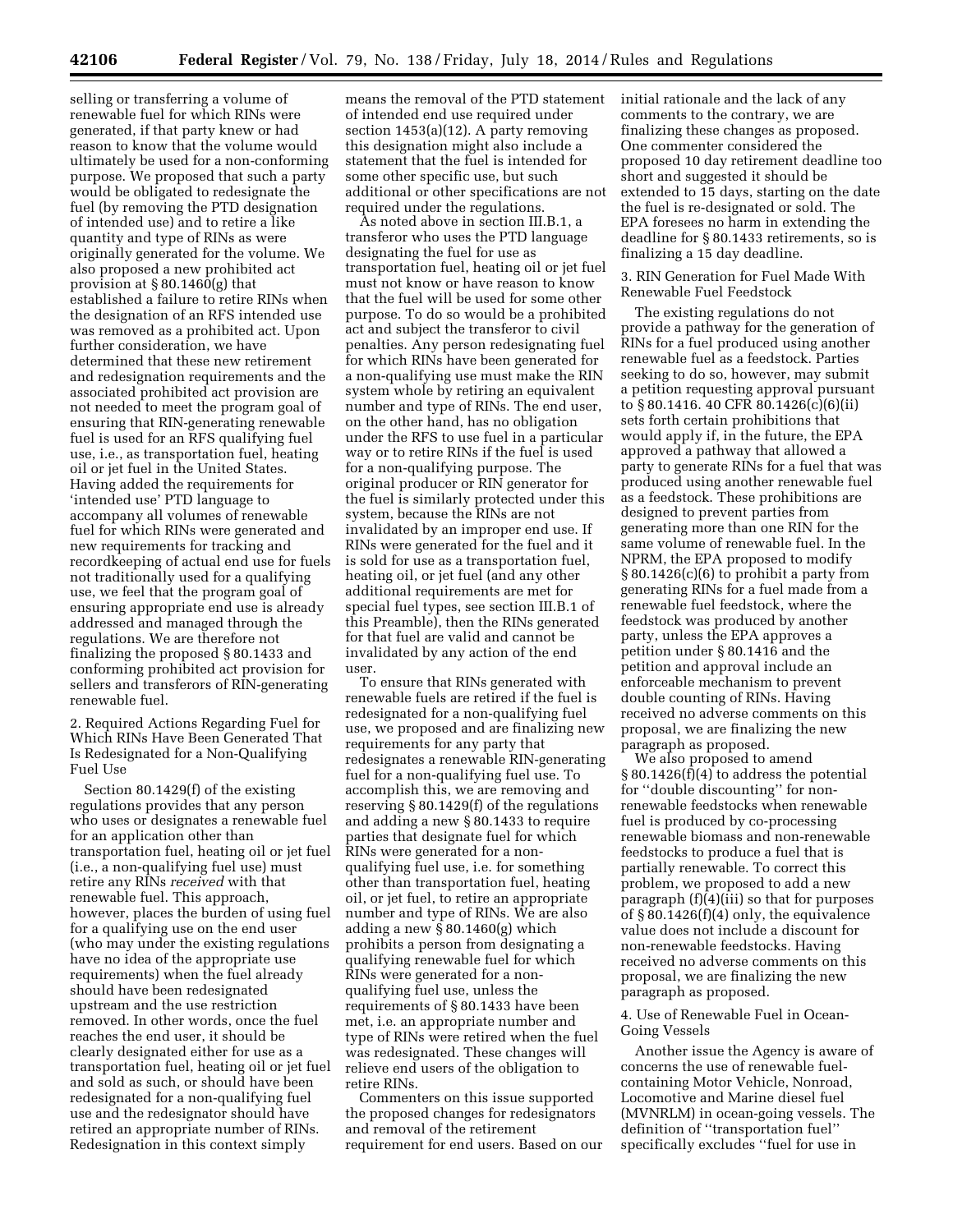selling or transferring a volume of renewable fuel for which RINs were generated, if that party knew or had reason to know that the volume would ultimately be used for a non-conforming purpose. We proposed that such a party would be obligated to redesignate the fuel (by removing the PTD designation of intended use) and to retire a like quantity and type of RINs as were originally generated for the volume. We also proposed a new prohibited act provision at § 80.1460(g) that established a failure to retire RINs when the designation of an RFS intended use was removed as a prohibited act. Upon further consideration, we have determined that these new retirement and redesignation requirements and the associated prohibited act provision are not needed to meet the program goal of ensuring that RIN-generating renewable fuel is used for an RFS qualifying fuel use, i.e., as transportation fuel, heating oil or jet fuel in the United States. Having added the requirements for 'intended use' PTD language to accompany all volumes of renewable fuel for which RINs were generated and new requirements for tracking and recordkeeping of actual end use for fuels not traditionally used for a qualifying use, we feel that the program goal of ensuring appropriate end use is already addressed and managed through the regulations. We are therefore not finalizing the proposed § 80.1433 and conforming prohibited act provision for sellers and transferors of RIN-generating renewable fuel.

2. Required Actions Regarding Fuel for Which RINs Have Been Generated That Is Redesignated for a Non-Qualifying Fuel Use

Section 80.1429(f) of the existing regulations provides that any person who uses or designates a renewable fuel for an application other than transportation fuel, heating oil or jet fuel (i.e., a non-qualifying fuel use) must retire any RINs *received* with that renewable fuel. This approach, however, places the burden of using fuel for a qualifying use on the end user (who may under the existing regulations have no idea of the appropriate use requirements) when the fuel already should have been redesignated upstream and the use restriction removed. In other words, once the fuel reaches the end user, it should be clearly designated either for use as a transportation fuel, heating oil or jet fuel and sold as such, or should have been redesignated for a non-qualifying fuel use and the redesignator should have retired an appropriate number of RINs. Redesignation in this context simply means the removal of the PTD statement of intended end use required under section 1453(a)(12). A party removing this designation might also include a statement that the fuel is intended for some other specific use, but such additional or other specifications are not required under the regulations.

As noted above in section III.B.1, a transferor who uses the PTD language designating the fuel for use as transportation fuel, heating oil or jet fuel must not know or have reason to know that the fuel will be used for some other purpose. To do so would be a prohibited act and subject the transferor to civil penalties. Any person redesignating fuel for which RINs have been generated for a non-qualifying use must make the RIN system whole by retiring an equivalent number and type of RINs. The end user, on the other hand, has no obligation under the RFS to use fuel in a particular way or to retire RINs if the fuel is used for a non-qualifying purpose. The original producer or RIN generator for the fuel is similarly protected under this system, because the RINs are not invalidated by an improper end use. If RINs were generated for the fuel and it is sold for use as a transportation fuel, heating oil, or jet fuel (and any other additional requirements are met for special fuel types, see section III.B.1 of this Preamble), then the RINs generated for that fuel are valid and cannot be invalidated by any action of the end user.

To ensure that RINs generated with renewable fuels are retired if the fuel is redesignated for a non-qualifying fuel use, we proposed and are finalizing new requirements for any party that redesignates a renewable RIN-generating fuel for a non-qualifying fuel use. To accomplish this, we are removing and reserving § 80.1429(f) of the regulations and adding a new § 80.1433 to require parties that designate fuel for which RINs were generated for a non-qualifying fuel use, i.e. for something other than transportation fuel, heating oil, or jet fuel, to retire an appropriate number and type of RINs. We are also adding a new § 80.1460(g) which prohibits a person from designating a qualifying renewable fuel for which RINs were generated for a non-qualifying fuel use, unless the requirements of § 80.1433 have been met, i.e. an appropriate number and type of RINs were retired when the fuel was redesignated. These changes will relieve end users of the obligation to retire RINs.

Commenters on this issue supported the proposed changes for redesignators and removal of the retirement requirement for end users. Based on our initial rationale and the lack of any comments to the contrary, we are finalizing these changes as proposed. One commenter considered the proposed 10 day retirement deadline too short and suggested it should be extended to 15 days, starting on the date the fuel is re-designated or sold. The EPA foresees no harm in extending the deadline for § 80.1433 retirements, so is finalizing a 15 day deadline.

3. RIN Generation for Fuel Made With Renewable Fuel Feedstock

The existing regulations do not provide a pathway for the generation of RINs for a fuel produced using another renewable fuel as a feedstock. Parties seeking to do so, however, may submit a petition requesting approval pursuant to § 80.1416. 40 CFR 80.1426(c)(6)(ii) sets forth certain prohibitions that would apply if, in the future, the EPA approved a pathway that allowed a party to generate RINs for a fuel that was produced using another renewable fuel as a feedstock. These prohibitions are designed to prevent parties from generating more than one RIN for the same volume of renewable fuel. In the NPRM, the EPA proposed to modify § 80.1426(c)(6) to prohibit a party from generating RINs for a fuel made from a renewable fuel feedstock, where the feedstock was produced by another party, unless the EPA approves a petition under § 80.1416 and the petition and approval include an enforceable mechanism to prevent double counting of RINs. Having received no adverse comments on this proposal, we are finalizing the new paragraph as proposed.

We also proposed to amend § 80.1426(f)(4) to address the potential for ''double discounting'' for non-renewable feedstocks when renewable fuel is produced by co-processing renewable biomass and non-renewable feedstocks to produce a fuel that is partially renewable. To correct this problem, we proposed to add a new paragraph (f)(4)(iii) so that for purposes of § 80.1426(f)(4) only, the equivalence value does not include a discount for non-renewable feedstocks. Having received no adverse comments on this proposal, we are finalizing the new paragraph as proposed.

4. Use of Renewable Fuel in Ocean-Going Vessels

Another issue the Agency is aware of concerns the use of renewable fuel-containing Motor Vehicle, Nonroad, Locomotive and Marine diesel fuel (MVNRLM) in ocean-going vessels. The definition of ''transportation fuel'' specifically excludes ''fuel for use in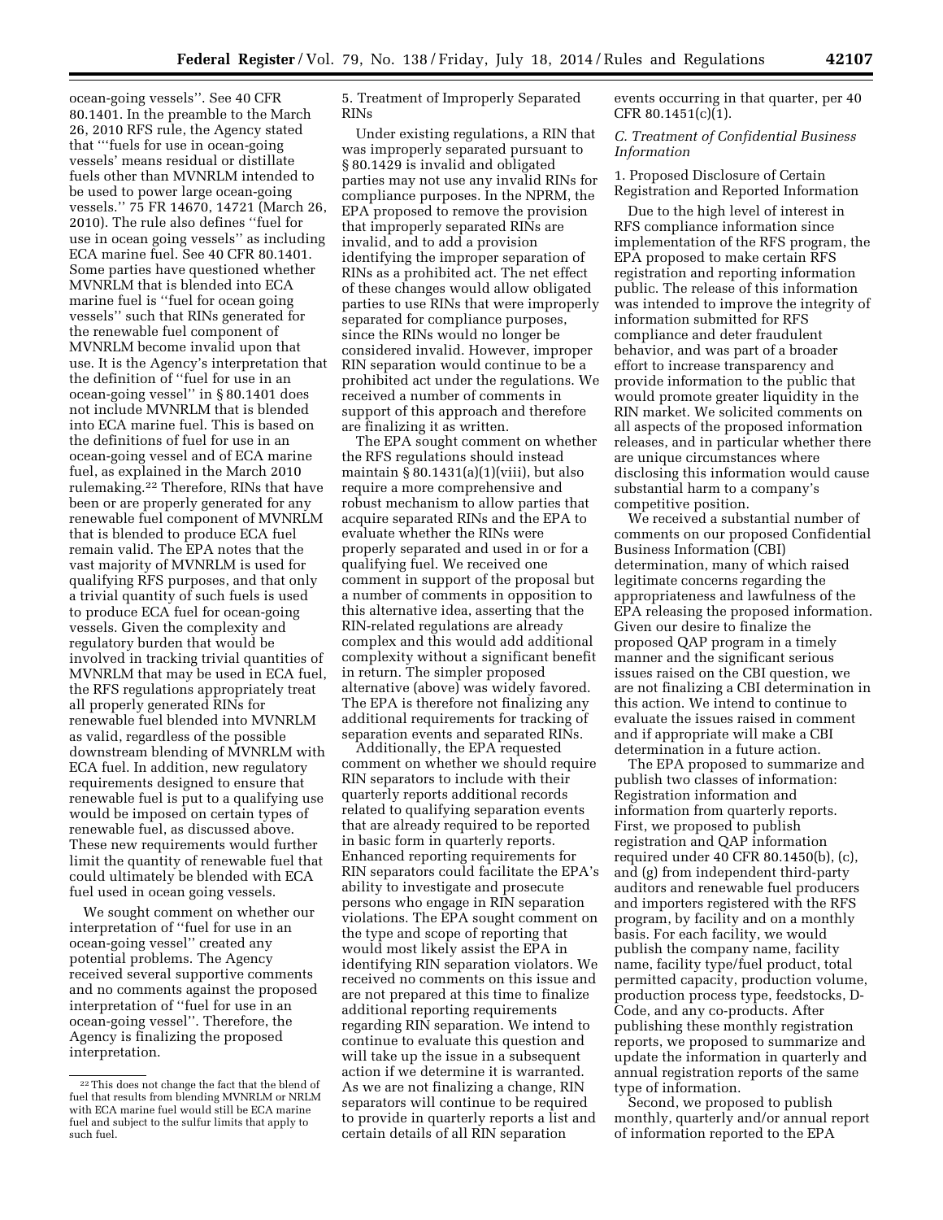ocean-going vessels''. See 40 CFR 80.1401. In the preamble to the March 26, 2010 RFS rule, the Agency stated that '''fuels for use in ocean-going vessels' means residual or distillate fuels other than MVNRLM intended to be used to power large ocean-going vessels.'' 75 FR 14670, 14721 (March 26, 2010). The rule also defines ''fuel for use in ocean going vessels'' as including ECA marine fuel. See 40 CFR 80.1401. Some parties have questioned whether MVNRLM that is blended into ECA marine fuel is ''fuel for ocean going vessels'' such that RINs generated for the renewable fuel component of MVNRLM become invalid upon that use. It is the Agency's interpretation that the definition of ''fuel for use in an ocean-going vessel'' in § 80.1401 does not include MVNRLM that is blended into ECA marine fuel. This is based on the definitions of fuel for use in an ocean-going vessel and of ECA marine fuel, as explained in the March 2010 rulemaking.[22] Therefore, RINs that have been or are properly generated for any renewable fuel component of MVNRLM that is blended to produce ECA fuel remain valid. The EPA notes that the vast majority of MVNRLM is used for qualifying RFS purposes, and that only a trivial quantity of such fuels is used to produce ECA fuel for ocean-going vessels. Given the complexity and regulatory burden that would be involved in tracking trivial quantities of MVNRLM that may be used in ECA fuel, the RFS regulations appropriately treat all properly generated RINs for renewable fuel blended into MVNRLM as valid, regardless of the possible downstream blending of MVNRLM with ECA fuel. In addition, new regulatory requirements designed to ensure that renewable fuel is put to a qualifying use would be imposed on certain types of renewable fuel, as discussed above. These new requirements would further limit the quantity of renewable fuel that could ultimately be blended with ECA fuel used in ocean going vessels.

We sought comment on whether our interpretation of ''fuel for use in an ocean-going vessel'' created any potential problems. The Agency received several supportive comments and no comments against the proposed interpretation of ''fuel for use in an ocean-going vessel''. Therefore, the Agency is finalizing the proposed interpretation.

5. Treatment of Improperly Separated RINs

Under existing regulations, a RIN that was improperly separated pursuant to § 80.1429 is invalid and obligated parties may not use any invalid RINs for compliance purposes. In the NPRM, the EPA proposed to remove the provision that improperly separated RINs are invalid, and to add a provision identifying the improper separation of RINs as a prohibited act. The net effect of these changes would allow obligated parties to use RINs that were improperly separated for compliance purposes, since the RINs would no longer be considered invalid. However, improper RIN separation would continue to be a prohibited act under the regulations. We received a number of comments in support of this approach and therefore are finalizing it as written.

The EPA sought comment on whether the RFS regulations should instead maintain § 80.1431(a)(1)(viii), but also require a more comprehensive and robust mechanism to allow parties that acquire separated RINs and the EPA to evaluate whether the RINs were properly separated and used in or for a qualifying fuel. We received one comment in support of the proposal but a number of comments in opposition to this alternative idea, asserting that the RIN-related regulations are already complex and this would add additional complexity without a significant benefit in return. The simpler proposed alternative (above) was widely favored. The EPA is therefore not finalizing any additional requirements for tracking of separation events and separated RINs.

Additionally, the EPA requested comment on whether we should require RIN separators to include with their quarterly reports additional records related to qualifying separation events that are already required to be reported in basic form in quarterly reports. Enhanced reporting requirements for RIN separators could facilitate the EPA's ability to investigate and prosecute persons who engage in RIN separation violations. The EPA sought comment on the type and scope of reporting that would most likely assist the EPA in identifying RIN separation violators. We received no comments on this issue and are not prepared at this time to finalize additional reporting requirements regarding RIN separation. We intend to continue to evaluate this question and will take up the issue in a subsequent action if we determine it is warranted. As we are not finalizing a change, RIN separators will continue to be required to provide in quarterly reports a list and certain details of all RIN separation events occurring in that quarter, per 40 CFR 80.1451(c)(1).

### C. Treatment of Confidential Business Information

1. Proposed Disclosure of Certain Registration and Reported Information

Due to the high level of interest in RFS compliance information since implementation of the RFS program, the EPA proposed to make certain RFS registration and reporting information public. The release of this information was intended to improve the integrity of information submitted for RFS compliance and deter fraudulent behavior, and was part of a broader effort to increase transparency and provide information to the public that would promote greater liquidity in the RIN market. We solicited comments on all aspects of the proposed information releases, and in particular whether there are unique circumstances where disclosing this information would cause substantial harm to a company's competitive position.

We received a substantial number of comments on our proposed Confidential Business Information (CBI) determination, many of which raised legitimate concerns regarding the appropriateness and lawfulness of the EPA releasing the proposed information. Given our desire to finalize the proposed QAP program in a timely manner and the significant serious issues raised on the CBI question, we are not finalizing a CBI determination in this action. We intend to continue to evaluate the issues raised in comment and if appropriate will make a CBI determination in a future action.

The EPA proposed to summarize and publish two classes of information: Registration information and information from quarterly reports. First, we proposed to publish registration and QAP information required under 40 CFR 80.1450(b), (c), and (g) from independent third-party auditors and renewable fuel producers and importers registered with the RFS program, by facility and on a monthly basis. For each facility, we would publish the company name, facility name, facility type/fuel product, total permitted capacity, production volume, production process type, feedstocks, D-Code, and any co-products. After publishing these monthly registration reports, we proposed to summarize and update the information in quarterly and annual registration reports of the same type of information.

Second, we proposed to publish monthly, quarterly and/or annual report of information reported to the EPA

[22] This does not change the fact that the blend of fuel that results from blending MVNRLM or NRLM with ECA marine fuel would still be ECA marine fuel and subject to the sulfur limits that apply to such fuel.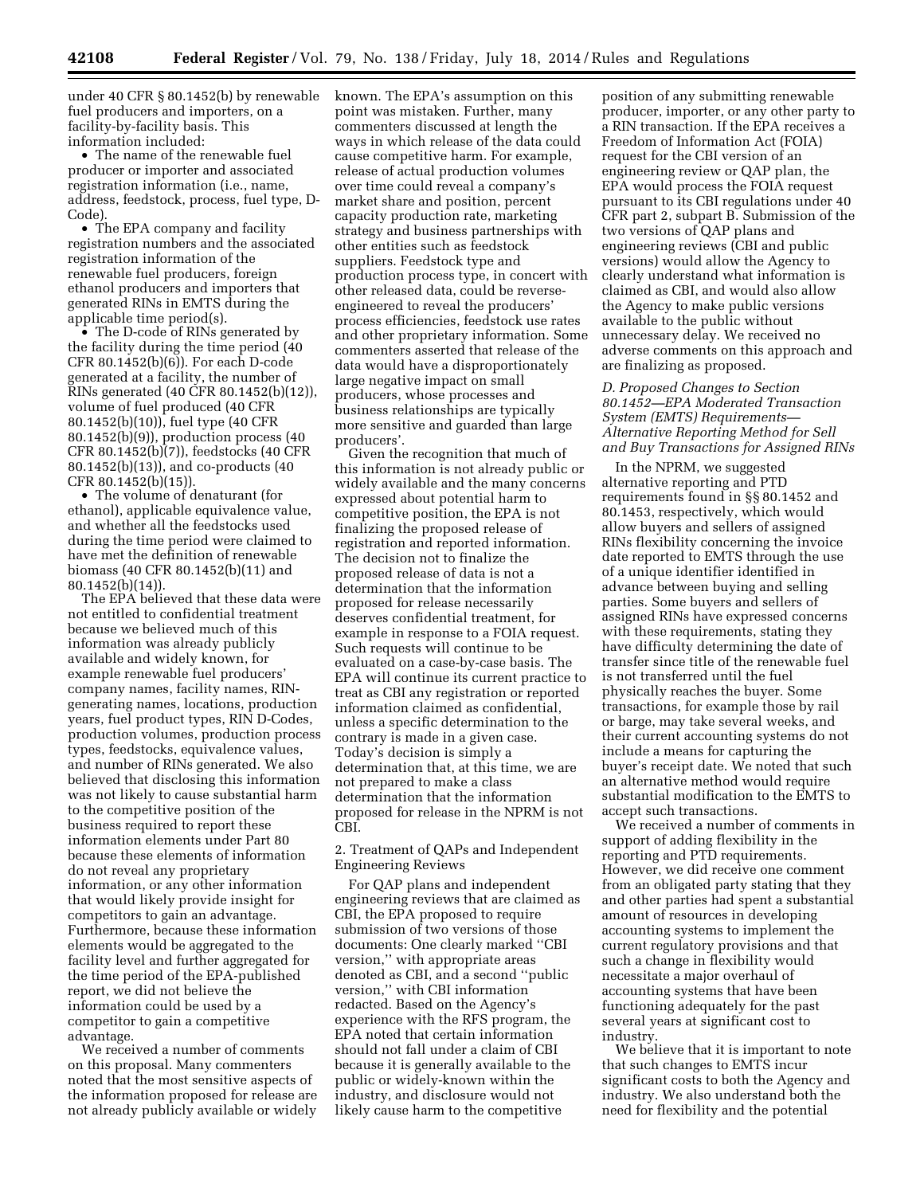under 40 CFR § 80.1452(b) by renewable fuel producers and importers, on a facility-by-facility basis. This information included:

- The name of the renewable fuel producer or importer and associated registration information (i.e., name, address, feedstock, process, fuel type, D-Code).
- The EPA company and facility registration numbers and the associated registration information of the renewable fuel producers, foreign ethanol producers and importers that generated RINs in EMTS during the applicable time period(s).
- The D-code of RINs generated by the facility during the time period (40 CFR 80.1452(b)(6)). For each D-code generated at a facility, the number of RINs generated (40 CFR 80.1452(b)(12)), volume of fuel produced (40 CFR 80.1452(b)(10)), fuel type (40 CFR 80.1452(b)(9)), production process (40 CFR 80.1452(b)(7)), feedstocks (40 CFR 80.1452(b)(13)), and co-products (40 CFR 80.1452(b)(15)).
- The volume of denaturant (for ethanol), applicable equivalence value, and whether all the feedstocks used during the time period were claimed to have met the definition of renewable biomass (40 CFR 80.1452(b)(11) and 80.1452(b)(14)).

The EPA believed that these data were not entitled to confidential treatment because we believed much of this information was already publicly available and widely known, for example renewable fuel producers' company names, facility names, RIN-generating names, locations, production years, fuel product types, RIN D-Codes, production volumes, production process types, feedstocks, equivalence values, and number of RINs generated. We also believed that disclosing this information was not likely to cause substantial harm to the competitive position of the business required to report these information elements under Part 80 because these elements of information do not reveal any proprietary information, or any other information that would likely provide insight for competitors to gain an advantage. Furthermore, because these information elements would be aggregated to the facility level and further aggregated for the time period of the EPA-published report, we did not believe the information could be used by a competitor to gain a competitive advantage.

We received a number of comments on this proposal. Many commenters noted that the most sensitive aspects of the information proposed for release are not already publicly available or widely known. The EPA's assumption on this point was mistaken. Further, many commenters discussed at length the ways in which release of the data could cause competitive harm. For example, release of actual production volumes over time could reveal a company's market share and position, percent capacity production rate, marketing strategy and business partnerships with other entities such as feedstock suppliers. Feedstock type and production process type, in concert with other released data, could be reverse-engineered to reveal the producers' process efficiencies, feedstock use rates and other proprietary information. Some commenters asserted that release of the data would have a disproportionately large negative impact on small producers, whose processes and business relationships are typically more sensitive and guarded than large producers'.

Given the recognition that much of this information is not already public or widely available and the many concerns expressed about potential harm to competitive position, the EPA is not finalizing the proposed release of registration and reported information. The decision not to finalize the proposed release of data is not a determination that the information proposed for release necessarily deserves confidential treatment, for example in response to a FOIA request. Such requests will continue to be evaluated on a case-by-case basis. The EPA will continue its current practice to treat as CBI any registration or reported information claimed as confidential, unless a specific determination to the contrary is made in a given case. Today's decision is simply a determination that, at this time, we are not prepared to make a class determination that the information proposed for release in the NPRM is not CBI.

2. Treatment of QAPs and Independent Engineering Reviews

For QAP plans and independent engineering reviews that are claimed as CBI, the EPA proposed to require submission of two versions of those documents: One clearly marked ''CBI version,'' with appropriate areas denoted as CBI, and a second ''public version,'' with CBI information redacted. Based on the Agency's experience with the RFS program, the EPA noted that certain information should not fall under a claim of CBI because it is generally available to the public or widely-known within the industry, and disclosure would not likely cause harm to the competitive position of any submitting renewable producer, importer, or any other party to a RIN transaction. If the EPA receives a Freedom of Information Act (FOIA) request for the CBI version of an engineering review or QAP plan, the EPA would process the FOIA request pursuant to its CBI regulations under 40 CFR part 2, subpart B. Submission of the two versions of QAP plans and engineering reviews (CBI and public versions) would allow the Agency to clearly understand what information is claimed as CBI, and would also allow the Agency to make public versions available to the public without unnecessary delay. We received no adverse comments on this approach and are finalizing as proposed.

*D. Proposed Changes to Section 80.1452—EPA Moderated Transaction System (EMTS) Requirements—Alternative Reporting Method for Sell and Buy Transactions for Assigned RINs*

In the NPRM, we suggested alternative reporting and PTD requirements found in §§ 80.1452 and 80.1453, respectively, which would allow buyers and sellers of assigned RINs flexibility concerning the invoice date reported to EMTS through the use of a unique identifier identified in advance between buying and selling parties. Some buyers and sellers of assigned RINs have expressed concerns with these requirements, stating they have difficulty determining the date of transfer since title of the renewable fuel is not transferred until the fuel physically reaches the buyer. Some transactions, for example those by rail or barge, may take several weeks, and their current accounting systems do not include a means for capturing the buyer's receipt date. We noted that such an alternative method would require substantial modification to the EMTS to accept such transactions.

We received a number of comments in support of adding flexibility in the reporting and PTD requirements. However, we did receive one comment from an obligated party stating that they and other parties had spent a substantial amount of resources in developing accounting systems to implement the current regulatory provisions and that such a change in flexibility would necessitate a major overhaul of accounting systems that have been functioning adequately for the past several years at significant cost to industry.

We believe that it is important to note that such changes to EMTS incur significant costs to both the Agency and industry. We also understand both the need for flexibility and the potential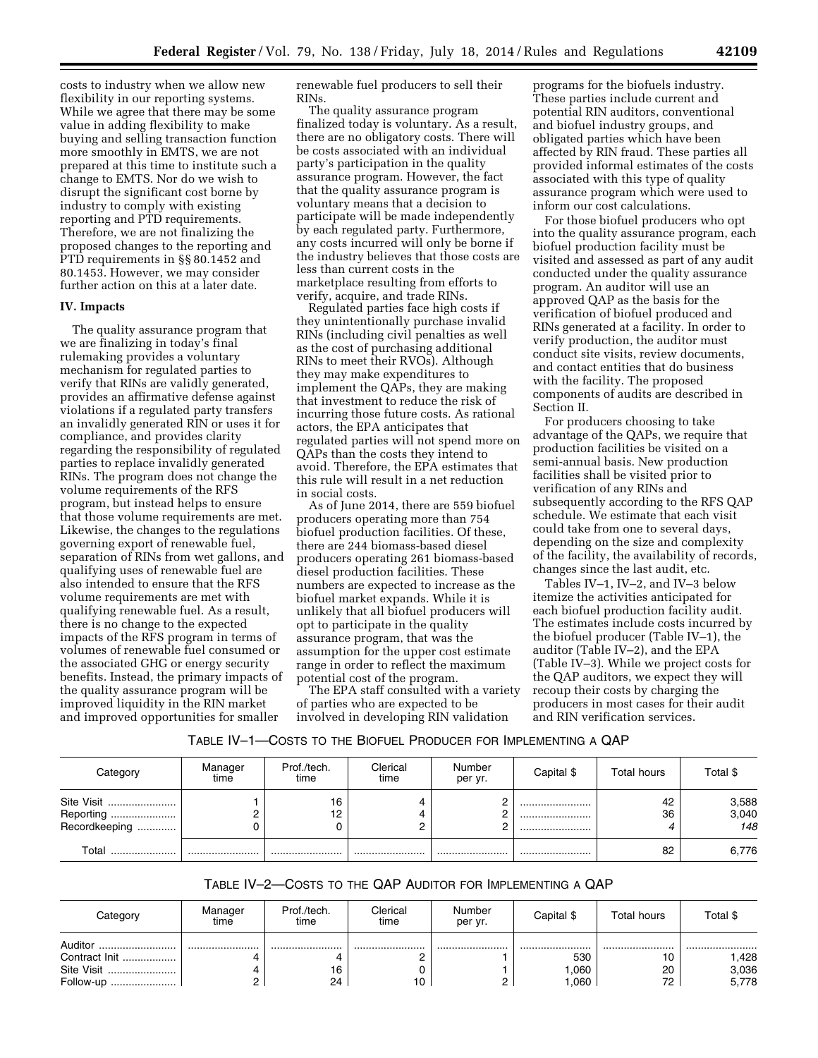costs to industry when we allow new flexibility in our reporting systems. While we agree that there may be some value in adding flexibility to make buying and selling transaction function more smoothly in EMTS, we are not prepared at this time to institute such a change to EMTS. Nor do we wish to disrupt the significant cost borne by industry to comply with existing reporting and PTD requirements. Therefore, we are not finalizing the proposed changes to the reporting and PTD requirements in §§ 80.1452 and 80.1453. However, we may consider further action on this at a later date.

## IV. Impacts

The quality assurance program that we are finalizing in today's final rulemaking provides a voluntary mechanism for regulated parties to verify that RINs are validly generated, provides an affirmative defense against violations if a regulated party transfers an invalidly generated RIN or uses it for compliance, and provides clarity regarding the responsibility of regulated parties to replace invalidly generated RINs. The program does not change the volume requirements of the RFS program, but instead helps to ensure that those volume requirements are met. Likewise, the changes to the regulations governing export of renewable fuel, separation of RINs from wet gallons, and qualifying uses of renewable fuel are also intended to ensure that the RFS volume requirements are met with qualifying renewable fuel. As a result, there is no change to the expected impacts of the RFS program in terms of volumes of renewable fuel consumed or the associated GHG or energy security benefits. Instead, the primary impacts of the quality assurance program will be improved liquidity in the RIN market and improved opportunities for smaller renewable fuel producers to sell their RINs.

The quality assurance program finalized today is voluntary. As a result, there are no obligatory costs. There will be costs associated with an individual party's participation in the quality assurance program. However, the fact that the quality assurance program is voluntary means that a decision to participate will be made independently by each regulated party. Furthermore, any costs incurred will only be borne if the industry believes that those costs are less than current costs in the marketplace resulting from efforts to verify, acquire, and trade RINs.

Regulated parties face high costs if they unintentionally purchase invalid RINs (including civil penalties as well as the cost of purchasing additional RINs to meet their RVOs). Although they may make expenditures to implement the QAPs, they are making that investment to reduce the risk of incurring those future costs. As rational actors, the EPA anticipates that regulated parties will not spend more on QAPs than the costs they intend to avoid. Therefore, the EPA estimates that this rule will result in a net reduction in social costs.

As of June 2014, there are 559 biofuel producers operating more than 754 biofuel production facilities. Of these, there are 244 biomass-based diesel producers operating 261 biomass-based diesel production facilities. These numbers are expected to increase as the biofuel market expands. While it is unlikely that all biofuel producers will opt to participate in the quality assurance program, that was the assumption for the upper cost estimate range in order to reflect the maximum potential cost of the program.

The EPA staff consulted with a variety of parties who are expected to be involved in developing RIN validation programs for the biofuels industry. These parties include current and potential RIN auditors, conventional and biofuel industry groups, and obligated parties which have been affected by RIN fraud. These parties all provided informal estimates of the costs associated with this type of quality assurance program which were used to inform our cost calculations.

For those biofuel producers who opt into the quality assurance program, each biofuel production facility must be visited and assessed as part of any audit conducted under the quality assurance program. An auditor will use an approved QAP as the basis for the verification of biofuel produced and RINs generated at a facility. In order to verify production, the auditor must conduct site visits, review documents, and contact entities that do business with the facility. The proposed components of audits are described in Section II.

For producers choosing to take advantage of the QAPs, we require that production facilities be visited on a semi-annual basis. New production facilities shall be visited prior to verification of any RINs and subsequently according to the RFS QAP schedule. We estimate that each visit could take from one to several days, depending on the size and complexity of the facility, the availability of records, changes since the last audit, etc.

Tables IV–1, IV–2, and IV–3 below itemize the activities anticipated for each biofuel production facility audit. The estimates include costs incurred by the biofuel producer (Table IV–1), the auditor (Table IV–2), and the EPA (Table IV–3). While we project costs for the QAP auditors, we expect they will recoup their costs by charging the producers in most cases for their audit and RIN verification services.

TABLE IV–1—COSTS TO THE BIOFUEL PRODUCER FOR IMPLEMENTING A QAP

| Category | Manager time | Prof./tech. time | Clerical time | Number per yr. | Capital $ | Total hours | Total $ |
|---|---|---|---|---|---|---|---|
| Site Visit | 1 | 16 | 4 | 2 | | 42 | 3,588 |
| Reporting | 2 | 12 | 4 | 2 | | 36 | 3,040 |
| Recordkeeping | 0 | 0 | 2 | 2 | | *4* | *148* |
| Total | | | | | | 82 | 6,776 |

TABLE IV–2—COSTS TO THE QAP AUDITOR FOR IMPLEMENTING A QAP

| Category | Manager time | Prof./tech. time | Clerical time | Number per yr. | Capital $ | Total hours | Total $ |
|---|---|---|---|---|---|---|---|
| Auditor | | | | | | | |
| Contract Init | 4 | 4 | 2 | 1 | 530 | 10 | 1,428 |
| Site Visit | 4 | 16 | 0 | 1 | 1,060 | 20 | 3,036 |
| Follow-up | 2 | 24 | 10 | 2 | 1,060 | 72 | 5,778 |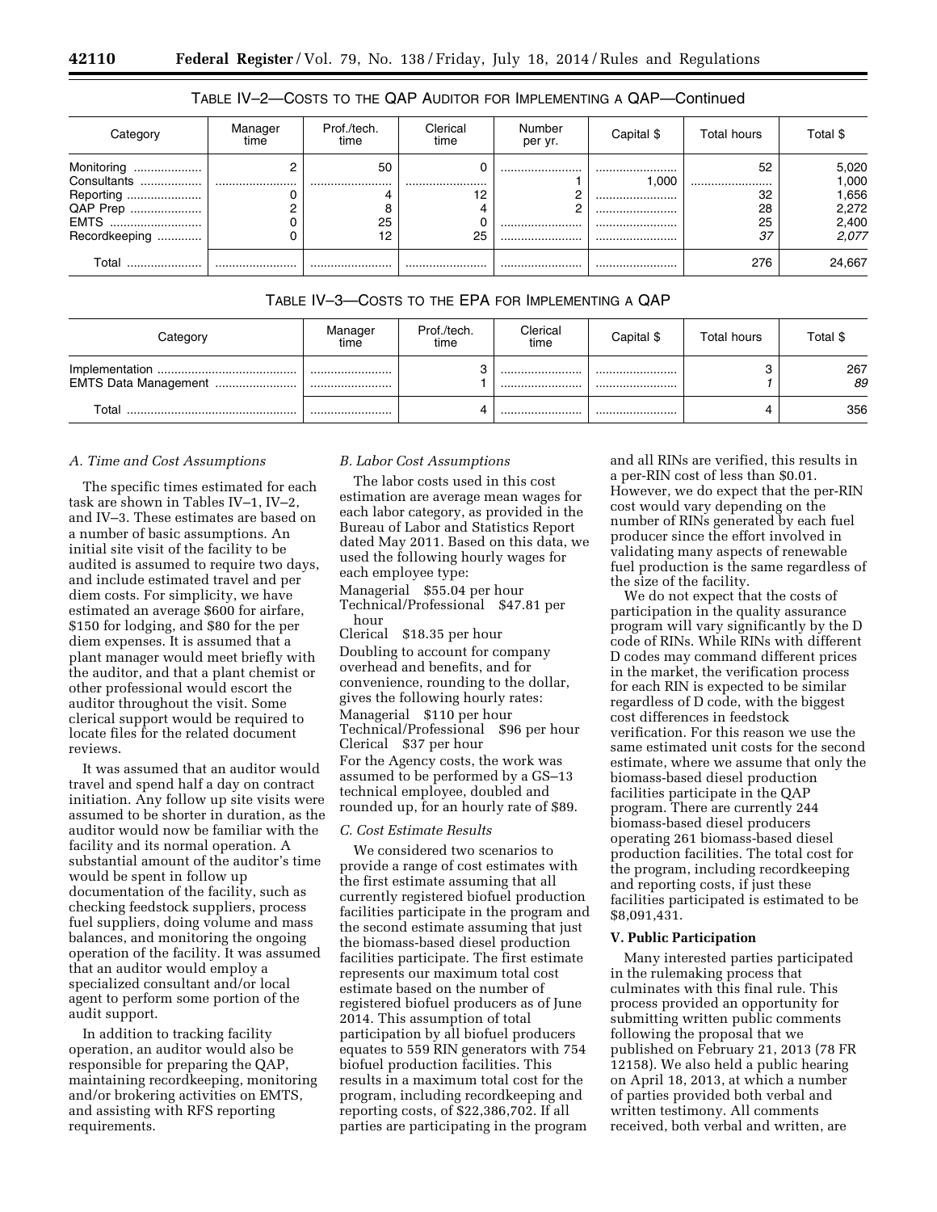TABLE IV–2—COSTS TO THE QAP AUDITOR FOR IMPLEMENTING A QAP—Continued

| Category | Manager time | Prof./tech. time | Clerical time | Number per yr. | Capital $ | Total hours | Total $ |
|---|---|---|---|---|---|---|---|
| Monitoring | 2 | 50 | 0 | | | 52 | 5,020 |
| Consultants | | | | 1 | 1,000 | | 1,000 |
| Reporting | 0 | 4 | 12 | 2 | | 32 | 1,656 |
| QAP Prep | 2 | 8 | 4 | 2 | | 28 | 2,272 |
| EMTS | 0 | 25 | 0 | | | 25 | 2,400 |
| Recordkeeping | 0 | 12 | 25 | | | 37 | 2,077 |
| Total | | | | | | 276 | 24,667 |

TABLE IV–3—COSTS TO THE EPA FOR IMPLEMENTING A QAP

| Category | Manager time | Prof./tech. time | Clerical time | Capital $ | Total hours | Total $ |
|---|---|---|---|---|---|---|
| Implementation | | 3 | | | 3 | 267 |
| EMTS Data Management | | 1 | | | 1 | 89 |
| Total | | 4 | | | 4 | 356 |

*A. Time and Cost Assumptions*

The specific times estimated for each task are shown in Tables IV–1, IV–2, and IV–3. These estimates are based on a number of basic assumptions. An initial site visit of the facility to be audited is assumed to require two days, and include estimated travel and per diem costs. For simplicity, we have estimated an average $600 for airfare, $150 for lodging, and $80 for the per diem expenses. It is assumed that a plant manager would meet briefly with the auditor, and that a plant chemist or other professional would escort the auditor throughout the visit. Some clerical support would be required to locate files for the related document reviews.

It was assumed that an auditor would travel and spend half a day on contract initiation. Any follow up site visits were assumed to be shorter in duration, as the auditor would now be familiar with the facility and its normal operation. A substantial amount of the auditor's time would be spent in follow up documentation of the facility, such as checking feedstock suppliers, process fuel suppliers, doing volume and mass balances, and monitoring the ongoing operation of the facility. It was assumed that an auditor would employ a specialized consultant and/or local agent to perform some portion of the audit support.

In addition to tracking facility operation, an auditor would also be responsible for preparing the QAP, maintaining recordkeeping, monitoring and/or brokering activities on EMTS, and assisting with RFS reporting requirements.

*B. Labor Cost Assumptions*

The labor costs used in this cost estimation are average mean wages for each labor category, as provided in the Bureau of Labor and Statistics Report dated May 2011. Based on this data, we used the following hourly wages for each employee type:

Managerial $55.04 per hour
Technical/Professional $47.81 per hour
Clerical $18.35 per hour

Doubling to account for company overhead and benefits, and for convenience, rounding to the dollar, gives the following hourly rates:

Managerial $110 per hour
Technical/Professional $96 per hour
Clerical $37 per hour

For the Agency costs, the work was assumed to be performed by a GS–13 technical employee, doubled and rounded up, for an hourly rate of $89.

*C. Cost Estimate Results*

We considered two scenarios to provide a range of cost estimates with the first estimate assuming that all currently registered biofuel production facilities participate in the program and the second estimate assuming that just the biomass-based diesel production facilities participate. The first estimate represents our maximum total cost estimate based on the number of registered biofuel producers as of June 2014. This assumption of total participation by all biofuel producers equates to 559 RIN generators with 754 biofuel production facilities. This results in a maximum total cost for the program, including recordkeeping and reporting costs, of $22,386,702. If all parties are participating in the program and all RINs are verified, this results in a per-RIN cost of less than $0.01. However, we do expect that the per-RIN cost would vary depending on the number of RINs generated by each fuel producer since the effort involved in validating many aspects of renewable fuel production is the same regardless of the size of the facility.

We do not expect that the costs of participation in the quality assurance program will vary significantly by the D code of RINs. While RINs with different D codes may command different prices in the market, the verification process for each RIN is expected to be similar regardless of D code, with the biggest cost differences in feedstock verification. For this reason we use the same estimated unit costs for the second estimate, where we assume that only the biomass-based diesel production facilities participate in the QAP program. There are currently 244 biomass-based diesel producers operating 261 biomass-based diesel production facilities. The total cost for the program, including recordkeeping and reporting costs, if just these facilities participated is estimated to be $8,091,431.

**V. Public Participation**

Many interested parties participated in the rulemaking process that culminates with this final rule. This process provided an opportunity for submitting written public comments following the proposal that we published on February 21, 2013 (78 FR 12158). We also held a public hearing on April 18, 2013, at which a number of parties provided both verbal and written testimony. All comments received, both verbal and written, are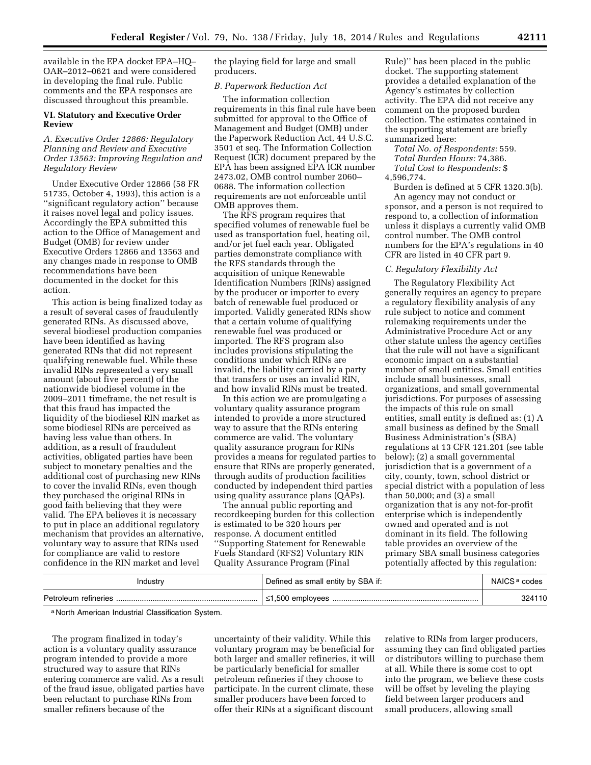available in the EPA docket EPA–HQ–OAR–2012–0621 and were considered in developing the final rule. Public comments and the EPA responses are discussed throughout this preamble.

## VI. Statutory and Executive Order Review

### *A. Executive Order 12866: Regulatory Planning and Review and Executive Order 13563: Improving Regulation and Regulatory Review*

Under Executive Order 12866 (58 FR 51735, October 4, 1993), this action is a ''significant regulatory action'' because it raises novel legal and policy issues. Accordingly the EPA submitted this action to the Office of Management and Budget (OMB) for review under Executive Orders 12866 and 13563 and any changes made in response to OMB recommendations have been documented in the docket for this action.

This action is being finalized today as a result of several cases of fraudulently generated RINs. As discussed above, several biodiesel production companies have been identified as having generated RINs that did not represent qualifying renewable fuel. While these invalid RINs represented a very small amount (about five percent) of the nationwide biodiesel volume in the 2009–2011 timeframe, the net result is that this fraud has impacted the liquidity of the biodiesel RIN market as some biodiesel RINs are perceived as having less value than others. In addition, as a result of fraudulent activities, obligated parties have been subject to monetary penalties and the additional cost of purchasing new RINs to cover the invalid RINs, even though they purchased the original RINs in good faith believing that they were valid. The EPA believes it is necessary to put in place an additional regulatory mechanism that provides an alternative, voluntary way to assure that RINs used for compliance are valid to restore confidence in the RIN market and level the playing field for large and small producers.

### *B. Paperwork Reduction Act*

The information collection requirements in this final rule have been submitted for approval to the Office of Management and Budget (OMB) under the Paperwork Reduction Act, 44 U.S.C. 3501 et seq. The Information Collection Request (ICR) document prepared by the EPA has been assigned EPA ICR number 2473.02, OMB control number 2060–0688. The information collection requirements are not enforceable until OMB approves them.

The RFS program requires that specified volumes of renewable fuel be used as transportation fuel, heating oil, and/or jet fuel each year. Obligated parties demonstrate compliance with the RFS standards through the acquisition of unique Renewable Identification Numbers (RINs) assigned by the producer or importer to every batch of renewable fuel produced or imported. Validly generated RINs show that a certain volume of qualifying renewable fuel was produced or imported. The RFS program also includes provisions stipulating the conditions under which RINs are invalid, the liability carried by a party that transfers or uses an invalid RIN, and how invalid RINs must be treated.

In this action we are promulgating a voluntary quality assurance program intended to provide a more structured way to assure that the RINs entering commerce are valid. The voluntary quality assurance program for RINs provides a means for regulated parties to ensure that RINs are properly generated, through audits of production facilities conducted by independent third parties using quality assurance plans (QAPs).

The annual public reporting and recordkeeping burden for this collection is estimated to be 320 hours per response. A document entitled ''Supporting Statement for Renewable Fuels Standard (RFS2) Voluntary RIN Quality Assurance Program (Final Rule)'' has been placed in the public docket. The supporting statement provides a detailed explanation of the Agency's estimates by collection activity. The EPA did not receive any comment on the proposed burden collection. The estimates contained in the supporting statement are briefly summarized here:

*Total No. of Respondents:* 559.
*Total Burden Hours:* 74,386.
*Total Cost to Respondents:* $ 4,596,774.

Burden is defined at 5 CFR 1320.3(b).

An agency may not conduct or sponsor, and a person is not required to respond to, a collection of information unless it displays a currently valid OMB control number. The OMB control numbers for the EPA's regulations in 40 CFR are listed in 40 CFR part 9.

### *C. Regulatory Flexibility Act*

The Regulatory Flexibility Act generally requires an agency to prepare a regulatory flexibility analysis of any rule subject to notice and comment rulemaking requirements under the Administrative Procedure Act or any other statute unless the agency certifies that the rule will not have a significant economic impact on a substantial number of small entities. Small entities include small businesses, small organizations, and small governmental jurisdictions. For purposes of assessing the impacts of this rule on small entities, small entity is defined as: (1) A small business as defined by the Small Business Administration's (SBA) regulations at 13 CFR 121.201 (see table below); (2) a small governmental jurisdiction that is a government of a city, county, town, school district or special district with a population of less than 50,000; and (3) a small organization that is any not-for-profit enterprise which is independently owned and operated and is not dominant in its field. The following table provides an overview of the primary SBA small business categories potentially affected by this regulation:

| Industry | Defined as small entity by SBA if: | NAICS [a] codes |
|---|---|---|
| Petroleum refineries | ≤1,500 employees | 324110 |

[a] North American Industrial Classification System.

The program finalized in today's action is a voluntary quality assurance program intended to provide a more structured way to assure that RINs entering commerce are valid. As a result of the fraud issue, obligated parties have been reluctant to purchase RINs from smaller refiners because of the uncertainty of their validity. While this voluntary program may be beneficial for both larger and smaller refineries, it will be particularly beneficial for smaller petroleum refineries if they choose to participate. In the current climate, these smaller producers have been forced to offer their RINs at a significant discount relative to RINs from larger producers, assuming they can find obligated parties or distributors willing to purchase them at all. While there is some cost to opt into the program, we believe these costs will be offset by leveling the playing field between larger producers and small producers, allowing small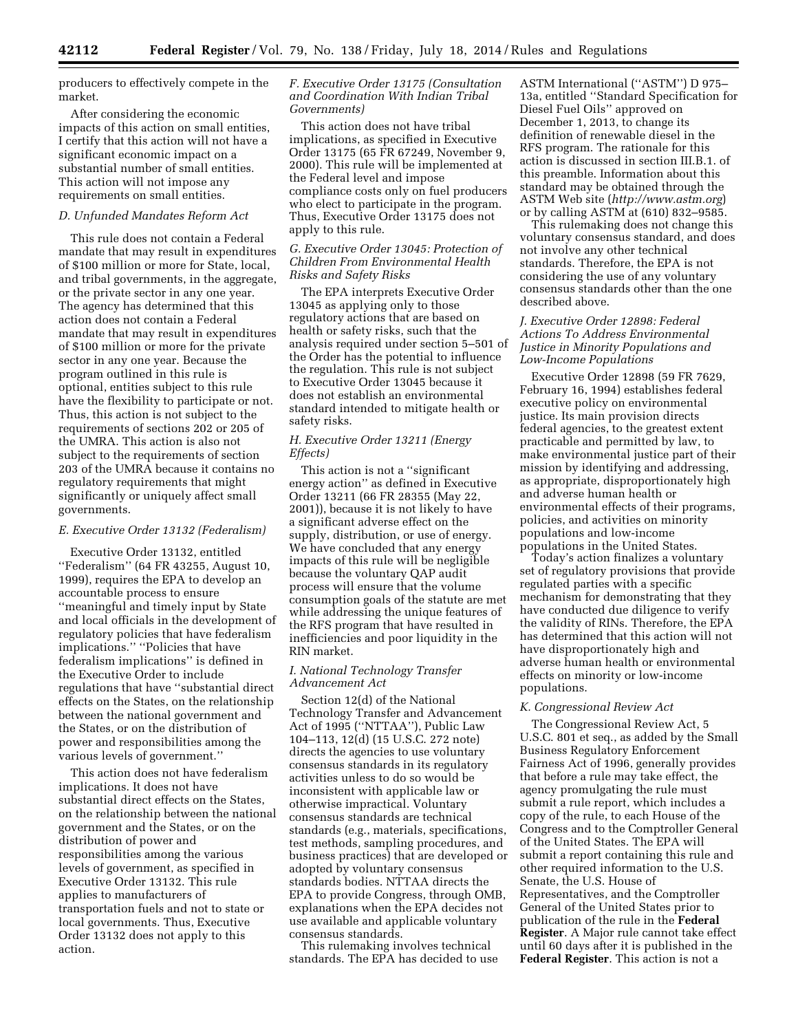producers to effectively compete in the market.

After considering the economic impacts of this action on small entities, I certify that this action will not have a significant economic impact on a substantial number of small entities. This action will not impose any requirements on small entities.

### D. Unfunded Mandates Reform Act

This rule does not contain a Federal mandate that may result in expenditures of $100 million or more for State, local, and tribal governments, in the aggregate, or the private sector in any one year. The agency has determined that this action does not contain a Federal mandate that may result in expenditures of $100 million or more for the private sector in any one year. Because the program outlined in this rule is optional, entities subject to this rule have the flexibility to participate or not. Thus, this action is not subject to the requirements of sections 202 or 205 of the UMRA. This action is also not subject to the requirements of section 203 of the UMRA because it contains no regulatory requirements that might significantly or uniquely affect small governments.

### E. Executive Order 13132 (Federalism)

Executive Order 13132, entitled ''Federalism'' (64 FR 43255, August 10, 1999), requires the EPA to develop an accountable process to ensure ''meaningful and timely input by State and local officials in the development of regulatory policies that have federalism implications.'' ''Policies that have federalism implications'' is defined in the Executive Order to include regulations that have ''substantial direct effects on the States, on the relationship between the national government and the States, or on the distribution of power and responsibilities among the various levels of government.''

This action does not have federalism implications. It does not have substantial direct effects on the States, on the relationship between the national government and the States, or on the distribution of power and responsibilities among the various levels of government, as specified in Executive Order 13132. This rule applies to manufacturers of transportation fuels and not to state or local governments. Thus, Executive Order 13132 does not apply to this action.

### F. Executive Order 13175 (Consultation and Coordination With Indian Tribal Governments)

This action does not have tribal implications, as specified in Executive Order 13175 (65 FR 67249, November 9, 2000). This rule will be implemented at the Federal level and impose compliance costs only on fuel producers who elect to participate in the program. Thus, Executive Order 13175 does not apply to this rule.

### G. Executive Order 13045: Protection of Children From Environmental Health Risks and Safety Risks

The EPA interprets Executive Order 13045 as applying only to those regulatory actions that are based on health or safety risks, such that the analysis required under section 5–501 of the Order has the potential to influence the regulation. This rule is not subject to Executive Order 13045 because it does not establish an environmental standard intended to mitigate health or safety risks.

### H. Executive Order 13211 (Energy Effects)

This action is not a ''significant energy action'' as defined in Executive Order 13211 (66 FR 28355 (May 22, 2001)), because it is not likely to have a significant adverse effect on the supply, distribution, or use of energy. We have concluded that any energy impacts of this rule will be negligible because the voluntary QAP audit process will ensure that the volume consumption goals of the statute are met while addressing the unique features of the RFS program that have resulted in inefficiencies and poor liquidity in the RIN market.

### I. National Technology Transfer Advancement Act

Section 12(d) of the National Technology Transfer and Advancement Act of 1995 (''NTTAA''), Public Law 104–113, 12(d) (15 U.S.C. 272 note) directs the agencies to use voluntary consensus standards in its regulatory activities unless to do so would be inconsistent with applicable law or otherwise impractical. Voluntary consensus standards are technical standards (e.g., materials, specifications, test methods, sampling procedures, and business practices) that are developed or adopted by voluntary consensus standards bodies. NTTAA directs the EPA to provide Congress, through OMB, explanations when the EPA decides not use available and applicable voluntary consensus standards.

This rulemaking involves technical standards. The EPA has decided to use ASTM International (''ASTM'') D 975–13a, entitled ''Standard Specification for Diesel Fuel Oils'' approved on December 1, 2013, to change its definition of renewable diesel in the RFS program. The rationale for this action is discussed in section III.B.1. of this preamble. Information about this standard may be obtained through the ASTM Web site (*http://www.astm.org*) or by calling ASTM at (610) 832–9585.

This rulemaking does not change this voluntary consensus standard, and does not involve any other technical standards. Therefore, the EPA is not considering the use of any voluntary consensus standards other than the one described above.

### J. Executive Order 12898: Federal Actions To Address Environmental Justice in Minority Populations and Low-Income Populations

Executive Order 12898 (59 FR 7629, February 16, 1994) establishes federal executive policy on environmental justice. Its main provision directs federal agencies, to the greatest extent practicable and permitted by law, to make environmental justice part of their mission by identifying and addressing, as appropriate, disproportionately high and adverse human health or environmental effects of their programs, policies, and activities on minority populations and low-income populations in the United States.

Today's action finalizes a voluntary set of regulatory provisions that provide regulated parties with a specific mechanism for demonstrating that they have conducted due diligence to verify the validity of RINs. Therefore, the EPA has determined that this action will not have disproportionately high and adverse human health or environmental effects on minority or low-income populations.

### K. Congressional Review Act

The Congressional Review Act, 5 U.S.C. 801 et seq., as added by the Small Business Regulatory Enforcement Fairness Act of 1996, generally provides that before a rule may take effect, the agency promulgating the rule must submit a rule report, which includes a copy of the rule, to each House of the Congress and to the Comptroller General of the United States. The EPA will submit a report containing this rule and other required information to the U.S. Senate, the U.S. House of Representatives, and the Comptroller General of the United States prior to publication of the rule in the **Federal Register**. A Major rule cannot take effect until 60 days after it is published in the **Federal Register**. This action is not a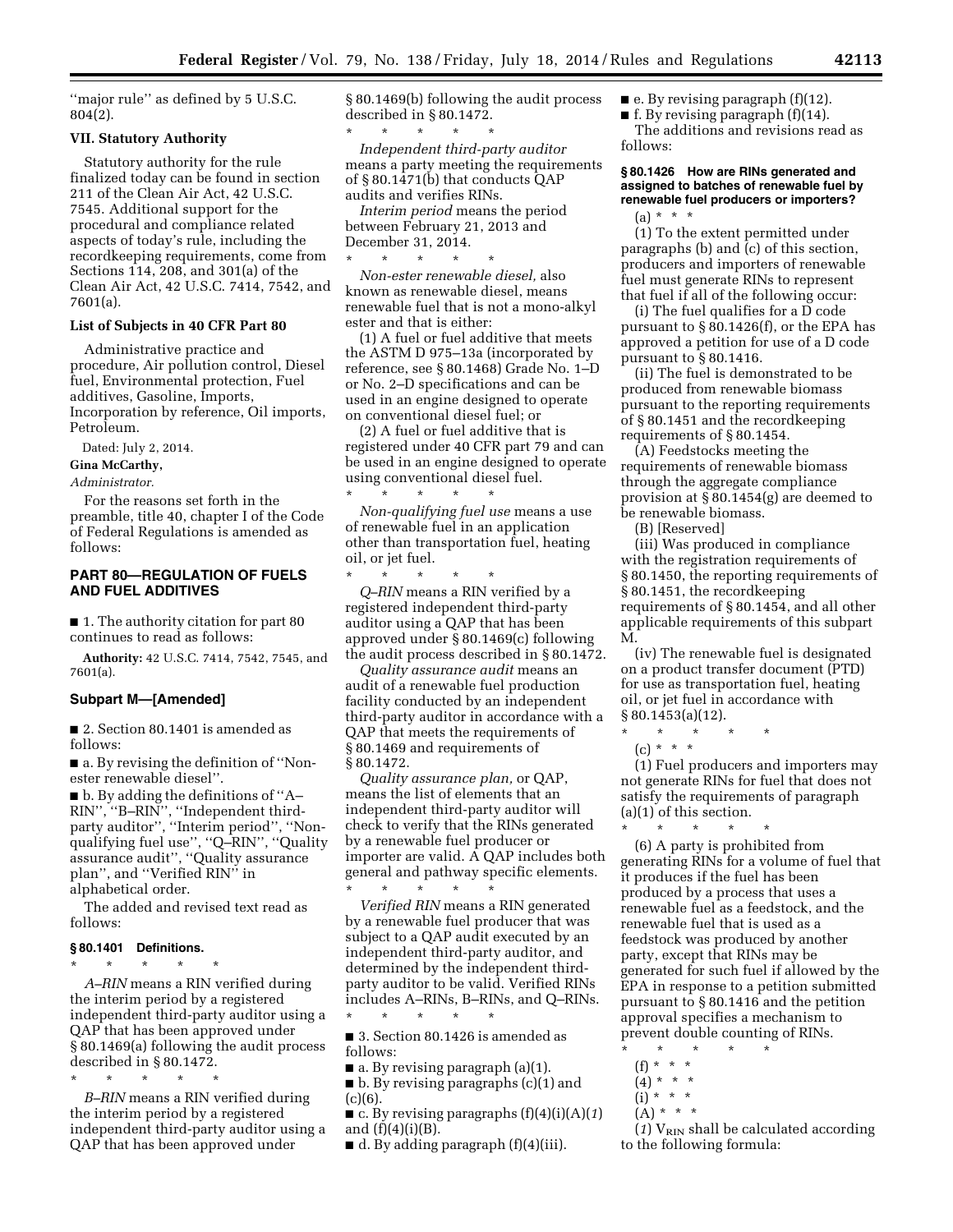''major rule'' as defined by 5 U.S.C. 804(2).

### VII. Statutory Authority

Statutory authority for the rule finalized today can be found in section 211 of the Clean Air Act, 42 U.S.C. 7545. Additional support for the procedural and compliance related aspects of today's rule, including the recordkeeping requirements, come from Sections 114, 208, and 301(a) of the Clean Air Act, 42 U.S.C. 7414, 7542, and 7601(a).

### List of Subjects in 40 CFR Part 80

Administrative practice and procedure, Air pollution control, Diesel fuel, Environmental protection, Fuel additives, Gasoline, Imports, Incorporation by reference, Oil imports, Petroleum.

Dated: July 2, 2014.

**Gina McCarthy,**

*Administrator.*

For the reasons set forth in the preamble, title 40, chapter I of the Code of Federal Regulations is amended as follows:

## PART 80—REGULATION OF FUELS AND FUEL ADDITIVES

■ 1. The authority citation for part 80 continues to read as follows:

**Authority:** 42 U.S.C. 7414, 7542, 7545, and 7601(a).

### Subpart M—[Amended]

■ 2. Section 80.1401 is amended as follows:

■ a. By revising the definition of ''Non-ester renewable diesel''.

■ b. By adding the definitions of ''A–RIN'', ''B–RIN'', ''Independent third-party auditor'', ''Interim period'', ''Non-qualifying fuel use'', ''Q–RIN'', ''Quality assurance audit'', ''Quality assurance plan'', and ''Verified RIN'' in alphabetical order.

The added and revised text read as follows:

#### § 80.1401 Definitions.

\* \* \* \* \*

*A–RIN* means a RIN verified during the interim period by a registered independent third-party auditor using a QAP that has been approved under § 80.1469(a) following the audit process described in § 80.1472.

\* \* \* \* \*

*B–RIN* means a RIN verified during the interim period by a registered independent third-party auditor using a QAP that has been approved under § 80.1469(b) following the audit process described in § 80.1472.

\* \* \* \* \*

*Independent third-party auditor* means a party meeting the requirements of § 80.1471(b) that conducts QAP audits and verifies RINs.

*Interim period* means the period between February 21, 2013 and December 31, 2014.

\* \* \* \* \*

*Non-ester renewable diesel,* also known as renewable diesel, means renewable fuel that is not a mono-alkyl ester and that is either:

(1) A fuel or fuel additive that meets the ASTM D 975–13a (incorporated by reference, see § 80.1468) Grade No. 1–D or No. 2–D specifications and can be used in an engine designed to operate on conventional diesel fuel; or

(2) A fuel or fuel additive that is registered under 40 CFR part 79 and can be used in an engine designed to operate using conventional diesel fuel.

\* \* \* \* \*

*Non-qualifying fuel use* means a use of renewable fuel in an application other than transportation fuel, heating oil, or jet fuel.

\* \* \* \* \*

*Q–RIN* means a RIN verified by a registered independent third-party auditor using a QAP that has been approved under § 80.1469(c) following the audit process described in § 80.1472.

*Quality assurance audit* means an audit of a renewable fuel production facility conducted by an independent third-party auditor in accordance with a QAP that meets the requirements of § 80.1469 and requirements of § 80.1472.

*Quality assurance plan,* or QAP, means the list of elements that an independent third-party auditor will check to verify that the RINs generated by a renewable fuel producer or importer are valid. A QAP includes both general and pathway specific elements.

\* \* \* \* \*

*Verified RIN* means a RIN generated by a renewable fuel producer that was subject to a QAP audit executed by an independent third-party auditor, and determined by the independent third-party auditor to be valid. Verified RINs includes A–RINs, B–RINs, and Q–RINs.

\* \* \* \* \*

■ 3. Section 80.1426 is amended as follows:

■ a. By revising paragraph (a)(1).

■ b. By revising paragraphs (c)(1) and (c)(6).

■ c. By revising paragraphs (f)(4)(i)(A)(*1*) and (f)(4)(i)(B).

■ d. By adding paragraph (f)(4)(iii).

■ e. By revising paragraph (f)(12).

■ f. By revising paragraph (f)(14).

The additions and revisions read as follows:

#### § 80.1426 How are RINs generated and assigned to batches of renewable fuel by renewable fuel producers or importers?

(a) \* \* \*

(1) To the extent permitted under paragraphs (b) and (c) of this section, producers and importers of renewable fuel must generate RINs to represent that fuel if all of the following occur:

(i) The fuel qualifies for a D code pursuant to § 80.1426(f), or the EPA has approved a petition for use of a D code pursuant to § 80.1416.

(ii) The fuel is demonstrated to be produced from renewable biomass pursuant to the reporting requirements of § 80.1451 and the recordkeeping requirements of § 80.1454.

(A) Feedstocks meeting the requirements of renewable biomass through the aggregate compliance provision at § 80.1454(g) are deemed to be renewable biomass.

(B) [Reserved]

(iii) Was produced in compliance with the registration requirements of § 80.1450, the reporting requirements of § 80.1451, the recordkeeping requirements of § 80.1454, and all other applicable requirements of this subpart M.

(iv) The renewable fuel is designated on a product transfer document (PTD) for use as transportation fuel, heating oil, or jet fuel in accordance with § 80.1453(a)(12).

\* \* \* \* \*

(c) \* \* \*

(1) Fuel producers and importers may not generate RINs for fuel that does not satisfy the requirements of paragraph (a)(1) of this section.

\* \* \* \* \*

(6) A party is prohibited from generating RINs for a volume of fuel that it produces if the fuel has been produced by a process that uses a renewable fuel as a feedstock, and the renewable fuel that is used as a feedstock was produced by another party, except that RINs may be generated for such fuel if allowed by the EPA in response to a petition submitted pursuant to § 80.1416 and the petition approval specifies a mechanism to prevent double counting of RINs.

\* \* \* \* \*

(f) \* \* \*

(4) \* \* \*

(i) \* \* \*

(A) \* \* \*

(*1*) $V_{RIN}$ shall be calculated according to the following formula: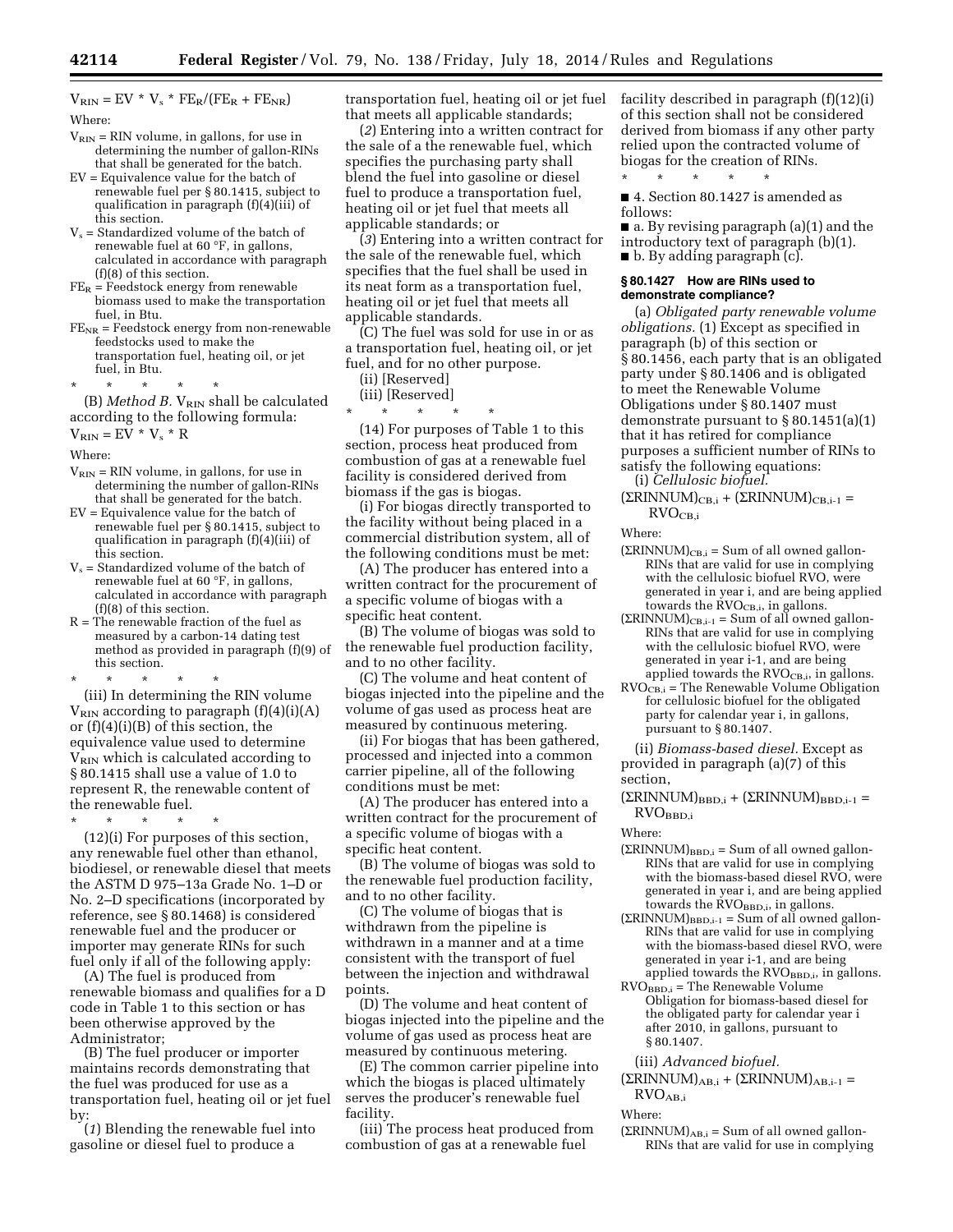$V_{RIN} = EV * V_s * FE_R/(FE_R + FE_{NR})$

Where:

$V_{RIN}$ = RIN volume, in gallons, for use in determining the number of gallon-RINs that shall be generated for the batch.

EV = Equivalence value for the batch of renewable fuel per § 80.1415, subject to qualification in paragraph (f)(4)(iii) of this section.

$V_s$ = Standardized volume of the batch of renewable fuel at 60 °F, in gallons, calculated in accordance with paragraph (f)(8) of this section.

$FE_R$ = Feedstock energy from renewable biomass used to make the transportation fuel, in Btu.

$FE_{NR}$ = Feedstock energy from non-renewable feedstocks used to make the transportation fuel, heating oil, or jet fuel, in Btu.

\* \* \* \* \*

(B) *Method B.* $V_{RIN}$ shall be calculated according to the following formula:

$V_{RIN} = EV * V_s * R$

Where:

$V_{RIN}$ = RIN volume, in gallons, for use in determining the number of gallon-RINs that shall be generated for the batch.

EV = Equivalence value for the batch of renewable fuel per § 80.1415, subject to qualification in paragraph (f)(4)(iii) of this section.

$V_s$ = Standardized volume of the batch of renewable fuel at 60 °F, in gallons, calculated in accordance with paragraph (f)(8) of this section.

R = The renewable fraction of the fuel as measured by a carbon-14 dating test method as provided in paragraph (f)(9) of this section.

\* \* \* \* \*

(iii) In determining the RIN volume $V_{RIN}$ according to paragraph (f)(4)(i)(A) or (f)(4)(i)(B) of this section, the equivalence value used to determine $V_{RIN}$ which is calculated according to § 80.1415 shall use a value of 1.0 to represent R, the renewable content of the renewable fuel.

\* \* \* \* \*

(12)(i) For purposes of this section, any renewable fuel other than ethanol, biodiesel, or renewable diesel that meets the ASTM D 975–13a Grade No. 1–D or No. 2–D specifications (incorporated by reference, see § 80.1468) is considered renewable fuel and the producer or importer may generate RINs for such fuel only if all of the following apply:

(A) The fuel is produced from renewable biomass and qualifies for a D code in Table 1 to this section or has been otherwise approved by the Administrator;

(B) The fuel producer or importer maintains records demonstrating that the fuel was produced for use as a transportation fuel, heating oil or jet fuel by:

(*1*) Blending the renewable fuel into gasoline or diesel fuel to produce a transportation fuel, heating oil or jet fuel that meets all applicable standards;

(*2*) Entering into a written contract for the sale of a the renewable fuel, which specifies the purchasing party shall blend the fuel into gasoline or diesel fuel to produce a transportation fuel, heating oil or jet fuel that meets all applicable standards; or

(*3*) Entering into a written contract for the sale of the renewable fuel, which specifies that the fuel shall be used in its neat form as a transportation fuel, heating oil or jet fuel that meets all applicable standards.

(C) The fuel was sold for use in or as a transportation fuel, heating oil, or jet fuel, and for no other purpose.

(ii) [Reserved]

(iii) [Reserved]

\* \* \* \* \*

(14) For purposes of Table 1 to this section, process heat produced from combustion of gas at a renewable fuel facility is considered derived from biomass if the gas is biogas.

(i) For biogas directly transported to the facility without being placed in a commercial distribution system, all of the following conditions must be met:

(A) The producer has entered into a written contract for the procurement of a specific volume of biogas with a specific heat content.

(B) The volume of biogas was sold to the renewable fuel production facility, and to no other facility.

(C) The volume and heat content of biogas injected into the pipeline and the volume of gas used as process heat are measured by continuous metering.

(ii) For biogas that has been gathered, processed and injected into a common carrier pipeline, all of the following conditions must be met:

(A) The producer has entered into a written contract for the procurement of a specific volume of biogas with a specific heat content.

(B) The volume of biogas was sold to the renewable fuel production facility, and to no other facility.

(C) The volume of biogas that is withdrawn from the pipeline is withdrawn in a manner and at a time consistent with the transport of fuel between the injection and withdrawal points.

(D) The volume and heat content of biogas injected into the pipeline and the volume of gas used as process heat are measured by continuous metering.

(E) The common carrier pipeline into which the biogas is placed ultimately serves the producer's renewable fuel facility.

(iii) The process heat produced from combustion of gas at a renewable fuel facility described in paragraph (f)(12)(i) of this section shall not be considered derived from biomass if any other party relied upon the contracted volume of biogas for the creation of RINs.

\* \* \* \* \*

■ 4. Section 80.1427 is amended as follows:

■ a. By revising paragraph (a)(1) and the introductory text of paragraph (b)(1).

■ b. By adding paragraph (c).

### § 80.1427 How are RINs used to demonstrate compliance?

(a) *Obligated party renewable volume obligations.* (1) Except as specified in paragraph (b) of this section or § 80.1456, each party that is an obligated party under § 80.1406 and is obligated to meet the Renewable Volume Obligations under § 80.1407 must demonstrate pursuant to § 80.1451(a)(1) that it has retired for compliance purposes a sufficient number of RINs to satisfy the following equations:

(i) *Cellulosic biofuel.*

$(\Sigma RINNUM)_{CB,i} + (\Sigma RINNUM)_{CB,i-1} = RVO_{CB,i}$

Where:

$(\Sigma RINNUM)_{CB,i}$ = Sum of all owned gallon-RINs that are valid for use in complying with the cellulosic biofuel RVO, were generated in year i, and are being applied towards the $RVO_{CB,i}$, in gallons.

$(\Sigma RINNUM)_{CB,i-1}$ = Sum of all owned gallon-RINs that are valid for use in complying with the cellulosic biofuel RVO, were generated in year i-1, and are being applied towards the $RVO_{CB,i}$, in gallons.

$RVO_{CB,i}$ = The Renewable Volume Obligation for cellulosic biofuel for the obligated party for calendar year i, in gallons, pursuant to § 80.1407.

(ii) *Biomass-based diesel.* Except as provided in paragraph (a)(7) of this section,

$(\Sigma RINNUM)_{BBD,i} + (\Sigma RINNUM)_{BBD,i-1} = RVO_{BBD,i}$

Where:

$(\Sigma RINNUM)_{BBD,i}$ = Sum of all owned gallon-RINs that are valid for use in complying with the biomass-based diesel RVO, were generated in year i, and are being applied towards the $RVO_{BBD,i}$, in gallons.

$(\Sigma RINNUM)_{BBD,i-1}$ = Sum of all owned gallon-RINs that are valid for use in complying with the biomass-based diesel RVO, were generated in year i-1, and are being applied towards the $RVO_{BBD,i}$, in gallons.

$RVO_{BBD,i}$ = The Renewable Volume Obligation for biomass-based diesel for the obligated party for calendar year i after 2010, in gallons, pursuant to § 80.1407.

(iii) *Advanced biofuel.*

$(\Sigma RINNUM)_{AB,i} + (\Sigma RINNUM)_{AB,i-1} = RVO_{AB,i}$

Where:

$(\Sigma RINNUM)_{AB,i}$ = Sum of all owned gallon-RINs that are valid for use in complying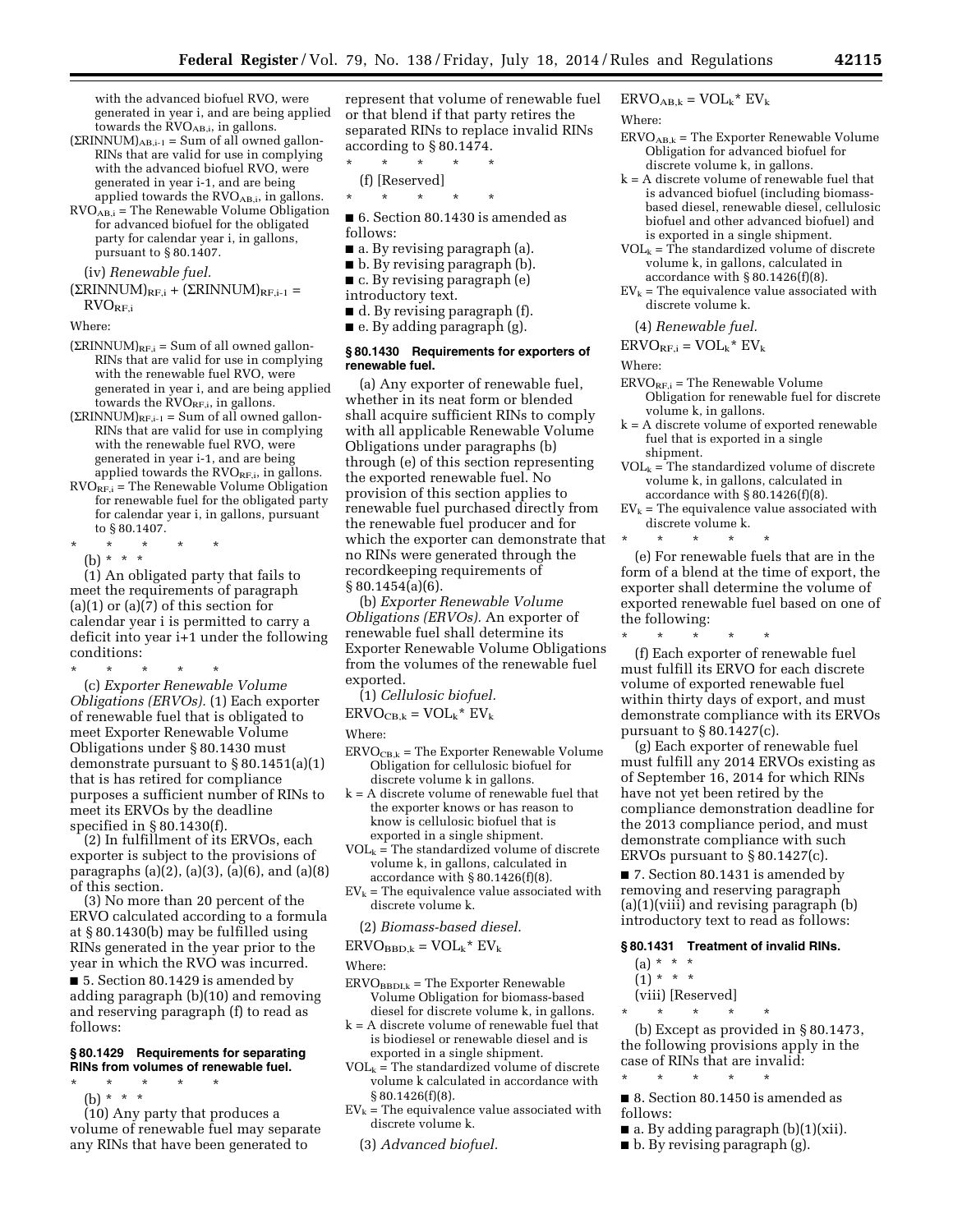with the advanced biofuel RVO, were generated in year i, and are being applied towards the $RVO_{AB,i}$, in gallons.

$(\Sigma RINNUM)_{AB,i-1}$ = Sum of all owned gallon-RINs that are valid for use in complying with the advanced biofuel RVO, were generated in year i-1, and are being applied towards the $RVO_{AB,i}$, in gallons.

$RVO_{AB,i}$ = The Renewable Volume Obligation for advanced biofuel for the obligated party for calendar year i, in gallons, pursuant to § 80.1407.

(iv) *Renewable fuel.*

$$(\Sigma RINNUM)_{RF,i} + (\Sigma RINNUM)_{RF,i-1} = RVO_{RF,i}$$

Where:

$(\Sigma RINNUM)_{RF,i}$ = Sum of all owned gallon-RINs that are valid for use in complying with the renewable fuel RVO, were generated in year i, and are being applied towards the $RVO_{RF,i}$, in gallons.

$(\Sigma RINNUM)_{RF,i-1}$ = Sum of all owned gallon-RINs that are valid for use in complying with the renewable fuel RVO, were generated in year i-1, and are being applied towards the $RVO_{RF,i}$, in gallons.

$RVO_{RF,i}$ = The Renewable Volume Obligation for renewable fuel for the obligated party for calendar year i, in gallons, pursuant to § 80.1407.

\* \* \* \* \*

(b) \* \* \*

(1) An obligated party that fails to meet the requirements of paragraph (a)(1) or (a)(7) of this section for calendar year i is permitted to carry a deficit into year i+1 under the following conditions:

\* \* \* \* \*

(c) *Exporter Renewable Volume Obligations (ERVOs).* (1) Each exporter of renewable fuel that is obligated to meet Exporter Renewable Volume Obligations under § 80.1430 must demonstrate pursuant to § 80.1451(a)(1) that is has retired for compliance purposes a sufficient number of RINs to meet its ERVOs by the deadline specified in § 80.1430(f).

(2) In fulfillment of its ERVOs, each exporter is subject to the provisions of paragraphs (a)(2), (a)(3), (a)(6), and (a)(8) of this section.

(3) No more than 20 percent of the ERVO calculated according to a formula at § 80.1430(b) may be fulfilled using RINs generated in the year prior to the year in which the RVO was incurred.

■ 5. Section 80.1429 is amended by adding paragraph (b)(10) and removing and reserving paragraph (f) to read as follows:

#### § 80.1429 Requirements for separating RINs from volumes of renewable fuel.

\* \* \* \* \*

(b) \* \* \*

(10) Any party that produces a volume of renewable fuel may separate any RINs that have been generated to represent that volume of renewable fuel or that blend if that party retires the separated RINs to replace invalid RINs according to § 80.1474.

\* \* \* \* \*

(f) [Reserved]

\* \* \* \* \*

■ 6. Section 80.1430 is amended as follows:

■ a. By revising paragraph (a).

■ b. By revising paragraph (b).

■ c. By revising paragraph (e) introductory text.

■ d. By revising paragraph (f).

■ e. By adding paragraph (g).

#### § 80.1430 Requirements for exporters of renewable fuel.

(a) Any exporter of renewable fuel, whether in its neat form or blended shall acquire sufficient RINs to comply with all applicable Renewable Volume Obligations under paragraphs (b) through (e) of this section representing the exported renewable fuel. No provision of this section applies to renewable fuel purchased directly from the renewable fuel producer and for which the exporter can demonstrate that no RINs were generated through the recordkeeping requirements of § 80.1454(a)(6).

(b) *Exporter Renewable Volume Obligations (ERVOs).* An exporter of renewable fuel shall determine its Exporter Renewable Volume Obligations from the volumes of the renewable fuel exported.

(1) *Cellulosic biofuel.*

$$ERVO_{CB,k} = VOL_k * EV_k$$

Where:

$ERVO_{CB,k}$ = The Exporter Renewable Volume Obligation for cellulosic biofuel for discrete volume k in gallons.

k = A discrete volume of renewable fuel that the exporter knows or has reason to know is cellulosic biofuel that is exported in a single shipment.

$VOL_k$ = The standardized volume of discrete volume k, in gallons, calculated in accordance with § 80.1426(f)(8).

$EV_k$ = The equivalence value associated with discrete volume k.

(2) *Biomass-based diesel.*

$$ERVO_{BBD,k} = VOL_k * EV_k$$

Where:

$ERVO_{BBDI,k}$ = The Exporter Renewable Volume Obligation for biomass-based diesel for discrete volume k, in gallons.

k = A discrete volume of renewable fuel that is biodiesel or renewable diesel and is exported in a single shipment.

$VOL_k$ = The standardized volume of discrete volume k calculated in accordance with § 80.1426(f)(8).

$EV_k$ = The equivalence value associated with discrete volume k.

(3) *Advanced biofuel.*

$$ERVO_{AB,k} = VOL_k * EV_k$$

Where:

$ERVO_{AB,k}$ = The Exporter Renewable Volume Obligation for advanced biofuel for discrete volume k, in gallons.

k = A discrete volume of renewable fuel that is advanced biofuel (including biomass-based diesel, renewable diesel, cellulosic biofuel and other advanced biofuel) and is exported in a single shipment.

$VOL_k$ = The standardized volume of discrete volume k, in gallons, calculated in accordance with § 80.1426(f)(8).

$EV_k$ = The equivalence value associated with discrete volume k.

(4) *Renewable fuel.*

$$ERVO_{RF,i} = VOL_k * EV_k$$

Where:

$ERVO_{RF,i}$ = The Renewable Volume Obligation for renewable fuel for discrete volume k, in gallons.

k = A discrete volume of exported renewable fuel that is exported in a single shipment.

$VOL_k$ = The standardized volume of discrete volume k, in gallons, calculated in accordance with § 80.1426(f)(8).

$EV_k$ = The equivalence value associated with discrete volume k.

\* \* \* \* \*

(e) For renewable fuels that are in the form of a blend at the time of export, the exporter shall determine the volume of exported renewable fuel based on one of the following:

\* \* \* \* \*

(f) Each exporter of renewable fuel must fulfill its ERVO for each discrete volume of exported renewable fuel within thirty days of export, and must demonstrate compliance with its ERVOs pursuant to § 80.1427(c).

(g) Each exporter of renewable fuel must fulfill any 2014 ERVOs existing as of September 16, 2014 for which RINs have not yet been retired by the compliance demonstration deadline for the 2013 compliance period, and must demonstrate compliance with such ERVOs pursuant to § 80.1427(c).

■ 7. Section 80.1431 is amended by removing and reserving paragraph (a)(1)(viii) and revising paragraph (b) introductory text to read as follows:

#### § 80.1431 Treatment of invalid RINs.

(a) \* \* \*

(1) \* \* \*

(viii) [Reserved]

\* \* \* \* \*

(b) Except as provided in § 80.1473, the following provisions apply in the case of RINs that are invalid:

\* \* \* \* \*

■ 8. Section 80.1450 is amended as follows:

■ a. By adding paragraph (b)(1)(xii).

■ b. By revising paragraph (g).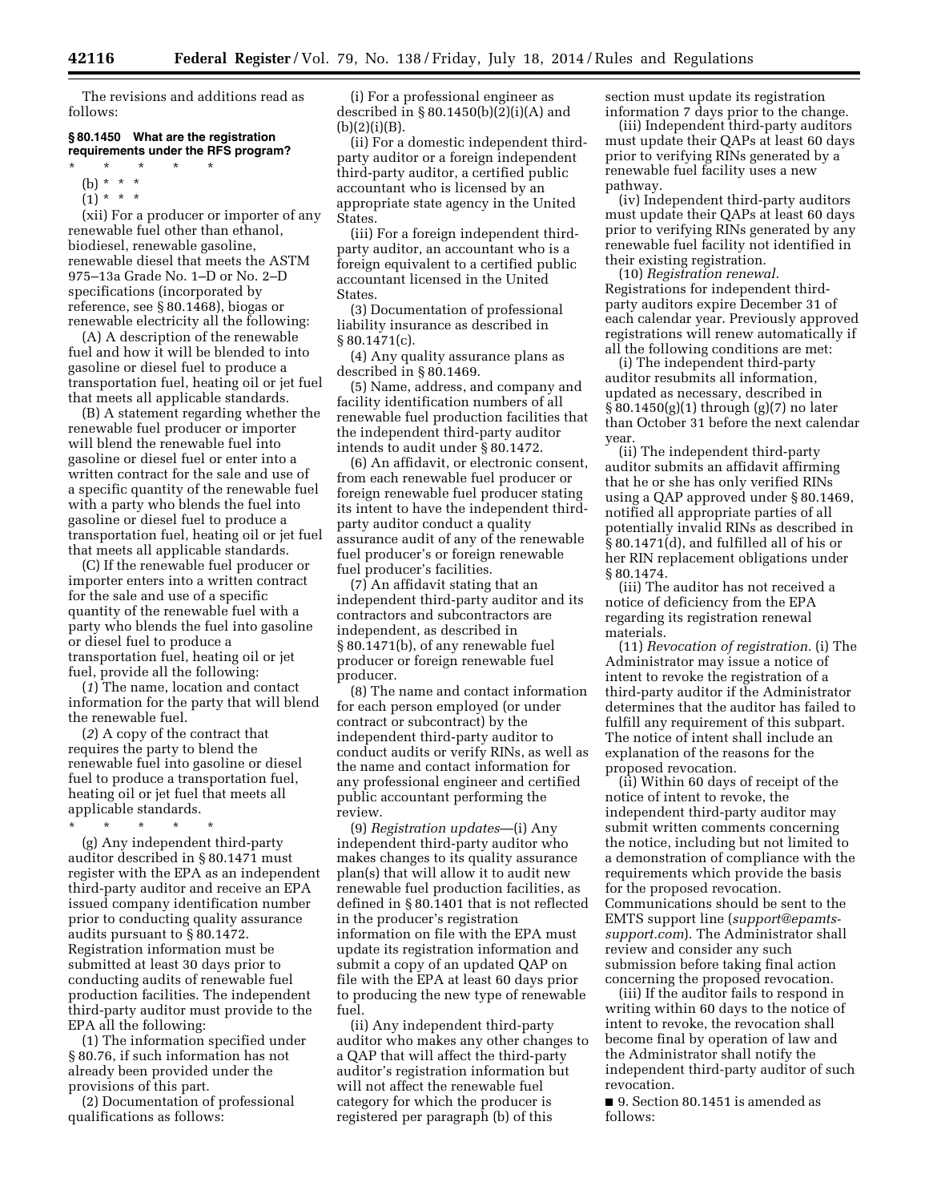The revisions and additions read as follows:

**§ 80.1450 What are the registration requirements under the RFS program?**

\* \* \* \* \*

(b) \* \* \*

(1) \* \* \*

(xii) For a producer or importer of any renewable fuel other than ethanol, biodiesel, renewable gasoline, renewable diesel that meets the ASTM 975–13a Grade No. 1–D or No. 2–D specifications (incorporated by reference, see § 80.1468), biogas or renewable electricity all the following:

(A) A description of the renewable fuel and how it will be blended to into gasoline or diesel fuel to produce a transportation fuel, heating oil or jet fuel that meets all applicable standards.

(B) A statement regarding whether the renewable fuel producer or importer will blend the renewable fuel into gasoline or diesel fuel or enter into a written contract for the sale and use of a specific quantity of the renewable fuel with a party who blends the fuel into gasoline or diesel fuel to produce a transportation fuel, heating oil or jet fuel that meets all applicable standards.

(C) If the renewable fuel producer or importer enters into a written contract for the sale and use of a specific quantity of the renewable fuel with a party who blends the fuel into gasoline or diesel fuel to produce a transportation fuel, heating oil or jet fuel, provide all the following:

(*1*) The name, location and contact information for the party that will blend the renewable fuel.

(*2*) A copy of the contract that requires the party to blend the renewable fuel into gasoline or diesel fuel to produce a transportation fuel, heating oil or jet fuel that meets all applicable standards.

\* \* \* \* \*

(g) Any independent third-party auditor described in § 80.1471 must register with the EPA as an independent third-party auditor and receive an EPA issued company identification number prior to conducting quality assurance audits pursuant to § 80.1472. Registration information must be submitted at least 30 days prior to conducting audits of renewable fuel production facilities. The independent third-party auditor must provide to the EPA all the following:

(1) The information specified under § 80.76, if such information has not already been provided under the provisions of this part.

(2) Documentation of professional qualifications as follows:

(i) For a professional engineer as described in § 80.1450(b)(2)(i)(A) and (b)(2)(i)(B).

(ii) For a domestic independent third-party auditor or a foreign independent third-party auditor, a certified public accountant who is licensed by an appropriate state agency in the United States.

(iii) For a foreign independent third-party auditor, an accountant who is a foreign equivalent to a certified public accountant licensed in the United States.

(3) Documentation of professional liability insurance as described in § 80.1471(c).

(4) Any quality assurance plans as described in § 80.1469.

(5) Name, address, and company and facility identification numbers of all renewable fuel production facilities that the independent third-party auditor intends to audit under § 80.1472.

(6) An affidavit, or electronic consent, from each renewable fuel producer or foreign renewable fuel producer stating its intent to have the independent third-party auditor conduct a quality assurance audit of any of the renewable fuel producer's or foreign renewable fuel producer's facilities.

(7) An affidavit stating that an independent third-party auditor and its contractors and subcontractors are independent, as described in § 80.1471(b), of any renewable fuel producer or foreign renewable fuel producer.

(8) The name and contact information for each person employed (or under contract or subcontract) by the independent third-party auditor to conduct audits or verify RINs, as well as the name and contact information for any professional engineer and certified public accountant performing the review.

(9) *Registration updates*—(i) Any independent third-party auditor who makes changes to its quality assurance plan(s) that will allow it to audit new renewable fuel production facilities, as defined in § 80.1401 that is not reflected in the producer's registration information on file with the EPA must update its registration information and submit a copy of an updated QAP on file with the EPA at least 60 days prior to producing the new type of renewable fuel.

(ii) Any independent third-party auditor who makes any other changes to a QAP that will affect the third-party auditor's registration information but will not affect the renewable fuel category for which the producer is registered per paragraph (b) of this section must update its registration information 7 days prior to the change.

(iii) Independent third-party auditors must update their QAPs at least 60 days prior to verifying RINs generated by a renewable fuel facility uses a new pathway.

(iv) Independent third-party auditors must update their QAPs at least 60 days prior to verifying RINs generated by any renewable fuel facility not identified in their existing registration.

(10) *Registration renewal*. Registrations for independent third-party auditors expire December 31 of each calendar year. Previously approved registrations will renew automatically if all the following conditions are met:

(i) The independent third-party auditor resubmits all information, updated as necessary, described in § 80.1450(g)(1) through (g)(7) no later than October 31 before the next calendar year.

(ii) The independent third-party auditor submits an affidavit affirming that he or she has only verified RINs using a QAP approved under § 80.1469, notified all appropriate parties of all potentially invalid RINs as described in § 80.1471(d), and fulfilled all of his or her RIN replacement obligations under § 80.1474.

(iii) The auditor has not received a notice of deficiency from the EPA regarding its registration renewal materials.

(11) *Revocation of registration*. (i) The Administrator may issue a notice of intent to revoke the registration of a third-party auditor if the Administrator determines that the auditor has failed to fulfill any requirement of this subpart. The notice of intent shall include an explanation of the reasons for the proposed revocation.

(ii) Within 60 days of receipt of the notice of intent to revoke, the independent third-party auditor may submit written comments concerning the notice, including but not limited to a demonstration of compliance with the requirements which provide the basis for the proposed revocation. Communications should be sent to the EMTS support line (*support@epamts-support.com*). The Administrator shall review and consider any such submission before taking final action concerning the proposed revocation.

(iii) If the auditor fails to respond in writing within 60 days to the notice of intent to revoke, the revocation shall become final by operation of law and the Administrator shall notify the independent third-party auditor of such revocation.

■ 9. Section 80.1451 is amended as follows: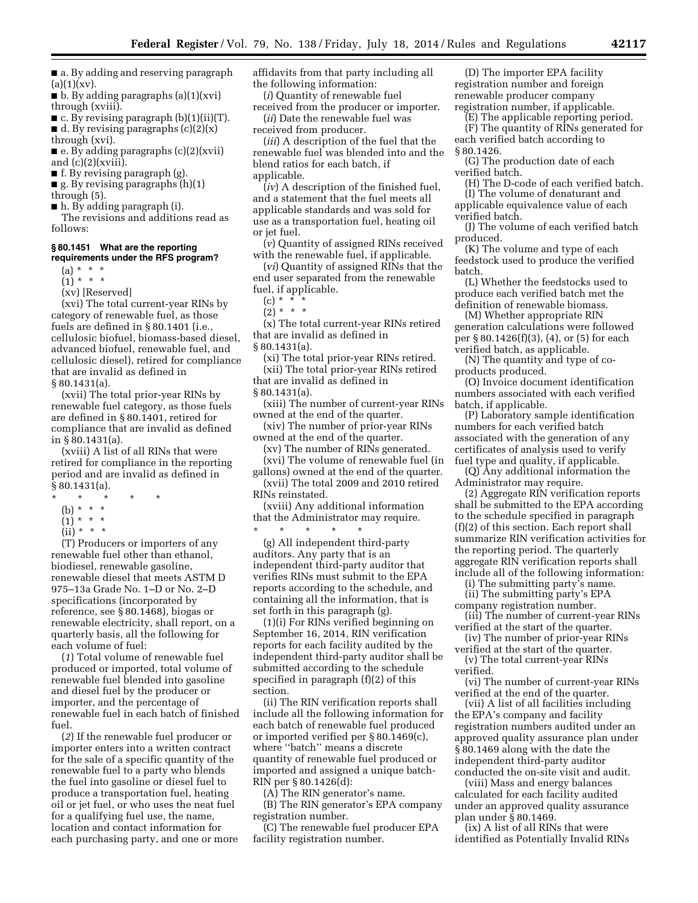■ a. By adding and reserving paragraph (a)(1)(xv).

■ b. By adding paragraphs (a)(1)(xvi) through (xviii).

■ c. By revising paragraph (b)(1)(ii)(T).

■ d. By revising paragraphs (c)(2)(x) through (xvi).

■ e. By adding paragraphs (c)(2)(xvii) and (c)(2)(xviii).

■ f. By revising paragraph (g).

■ g. By revising paragraphs (h)(1) through (5).

■ h. By adding paragraph (i).

The revisions and additions read as follows:

**§ 80.1451 What are the reporting requirements under the RFS program?**

(a) * * *

(1) * * *

(xv) [Reserved]

(xvi) The total current-year RINs by category of renewable fuel, as those fuels are defined in § 80.1401 (i.e., cellulosic biofuel, biomass-based diesel, advanced biofuel, renewable fuel, and cellulosic diesel), retired for compliance that are invalid as defined in § 80.1431(a).

(xvii) The total prior-year RINs by renewable fuel category, as those fuels are defined in § 80.1401, retired for compliance that are invalid as defined in § 80.1431(a).

(xviii) A list of all RINs that were retired for compliance in the reporting period and are invalid as defined in § 80.1431(a).

\* \* \* \* \*

(b) * * *

(1) * * *

(ii) * * *

(T) Producers or importers of any renewable fuel other than ethanol, biodiesel, renewable gasoline, renewable diesel that meets ASTM D 975–13a Grade No. 1–D or No. 2–D specifications (incorporated by reference, see § 80.1468), biogas or renewable electricity, shall report, on a quarterly basis, all the following for each volume of fuel:

(*1*) Total volume of renewable fuel produced or imported, total volume of renewable fuel blended into gasoline and diesel fuel by the producer or importer, and the percentage of renewable fuel in each batch of finished fuel.

(*2*) If the renewable fuel producer or importer enters into a written contract for the sale of a specific quantity of the renewable fuel to a party who blends the fuel into gasoline or diesel fuel to produce a transportation fuel, heating oil or jet fuel, or who uses the neat fuel for a qualifying fuel use, the name, location and contact information for each purchasing party, and one or more affidavits from that party including all the following information:

(*i*) Quantity of renewable fuel received from the producer or importer.

(*ii*) Date the renewable fuel was received from producer.

(*iii*) A description of the fuel that the renewable fuel was blended into and the blend ratios for each batch, if applicable.

(*iv*) A description of the finished fuel, and a statement that the fuel meets all applicable standards and was sold for use as a transportation fuel, heating oil or jet fuel.

(*v*) Quantity of assigned RINs received with the renewable fuel, if applicable.

(*vi*) Quantity of assigned RINs that the end user separated from the renewable fuel, if applicable.

(c) * * *

(2) * * *

(x) The total current-year RINs retired that are invalid as defined in § 80.1431(a).

(xi) The total prior-year RINs retired.

(xii) The total prior-year RINs retired that are invalid as defined in § 80.1431(a).

(xiii) The number of current-year RINs owned at the end of the quarter.

(xiv) The number of prior-year RINs owned at the end of the quarter.

(xv) The number of RINs generated.

(xvi) The volume of renewable fuel (in gallons) owned at the end of the quarter.

(xvii) The total 2009 and 2010 retired RINs reinstated.

(xviii) Any additional information that the Administrator may require.

\* \* \* \* \*

(g) All independent third-party auditors. Any party that is an independent third-party auditor that verifies RINs must submit to the EPA reports according to the schedule, and containing all the information, that is set forth in this paragraph (g).

(1)(i) For RINs verified beginning on September 16, 2014, RIN verification reports for each facility audited by the independent third-party auditor shall be submitted according to the schedule specified in paragraph (f)(2) of this section.

(ii) The RIN verification reports shall include all the following information for each batch of renewable fuel produced or imported verified per § 80.1469(c), where "batch" means a discrete quantity of renewable fuel produced or imported and assigned a unique batch-RIN per § 80.1426(d):

(A) The RIN generator's name.

(B) The RIN generator's EPA company registration number.

(C) The renewable fuel producer EPA facility registration number.

(D) The importer EPA facility registration number and foreign renewable producer company registration number, if applicable.

(E) The applicable reporting period.

(F) The quantity of RINs generated for each verified batch according to § 80.1426.

(G) The production date of each verified batch.

(H) The D-code of each verified batch.

(I) The volume of denaturant and applicable equivalence value of each verified batch.

(J) The volume of each verified batch produced.

(K) The volume and type of each feedstock used to produce the verified batch.

(L) Whether the feedstocks used to produce each verified batch met the definition of renewable biomass.

(M) Whether appropriate RIN generation calculations were followed per § 80.1426(f)(3), (4), or (5) for each verified batch, as applicable.

(N) The quantity and type of co-products produced.

(O) Invoice document identification numbers associated with each verified batch, if applicable.

(P) Laboratory sample identification numbers for each verified batch associated with the generation of any certificates of analysis used to verify fuel type and quality, if applicable.

(Q) Any additional information the Administrator may require.

(2) Aggregate RIN verification reports shall be submitted to the EPA according to the schedule specified in paragraph (f)(2) of this section. Each report shall summarize RIN verification activities for the reporting period. The quarterly aggregate RIN verification reports shall include all of the following information:

(i) The submitting party's name.

(ii) The submitting party's EPA company registration number.

(iii) The number of current-year RINs verified at the start of the quarter.

(iv) The number of prior-year RINs verified at the start of the quarter.

(v) The total current-year RINs verified.

(vi) The number of current-year RINs verified at the end of the quarter.

(vii) A list of all facilities including the EPA's company and facility registration numbers audited under an approved quality assurance plan under § 80.1469 along with the date the independent third-party auditor conducted the on-site visit and audit.

(viii) Mass and energy balances calculated for each facility audited under an approved quality assurance plan under § 80.1469.

(ix) A list of all RINs that were identified as Potentially Invalid RINs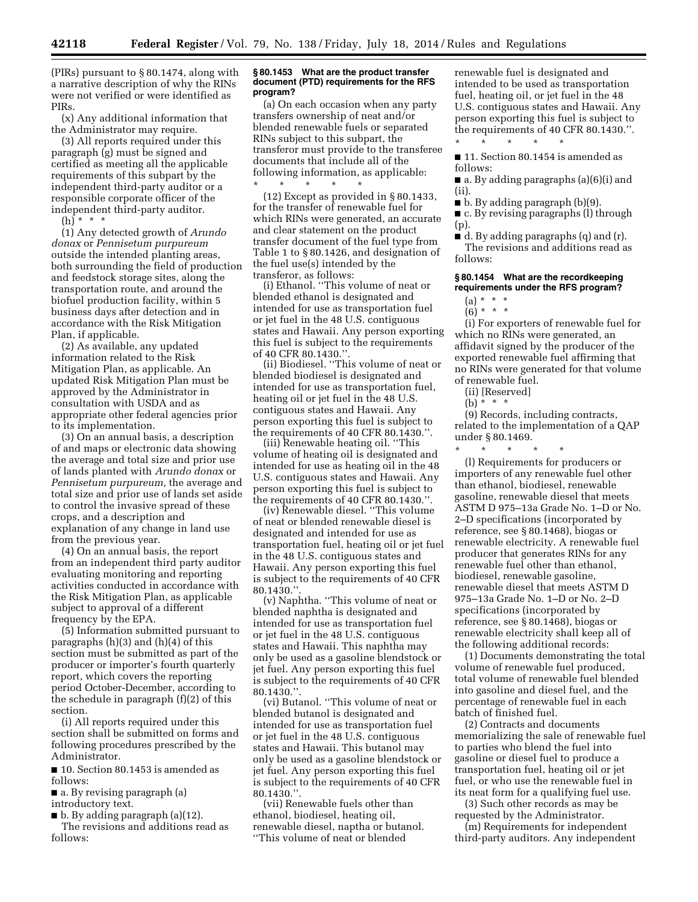(PIRs) pursuant to § 80.1474, along with a narrative description of why the RINs were not verified or were identified as PIRs.

(x) Any additional information that the Administrator may require.

(3) All reports required under this paragraph (g) must be signed and certified as meeting all the applicable requirements of this subpart by the independent third-party auditor or a responsible corporate officer of the independent third-party auditor.

(h) * * *

(1) Any detected growth of *Arundo donax* or *Pennisetum purpureum* outside the intended planting areas, both surrounding the field of production and feedstock storage sites, along the transportation route, and around the biofuel production facility, within 5 business days after detection and in accordance with the Risk Mitigation Plan, if applicable.

(2) As available, any updated information related to the Risk Mitigation Plan, as applicable. An updated Risk Mitigation Plan must be approved by the Administrator in consultation with USDA and as appropriate other federal agencies prior to its implementation.

(3) On an annual basis, a description of and maps or electronic data showing the average and total size and prior use of lands planted with *Arundo donax* or *Pennisetum purpureum,* the average and total size and prior use of lands set aside to control the invasive spread of these crops, and a description and explanation of any change in land use from the previous year.

(4) On an annual basis, the report from an independent third party auditor evaluating monitoring and reporting activities conducted in accordance with the Risk Mitigation Plan, as applicable subject to approval of a different frequency by the EPA.

(5) Information submitted pursuant to paragraphs (h)(3) and (h)(4) of this section must be submitted as part of the producer or importer's fourth quarterly report, which covers the reporting period October-December, according to the schedule in paragraph (f)(2) of this section.

(i) All reports required under this section shall be submitted on forms and following procedures prescribed by the Administrator.

■ 10. Section 80.1453 is amended as follows:

■ a. By revising paragraph (a) introductory text.

■ b. By adding paragraph (a)(12).

The revisions and additions read as follows:

**§ 80.1453 What are the product transfer document (PTD) requirements for the RFS program?**

(a) On each occasion when any party transfers ownership of neat and/or blended renewable fuels or separated RINs subject to this subpart, the transferor must provide to the transferee documents that include all of the following information, as applicable:

\* \* \* \* \*

(12) Except as provided in § 80.1433, for the transfer of renewable fuel for which RINs were generated, an accurate and clear statement on the product transfer document of the fuel type from Table 1 to § 80.1426, and designation of the fuel use(s) intended by the transferor, as follows:

(i) Ethanol. ''This volume of neat or blended ethanol is designated and intended for use as transportation fuel or jet fuel in the 48 U.S. contiguous states and Hawaii. Any person exporting this fuel is subject to the requirements of 40 CFR 80.1430.''.

(ii) Biodiesel. ''This volume of neat or blended biodiesel is designated and intended for use as transportation fuel, heating oil or jet fuel in the 48 U.S. contiguous states and Hawaii. Any person exporting this fuel is subject to the requirements of 40 CFR 80.1430.''.

(iii) Renewable heating oil. ''This volume of heating oil is designated and intended for use as heating oil in the 48 U.S. contiguous states and Hawaii. Any person exporting this fuel is subject to the requirements of 40 CFR 80.1430.''.

(iv) Renewable diesel. ''This volume of neat or blended renewable diesel is designated and intended for use as transportation fuel, heating oil or jet fuel in the 48 U.S. contiguous states and Hawaii. Any person exporting this fuel is subject to the requirements of 40 CFR 80.1430.''.

(v) Naphtha. ''This volume of neat or blended naphtha is designated and intended for use as transportation fuel or jet fuel in the 48 U.S. contiguous states and Hawaii. This naphtha may only be used as a gasoline blendstock or jet fuel. Any person exporting this fuel is subject to the requirements of 40 CFR 80.1430.''.

(vi) Butanol. ''This volume of neat or blended butanol is designated and intended for use as transportation fuel or jet fuel in the 48 U.S. contiguous states and Hawaii. This butanol may only be used as a gasoline blendstock or jet fuel. Any person exporting this fuel is subject to the requirements of 40 CFR 80.1430.''.

(vii) Renewable fuels other than ethanol, biodiesel, heating oil, renewable diesel, naptha or butanol. ''This volume of neat or blended renewable fuel is designated and intended to be used as transportation fuel, heating oil, or jet fuel in the 48 U.S. contiguous states and Hawaii. Any person exporting this fuel is subject to the requirements of 40 CFR 80.1430.''.

\* \* \* \* \*

■ 11. Section 80.1454 is amended as follows:

■ a. By adding paragraphs (a)(6)(i) and (ii).

■ b. By adding paragraph (b)(9).

■ c. By revising paragraphs (l) through (p).

■ d. By adding paragraphs (q) and (r).

The revisions and additions read as follows:

**§ 80.1454 What are the recordkeeping requirements under the RFS program?**

(a) * * *

(6) * * *

(i) For exporters of renewable fuel for which no RINs were generated, an affidavit signed by the producer of the exported renewable fuel affirming that no RINs were generated for that volume of renewable fuel.

(ii) [Reserved]

(b) * * *

(9) Records, including contracts, related to the implementation of a QAP under § 80.1469.

\* \* \* \* \*

(l) Requirements for producers or importers of any renewable fuel other than ethanol, biodiesel, renewable gasoline, renewable diesel that meets ASTM D 975–13a Grade No. 1–D or No. 2–D specifications (incorporated by reference, see § 80.1468), biogas or renewable electricity. A renewable fuel producer that generates RINs for any renewable fuel other than ethanol, biodiesel, renewable gasoline, renewable diesel that meets ASTM D 975–13a Grade No. 1–D or No. 2–D specifications (incorporated by reference, see § 80.1468), biogas or renewable electricity shall keep all of the following additional records:

(1) Documents demonstrating the total volume of renewable fuel produced, total volume of renewable fuel blended into gasoline and diesel fuel, and the percentage of renewable fuel in each batch of finished fuel.

(2) Contracts and documents memorializing the sale of renewable fuel to parties who blend the fuel into gasoline or diesel fuel to produce a transportation fuel, heating oil or jet fuel, or who use the renewable fuel in its neat form for a qualifying fuel use.

(3) Such other records as may be requested by the Administrator.

(m) Requirements for independent third-party auditors. Any independent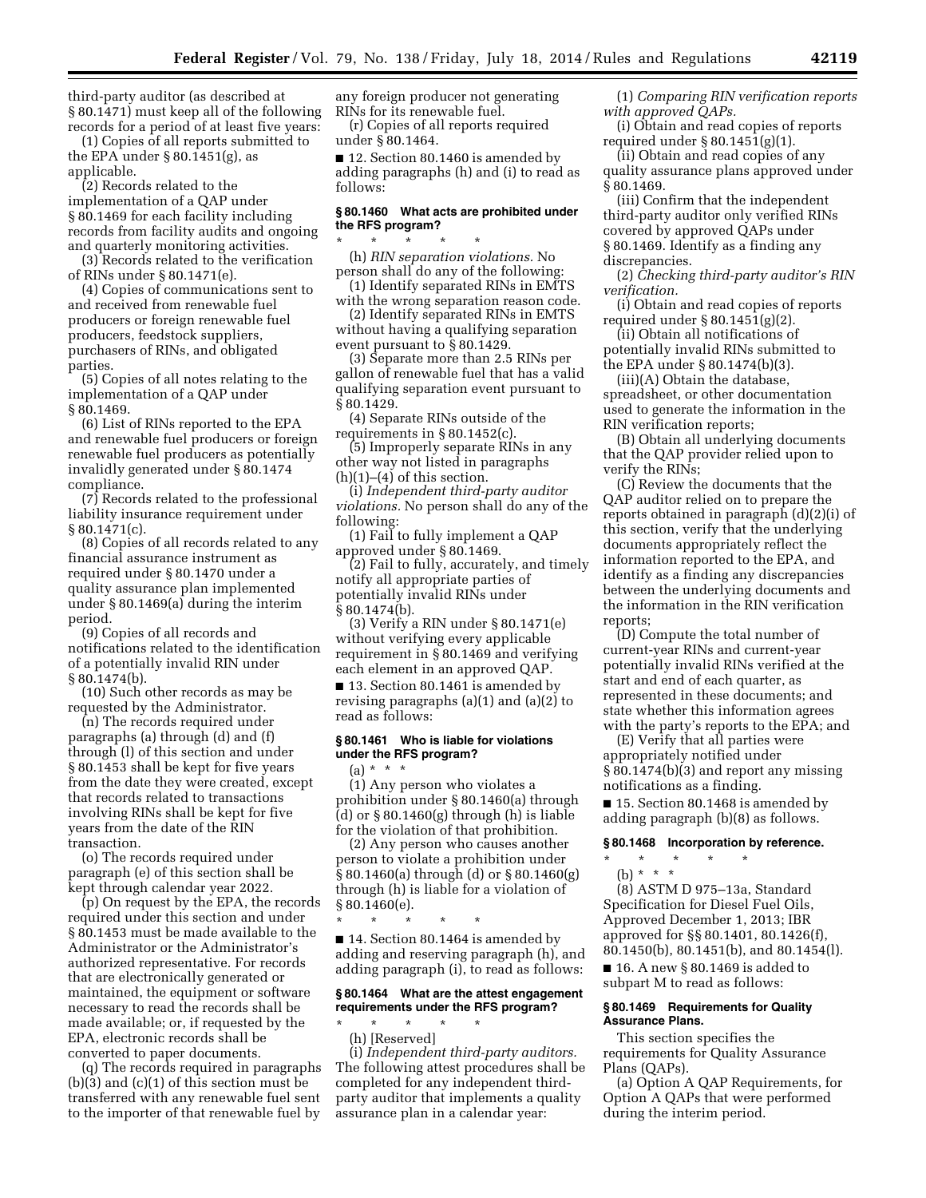third-party auditor (as described at § 80.1471) must keep all of the following records for a period of at least five years:

(1) Copies of all reports submitted to the EPA under § 80.1451(g), as applicable.

(2) Records related to the implementation of a QAP under § 80.1469 for each facility including records from facility audits and ongoing and quarterly monitoring activities.

(3) Records related to the verification of RINs under § 80.1471(e).

(4) Copies of communications sent to and received from renewable fuel producers or foreign renewable fuel producers, feedstock suppliers, purchasers of RINs, and obligated parties.

(5) Copies of all notes relating to the implementation of a QAP under § 80.1469.

(6) List of RINs reported to the EPA and renewable fuel producers or foreign renewable fuel producers as potentially invalidly generated under § 80.1474 compliance.

(7) Records related to the professional liability insurance requirement under § 80.1471(c).

(8) Copies of all records related to any financial assurance instrument as required under § 80.1470 under a quality assurance plan implemented under § 80.1469(a) during the interim period.

(9) Copies of all records and notifications related to the identification of a potentially invalid RIN under § 80.1474(b).

(10) Such other records as may be requested by the Administrator.

(n) The records required under paragraphs (a) through (d) and (f) through (l) of this section and under § 80.1453 shall be kept for five years from the date they were created, except that records related to transactions involving RINs shall be kept for five years from the date of the RIN transaction.

(o) The records required under paragraph (e) of this section shall be kept through calendar year 2022.

(p) On request by the EPA, the records required under this section and under § 80.1453 must be made available to the Administrator or the Administrator's authorized representative. For records that are electronically generated or maintained, the equipment or software necessary to read the records shall be made available; or, if requested by the EPA, electronic records shall be converted to paper documents.

(q) The records required in paragraphs (b)(3) and (c)(1) of this section must be transferred with any renewable fuel sent to the importer of that renewable fuel by any foreign producer not generating RINs for its renewable fuel.

(r) Copies of all reports required under § 80.1464.

■ 12. Section 80.1460 is amended by adding paragraphs (h) and (i) to read as follows:

#### § 80.1460 What acts are prohibited under the RFS program?

\* \* \* \* \*

(h) *RIN separation violations.* No person shall do any of the following:

(1) Identify separated RINs in EMTS with the wrong separation reason code.

(2) Identify separated RINs in EMTS without having a qualifying separation event pursuant to § 80.1429.

(3) Separate more than 2.5 RINs per gallon of renewable fuel that has a valid qualifying separation event pursuant to § 80.1429.

(4) Separate RINs outside of the requirements in § 80.1452(c).

(5) Improperly separate RINs in any other way not listed in paragraphs (h)(1)–(4) of this section.

(i) *Independent third-party auditor violations.* No person shall do any of the following:

(1) Fail to fully implement a QAP approved under § 80.1469.

(2) Fail to fully, accurately, and timely notify all appropriate parties of potentially invalid RINs under § 80.1474(b).

(3) Verify a RIN under § 80.1471(e) without verifying every applicable requirement in § 80.1469 and verifying each element in an approved QAP.

■ 13. Section 80.1461 is amended by revising paragraphs (a)(1) and (a)(2) to read as follows:

#### § 80.1461 Who is liable for violations under the RFS program?

(a) \* \* \*

(1) Any person who violates a prohibition under § 80.1460(a) through (d) or § 80.1460(g) through (h) is liable for the violation of that prohibition.

(2) Any person who causes another person to violate a prohibition under § 80.1460(a) through (d) or § 80.1460(g) through (h) is liable for a violation of § 80.1460(e).

\* \* \* \* \*

■ 14. Section 80.1464 is amended by adding and reserving paragraph (h), and adding paragraph (i), to read as follows:

#### § 80.1464 What are the attest engagement requirements under the RFS program?

\* \* \* \* \*

(h) [Reserved]

(i) *Independent third-party auditors.* The following attest procedures shall be completed for any independent third-party auditor that implements a quality assurance plan in a calendar year:

(1) *Comparing RIN verification reports with approved QAPs.*

(i) Obtain and read copies of reports required under § 80.1451(g)(1).

(ii) Obtain and read copies of any quality assurance plans approved under § 80.1469.

(iii) Confirm that the independent third-party auditor only verified RINs covered by approved QAPs under § 80.1469. Identify as a finding any discrepancies.

(2) *Checking third-party auditor's RIN verification.*

(i) Obtain and read copies of reports required under § 80.1451(g)(2).

(ii) Obtain all notifications of potentially invalid RINs submitted to the EPA under § 80.1474(b)(3).

(iii)(A) Obtain the database, spreadsheet, or other documentation used to generate the information in the RIN verification reports;

(B) Obtain all underlying documents that the QAP provider relied upon to verify the RINs;

(C) Review the documents that the QAP auditor relied on to prepare the reports obtained in paragraph (d)(2)(i) of this section, verify that the underlying documents appropriately reflect the information reported to the EPA, and identify as a finding any discrepancies between the underlying documents and the information in the RIN verification reports;

(D) Compute the total number of current-year RINs and current-year potentially invalid RINs verified at the start and end of each quarter, as represented in these documents; and state whether this information agrees with the party's reports to the EPA; and

(E) Verify that all parties were appropriately notified under § 80.1474(b)(3) and report any missing notifications as a finding.

■ 15. Section 80.1468 is amended by adding paragraph (b)(8) as follows.

#### § 80.1468 Incorporation by reference.

\* \* \* \* \*

(b) \* \* \*

(8) ASTM D 975–13a, Standard Specification for Diesel Fuel Oils, Approved December 1, 2013; IBR approved for §§ 80.1401, 80.1426(f), 80.1450(b), 80.1451(b), and 80.1454(l).

■ 16. A new § 80.1469 is added to subpart M to read as follows:

#### § 80.1469 Requirements for Quality Assurance Plans.

This section specifies the requirements for Quality Assurance Plans (QAPs).

(a) Option A QAP Requirements, for Option A QAPs that were performed during the interim period.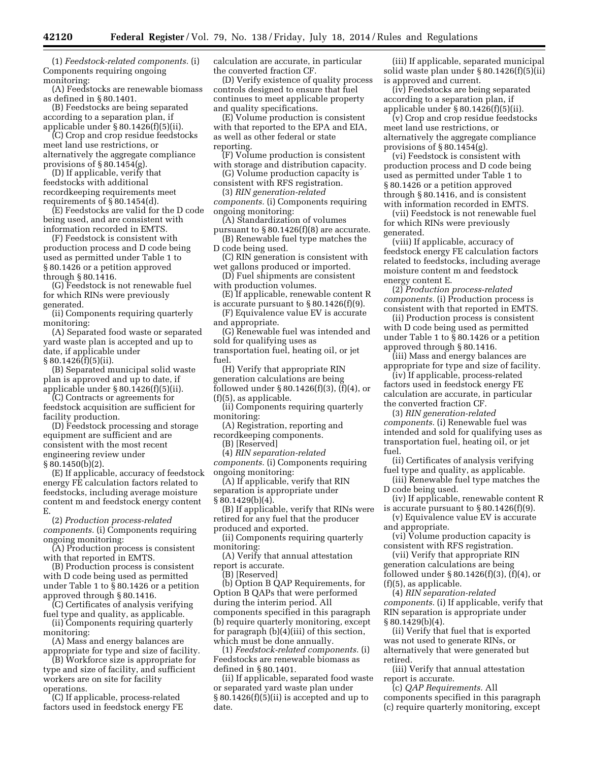(1) *Feedstock-related components.* (i) Components requiring ongoing monitoring:

(A) Feedstocks are renewable biomass as defined in § 80.1401.

(B) Feedstocks are being separated according to a separation plan, if applicable under § 80.1426(f)(5)(ii).

(C) Crop and crop residue feedstocks meet land use restrictions, or alternatively the aggregate compliance provisions of § 80.1454(g).

(D) If applicable, verify that feedstocks with additional recordkeeping requirements meet requirements of § 80.1454(d).

(E) Feedstocks are valid for the D code being used, and are consistent with information recorded in EMTS.

(F) Feedstock is consistent with production process and D code being used as permitted under Table 1 to § 80.1426 or a petition approved through § 80.1416.

(G) Feedstock is not renewable fuel for which RINs were previously generated.

(ii) Components requiring quarterly monitoring:

(A) Separated food waste or separated yard waste plan is accepted and up to date, if applicable under § 80.1426(f)(5)(ii).

(B) Separated municipal solid waste plan is approved and up to date, if applicable under § 80.1426(f)(5)(ii).

(C) Contracts or agreements for feedstock acquisition are sufficient for facility production.

(D) Feedstock processing and storage equipment are sufficient and are consistent with the most recent engineering review under § 80.1450(b)(2).

(E) If applicable, accuracy of feedstock energy FE calculation factors related to feedstocks, including average moisture content m and feedstock energy content E.

(2) *Production process-related components.* (i) Components requiring ongoing monitoring:

(A) Production process is consistent with that reported in EMTS.

(B) Production process is consistent with D code being used as permitted under Table 1 to § 80.1426 or a petition approved through § 80.1416.

(C) Certificates of analysis verifying fuel type and quality, as applicable.

(ii) Components requiring quarterly monitoring:

(A) Mass and energy balances are appropriate for type and size of facility.

(B) Workforce size is appropriate for type and size of facility, and sufficient workers are on site for facility operations.

(C) If applicable, process-related factors used in feedstock energy FE calculation are accurate, in particular the converted fraction CF.

(D) Verify existence of quality process controls designed to ensure that fuel continues to meet applicable property and quality specifications.

(E) Volume production is consistent with that reported to the EPA and EIA, as well as other federal or state reporting.

(F) Volume production is consistent with storage and distribution capacity.

(G) Volume production capacity is consistent with RFS registration.

(3) *RIN generation-related components.* (i) Components requiring ongoing monitoring:

(A) Standardization of volumes pursuant to § 80.1426(f)(8) are accurate.

(B) Renewable fuel type matches the D code being used.

(C) RIN generation is consistent with wet gallons produced or imported.

(D) Fuel shipments are consistent with production volumes.

(E) If applicable, renewable content R is accurate pursuant to § 80.1426(f)(9).

(F) Equivalence value EV is accurate and appropriate.

(G) Renewable fuel was intended and sold for qualifying uses as transportation fuel, heating oil, or jet fuel.

(H) Verify that appropriate RIN generation calculations are being followed under § 80.1426(f)(3), (f)(4), or (f)(5), as applicable.

(ii) Components requiring quarterly monitoring:

(A) Registration, reporting and recordkeeping components.

(B) [Reserved]

(4) *RIN separation-related components.* (i) Components requiring ongoing monitoring:

(A) If applicable, verify that RIN separation is appropriate under § 80.1429(b)(4).

(B) If applicable, verify that RINs were retired for any fuel that the producer produced and exported.

(ii) Components requiring quarterly monitoring:

(A) Verify that annual attestation report is accurate.

(B) [Reserved]

(b) Option B QAP Requirements, for Option B QAPs that were performed during the interim period. All components specified in this paragraph (b) require quarterly monitoring, except for paragraph (b)(4)(iii) of this section, which must be done annually.

(1) *Feedstock-related components.* (i) Feedstocks are renewable biomass as defined in § 80.1401.

(ii) If applicable, separated food waste or separated yard waste plan under § 80.1426(f)(5)(ii) is accepted and up to date.

(iii) If applicable, separated municipal solid waste plan under § 80.1426(f)(5)(ii) is approved and current.

(iv) Feedstocks are being separated according to a separation plan, if applicable under § 80.1426(f)(5)(ii).

(v) Crop and crop residue feedstocks meet land use restrictions, or alternatively the aggregate compliance provisions of § 80.1454(g).

(vi) Feedstock is consistent with production process and D code being used as permitted under Table 1 to § 80.1426 or a petition approved through § 80.1416, and is consistent with information recorded in EMTS.

(vii) Feedstock is not renewable fuel for which RINs were previously generated.

(viii) If applicable, accuracy of feedstock energy FE calculation factors related to feedstocks, including average moisture content m and feedstock energy content E.

(2) *Production process-related components.* (i) Production process is consistent with that reported in EMTS.

(ii) Production process is consistent with D code being used as permitted under Table 1 to § 80.1426 or a petition approved through § 80.1416.

(iii) Mass and energy balances are appropriate for type and size of facility.

(iv) If applicable, process-related factors used in feedstock energy FE calculation are accurate, in particular the converted fraction CF.

(3) *RIN generation-related components.* (i) Renewable fuel was intended and sold for qualifying uses as transportation fuel, heating oil, or jet fuel.

(ii) Certificates of analysis verifying fuel type and quality, as applicable.

(iii) Renewable fuel type matches the D code being used.

(iv) If applicable, renewable content R is accurate pursuant to § 80.1426(f)(9).

(v) Equivalence value EV is accurate and appropriate.

(vi) Volume production capacity is consistent with RFS registration.

(vii) Verify that appropriate RIN generation calculations are being followed under § 80.1426(f)(3), (f)(4), or (f)(5), as applicable.

(4) *RIN separation-related components.* (i) If applicable, verify that RIN separation is appropriate under § 80.1429(b)(4).

(ii) Verify that fuel that is exported was not used to generate RINs, or alternatively that were generated but retired.

(iii) Verify that annual attestation report is accurate.

(c) *QAP Requirements.* All components specified in this paragraph (c) require quarterly monitoring, except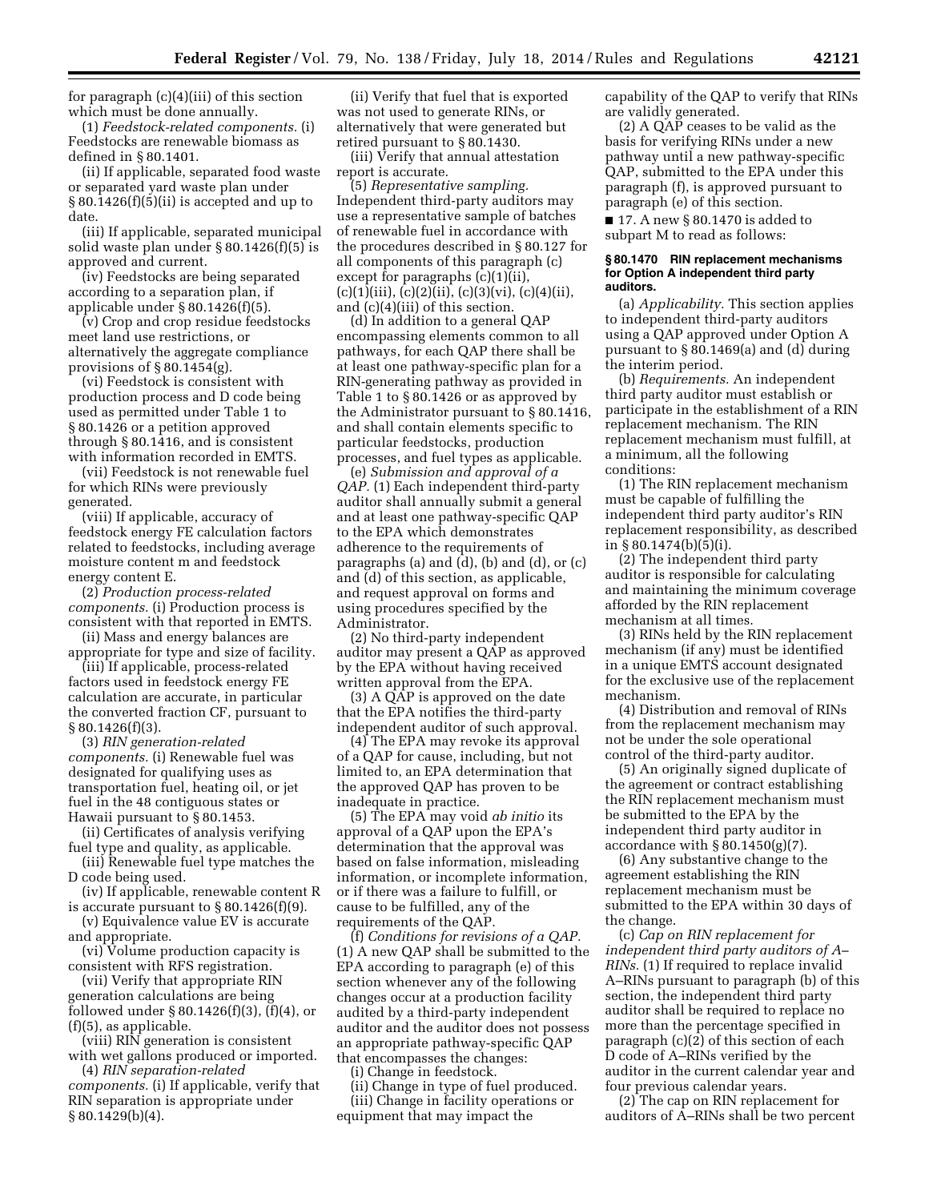for paragraph (c)(4)(iii) of this section which must be done annually.

(1) *Feedstock-related components.* (i) Feedstocks are renewable biomass as defined in § 80.1401.

(ii) If applicable, separated food waste or separated yard waste plan under § 80.1426(f)(5)(ii) is accepted and up to date.

(iii) If applicable, separated municipal solid waste plan under § 80.1426(f)(5) is approved and current.

(iv) Feedstocks are being separated according to a separation plan, if applicable under § 80.1426(f)(5).

(v) Crop and crop residue feedstocks meet land use restrictions, or alternatively the aggregate compliance provisions of § 80.1454(g).

(vi) Feedstock is consistent with production process and D code being used as permitted under Table 1 to § 80.1426 or a petition approved through § 80.1416, and is consistent with information recorded in EMTS.

(vii) Feedstock is not renewable fuel for which RINs were previously generated.

(viii) If applicable, accuracy of feedstock energy FE calculation factors related to feedstocks, including average moisture content m and feedstock energy content E.

(2) *Production process-related components.* (i) Production process is consistent with that reported in EMTS.

(ii) Mass and energy balances are appropriate for type and size of facility.

(iii) If applicable, process-related factors used in feedstock energy FE calculation are accurate, in particular the converted fraction CF, pursuant to § 80.1426(f)(3).

(3) *RIN generation-related components.* (i) Renewable fuel was designated for qualifying uses as transportation fuel, heating oil, or jet fuel in the 48 contiguous states or Hawaii pursuant to § 80.1453.

(ii) Certificates of analysis verifying fuel type and quality, as applicable.

(iii) Renewable fuel type matches the D code being used.

(iv) If applicable, renewable content R is accurate pursuant to § 80.1426(f)(9).

(v) Equivalence value EV is accurate and appropriate.

(vi) Volume production capacity is consistent with RFS registration.

(vii) Verify that appropriate RIN generation calculations are being followed under § 80.1426(f)(3), (f)(4), or (f)(5), as applicable.

(viii) RIN generation is consistent with wet gallons produced or imported.

(4) *RIN separation-related components.* (i) If applicable, verify that RIN separation is appropriate under § 80.1429(b)(4).

(ii) Verify that fuel that is exported was not used to generate RINs, or alternatively that were generated but retired pursuant to § 80.1430.

(iii) Verify that annual attestation report is accurate.

(5) *Representative sampling.* Independent third-party auditors may use a representative sample of batches of renewable fuel in accordance with the procedures described in § 80.127 for all components of this paragraph (c) except for paragraphs (c)(1)(ii), (c)(1)(iii), (c)(2)(ii), (c)(3)(vi), (c)(4)(ii), and (c)(4)(iii) of this section.

(d) In addition to a general QAP encompassing elements common to all pathways, for each QAP there shall be at least one pathway-specific plan for a RIN-generating pathway as provided in Table 1 to § 80.1426 or as approved by the Administrator pursuant to § 80.1416, and shall contain elements specific to particular feedstocks, production processes, and fuel types as applicable.

(e) *Submission and approval of a QAP.* (1) Each independent third-party auditor shall annually submit a general and at least one pathway-specific QAP to the EPA which demonstrates adherence to the requirements of paragraphs (a) and (d), (b) and (d), or (c) and (d) of this section, as applicable, and request approval on forms and using procedures specified by the Administrator.

(2) No third-party independent auditor may present a QAP as approved by the EPA without having received written approval from the EPA.

(3) A QAP is approved on the date that the EPA notifies the third-party independent auditor of such approval.

(4) The EPA may revoke its approval of a QAP for cause, including, but not limited to, an EPA determination that the approved QAP has proven to be inadequate in practice.

(5) The EPA may void *ab initio* its approval of a QAP upon the EPA's determination that the approval was based on false information, misleading information, or incomplete information, or if there was a failure to fulfill, or cause to be fulfilled, any of the requirements of the QAP.

(f) *Conditions for revisions of a QAP.* (1) A new QAP shall be submitted to the EPA according to paragraph (e) of this section whenever any of the following changes occur at a production facility audited by a third-party independent auditor and the auditor does not possess an appropriate pathway-specific QAP that encompasses the changes:

(i) Change in feedstock.

(ii) Change in type of fuel produced.

(iii) Change in facility operations or equipment that may impact the capability of the QAP to verify that RINs are validly generated.

(2) A QAP ceases to be valid as the basis for verifying RINs under a new pathway until a new pathway-specific QAP, submitted to the EPA under this paragraph (f), is approved pursuant to paragraph (e) of this section.

■ 17. A new § 80.1470 is added to subpart M to read as follows:

#### § 80.1470 RIN replacement mechanisms for Option A independent third party auditors.

(a) *Applicability.* This section applies to independent third-party auditors using a QAP approved under Option A pursuant to § 80.1469(a) and (d) during the interim period.

(b) *Requirements.* An independent third party auditor must establish or participate in the establishment of a RIN replacement mechanism. The RIN replacement mechanism must fulfill, at a minimum, all the following conditions:

(1) The RIN replacement mechanism must be capable of fulfilling the independent third party auditor's RIN replacement responsibility, as described in § 80.1474(b)(5)(i).

(2) The independent third party auditor is responsible for calculating and maintaining the minimum coverage afforded by the RIN replacement mechanism at all times.

(3) RINs held by the RIN replacement mechanism (if any) must be identified in a unique EMTS account designated for the exclusive use of the replacement mechanism.

(4) Distribution and removal of RINs from the replacement mechanism may not be under the sole operational control of the third-party auditor.

(5) An originally signed duplicate of the agreement or contract establishing the RIN replacement mechanism must be submitted to the EPA by the independent third party auditor in accordance with § 80.1450(g)(7).

(6) Any substantive change to the agreement establishing the RIN replacement mechanism must be submitted to the EPA within 30 days of the change.

(c) *Cap on RIN replacement for independent third party auditors of A–RINs.* (1) If required to replace invalid A–RINs pursuant to paragraph (b) of this section, the independent third party auditor shall be required to replace no more than the percentage specified in paragraph (c)(2) of this section of each D code of A–RINs verified by the auditor in the current calendar year and four previous calendar years.

(2) The cap on RIN replacement for auditors of A–RINs shall be two percent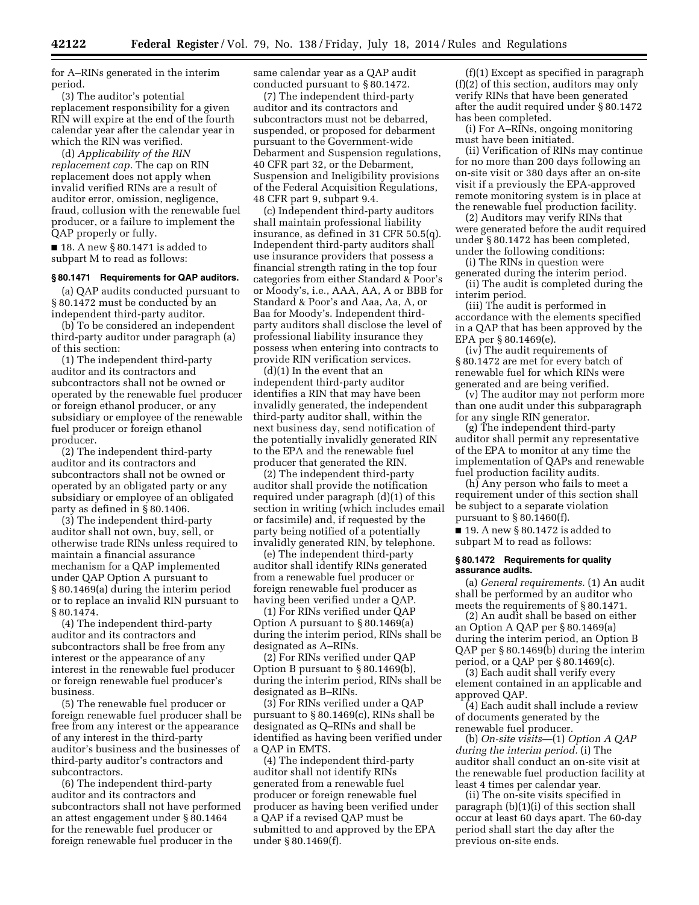for A–RINs generated in the interim period.

(3) The auditor's potential replacement responsibility for a given RIN will expire at the end of the fourth calendar year after the calendar year in which the RIN was verified.

(d) *Applicability of the RIN replacement cap.* The cap on RIN replacement does not apply when invalid verified RINs are a result of auditor error, omission, negligence, fraud, collusion with the renewable fuel producer, or a failure to implement the QAP properly or fully.

■ 18. A new § 80.1471 is added to subpart M to read as follows:

### § 80.1471 Requirements for QAP auditors.

(a) QAP audits conducted pursuant to § 80.1472 must be conducted by an independent third-party auditor.

(b) To be considered an independent third-party auditor under paragraph (a) of this section:

(1) The independent third-party auditor and its contractors and subcontractors shall not be owned or operated by the renewable fuel producer or foreign ethanol producer, or any subsidiary or employee of the renewable fuel producer or foreign ethanol producer.

(2) The independent third-party auditor and its contractors and subcontractors shall not be owned or operated by an obligated party or any subsidiary or employee of an obligated party as defined in § 80.1406.

(3) The independent third-party auditor shall not own, buy, sell, or otherwise trade RINs unless required to maintain a financial assurance mechanism for a QAP implemented under QAP Option A pursuant to § 80.1469(a) during the interim period or to replace an invalid RIN pursuant to § 80.1474.

(4) The independent third-party auditor and its contractors and subcontractors shall be free from any interest or the appearance of any interest in the renewable fuel producer or foreign renewable fuel producer's business.

(5) The renewable fuel producer or foreign renewable fuel producer shall be free from any interest or the appearance of any interest in the third-party auditor's business and the businesses of third-party auditor's contractors and subcontractors.

(6) The independent third-party auditor and its contractors and subcontractors shall not have performed an attest engagement under § 80.1464 for the renewable fuel producer or foreign renewable fuel producer in the same calendar year as a QAP audit conducted pursuant to § 80.1472.

(7) The independent third-party auditor and its contractors and subcontractors must not be debarred, suspended, or proposed for debarment pursuant to the Government-wide Debarment and Suspension regulations, 40 CFR part 32, or the Debarment, Suspension and Ineligibility provisions of the Federal Acquisition Regulations, 48 CFR part 9, subpart 9.4.

(c) Independent third-party auditors shall maintain professional liability insurance, as defined in 31 CFR 50.5(q). Independent third-party auditors shall use insurance providers that possess a financial strength rating in the top four categories from either Standard & Poor's or Moody's, i.e., AAA, AA, A or BBB for Standard & Poor's and Aaa, Aa, A, or Baa for Moody's. Independent third-party auditors shall disclose the level of professional liability insurance they possess when entering into contracts to provide RIN verification services.

(d)(1) In the event that an independent third-party auditor identifies a RIN that may have been invalidly generated, the independent third-party auditor shall, within the next business day, send notification of the potentially invalidly generated RIN to the EPA and the renewable fuel producer that generated the RIN.

(2) The independent third-party auditor shall provide the notification required under paragraph (d)(1) of this section in writing (which includes email or facsimile) and, if requested by the party being notified of a potentially invalidly generated RIN, by telephone.

(e) The independent third-party auditor shall identify RINs generated from a renewable fuel producer or foreign renewable fuel producer as having been verified under a QAP.

(1) For RINs verified under QAP Option A pursuant to § 80.1469(a) during the interim period, RINs shall be designated as A–RINs.

(2) For RINs verified under QAP Option B pursuant to § 80.1469(b), during the interim period, RINs shall be designated as B–RINs.

(3) For RINs verified under a QAP pursuant to § 80.1469(c), RINs shall be designated as Q–RINs and shall be identified as having been verified under a QAP in EMTS.

(4) The independent third-party auditor shall not identify RINs generated from a renewable fuel producer or foreign renewable fuel producer as having been verified under a QAP if a revised QAP must be submitted to and approved by the EPA under § 80.1469(f).

(f)(1) Except as specified in paragraph (f)(2) of this section, auditors may only verify RINs that have been generated after the audit required under § 80.1472 has been completed.

(i) For A–RINs, ongoing monitoring must have been initiated.

(ii) Verification of RINs may continue for no more than 200 days following an on-site visit or 380 days after an on-site visit if a previously the EPA-approved remote monitoring system is in place at the renewable fuel production facility.

(2) Auditors may verify RINs that were generated before the audit required under § 80.1472 has been completed, under the following conditions:

(i) The RINs in question were generated during the interim period.

(ii) The audit is completed during the interim period.

(iii) The audit is performed in accordance with the elements specified in a QAP that has been approved by the EPA per § 80.1469(e).

(iv) The audit requirements of § 80.1472 are met for every batch of renewable fuel for which RINs were generated and are being verified.

(v) The auditor may not perform more than one audit under this subparagraph for any single RIN generator.

(g) The independent third-party auditor shall permit any representative of the EPA to monitor at any time the implementation of QAPs and renewable fuel production facility audits.

(h) Any person who fails to meet a requirement under of this section shall be subject to a separate violation pursuant to § 80.1460(f).

■ 19. A new § 80.1472 is added to subpart M to read as follows:

### § 80.1472 Requirements for quality assurance audits.

(a) *General requirements.* (1) An audit shall be performed by an auditor who meets the requirements of § 80.1471.

(2) An audit shall be based on either an Option A QAP per § 80.1469(a) during the interim period, an Option B QAP per § 80.1469(b) during the interim period, or a QAP per § 80.1469(c).

(3) Each audit shall verify every element contained in an applicable and approved QAP.

(4) Each audit shall include a review of documents generated by the renewable fuel producer.

(b) *On-site visits*—(1) *Option A QAP during the interim period.* (i) The auditor shall conduct an on-site visit at the renewable fuel production facility at least 4 times per calendar year.

(ii) The on-site visits specified in paragraph (b)(1)(i) of this section shall occur at least 60 days apart. The 60-day period shall start the day after the previous on-site ends.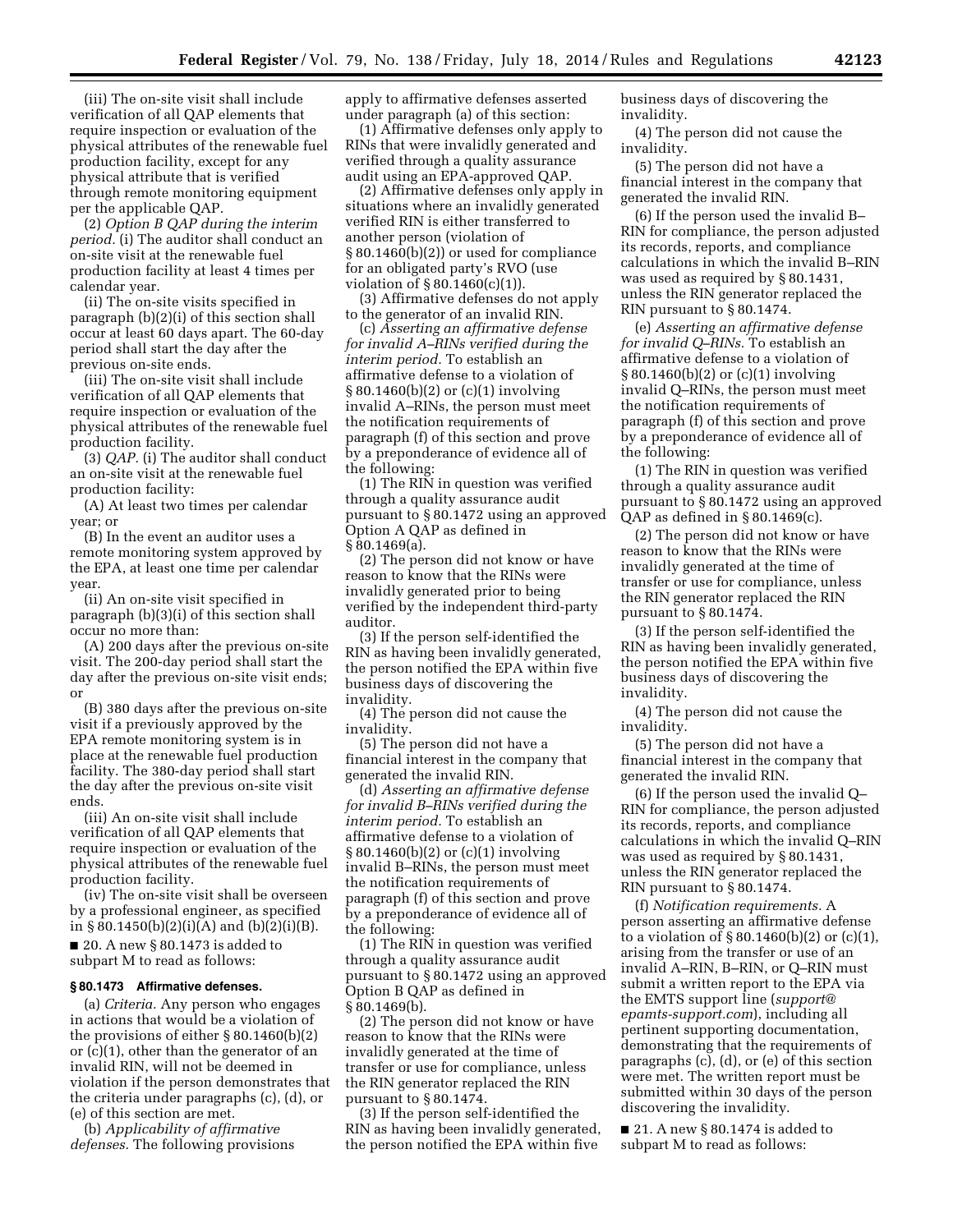(iii) The on-site visit shall include verification of all QAP elements that require inspection or evaluation of the physical attributes of the renewable fuel production facility, except for any physical attribute that is verified through remote monitoring equipment per the applicable QAP.

(2) *Option B QAP during the interim period.* (i) The auditor shall conduct an on-site visit at the renewable fuel production facility at least 4 times per calendar year.

(ii) The on-site visits specified in paragraph (b)(2)(i) of this section shall occur at least 60 days apart. The 60-day period shall start the day after the previous on-site ends.

(iii) The on-site visit shall include verification of all QAP elements that require inspection or evaluation of the physical attributes of the renewable fuel production facility.

(3) *QAP.* (i) The auditor shall conduct an on-site visit at the renewable fuel production facility:

(A) At least two times per calendar year; or

(B) In the event an auditor uses a remote monitoring system approved by the EPA, at least one time per calendar year.

(ii) An on-site visit specified in paragraph (b)(3)(i) of this section shall occur no more than:

(A) 200 days after the previous on-site visit. The 200-day period shall start the day after the previous on-site visit ends; or

(B) 380 days after the previous on-site visit if a previously approved by the EPA remote monitoring system is in place at the renewable fuel production facility. The 380-day period shall start the day after the previous on-site visit ends.

(iii) An on-site visit shall include verification of all QAP elements that require inspection or evaluation of the physical attributes of the renewable fuel production facility.

(iv) The on-site visit shall be overseen by a professional engineer, as specified in § 80.1450(b)(2)(i)(A) and (b)(2)(i)(B).

■ 20. A new § 80.1473 is added to subpart M to read as follows:

**§ 80.1473 Affirmative defenses.**

(a) *Criteria.* Any person who engages in actions that would be a violation of the provisions of either § 80.1460(b)(2) or (c)(1), other than the generator of an invalid RIN, will not be deemed in violation if the person demonstrates that the criteria under paragraphs (c), (d), or (e) of this section are met.

(b) *Applicability of affirmative defenses.* The following provisions apply to affirmative defenses asserted under paragraph (a) of this section:

(1) Affirmative defenses only apply to RINs that were invalidly generated and verified through a quality assurance audit using an EPA-approved QAP.

(2) Affirmative defenses only apply in situations where an invalidly generated verified RIN is either transferred to another person (violation of § 80.1460(b)(2)) or used for compliance for an obligated party's RVO (use violation of § 80.1460(c)(1)).

(3) Affirmative defenses do not apply to the generator of an invalid RIN.

(c) *Asserting an affirmative defense for invalid A–RINs verified during the interim period.* To establish an affirmative defense to a violation of § 80.1460(b)(2) or (c)(1) involving invalid A–RINs, the person must meet the notification requirements of paragraph (f) of this section and prove by a preponderance of evidence all of the following:

(1) The RIN in question was verified through a quality assurance audit pursuant to § 80.1472 using an approved Option A QAP as defined in § 80.1469(a).

(2) The person did not know or have reason to know that the RINs were invalidly generated prior to being verified by the independent third-party auditor.

(3) If the person self-identified the RIN as having been invalidly generated, the person notified the EPA within five business days of discovering the invalidity.

(4) The person did not cause the invalidity.

(5) The person did not have a financial interest in the company that generated the invalid RIN.

(d) *Asserting an affirmative defense for invalid B–RINs verified during the interim period.* To establish an affirmative defense to a violation of § 80.1460(b)(2) or (c)(1) involving invalid B–RINs, the person must meet the notification requirements of paragraph (f) of this section and prove by a preponderance of evidence all of the following:

(1) The RIN in question was verified through a quality assurance audit pursuant to § 80.1472 using an approved Option B QAP as defined in § 80.1469(b).

(2) The person did not know or have reason to know that the RINs were invalidly generated at the time of transfer or use for compliance, unless the RIN generator replaced the RIN pursuant to § 80.1474.

(3) If the person self-identified the RIN as having been invalidly generated, the person notified the EPA within five business days of discovering the invalidity.

(4) The person did not cause the invalidity.

(5) The person did not have a financial interest in the company that generated the invalid RIN.

(6) If the person used the invalid B–RIN for compliance, the person adjusted its records, reports, and compliance calculations in which the invalid B–RIN was used as required by § 80.1431, unless the RIN generator replaced the RIN pursuant to § 80.1474.

(e) *Asserting an affirmative defense for invalid Q–RINs.* To establish an affirmative defense to a violation of § 80.1460(b)(2) or (c)(1) involving invalid Q–RINs, the person must meet the notification requirements of paragraph (f) of this section and prove by a preponderance of evidence all of the following:

(1) The RIN in question was verified through a quality assurance audit pursuant to § 80.1472 using an approved QAP as defined in § 80.1469(c).

(2) The person did not know or have reason to know that the RINs were invalidly generated at the time of transfer or use for compliance, unless the RIN generator replaced the RIN pursuant to § 80.1474.

(3) If the person self-identified the RIN as having been invalidly generated, the person notified the EPA within five business days of discovering the invalidity.

(4) The person did not cause the invalidity.

(5) The person did not have a financial interest in the company that generated the invalid RIN.

(6) If the person used the invalid Q–RIN for compliance, the person adjusted its records, reports, and compliance calculations in which the invalid Q–RIN was used as required by § 80.1431, unless the RIN generator replaced the RIN pursuant to § 80.1474.

(f) *Notification requirements.* A person asserting an affirmative defense to a violation of § 80.1460(b)(2) or (c)(1), arising from the transfer or use of an invalid A–RIN, B–RIN, or Q–RIN must submit a written report to the EPA via the EMTS support line (*support@epamts-support.com*), including all pertinent supporting documentation, demonstrating that the requirements of paragraphs (c), (d), or (e) of this section were met. The written report must be submitted within 30 days of the person discovering the invalidity.

■ 21. A new § 80.1474 is added to subpart M to read as follows: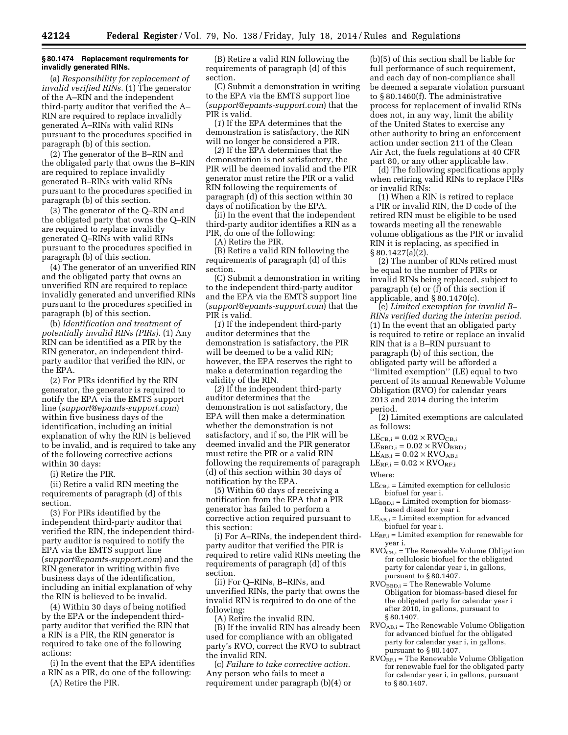### § 80.1474 Replacement requirements for invalidly generated RINs.

(a) *Responsibility for replacement of invalid verified RINs.* (1) The generator of the A–RIN and the independent third-party auditor that verified the A–RIN are required to replace invalidly generated A–RINs with valid RINs pursuant to the procedures specified in paragraph (b) of this section.

(2) The generator of the B–RIN and the obligated party that owns the B–RIN are required to replace invalidly generated B–RINs with valid RINs pursuant to the procedures specified in paragraph (b) of this section.

(3) The generator of the Q–RIN and the obligated party that owns the Q–RIN are required to replace invalidly generated Q–RINs with valid RINs pursuant to the procedures specified in paragraph (b) of this section.

(4) The generator of an unverified RIN and the obligated party that owns an unverified RIN are required to replace invalidly generated and unverified RINs pursuant to the procedures specified in paragraph (b) of this section.

(b) *Identification and treatment of potentially invalid RINs (PIRs).* (1) Any RIN can be identified as a PIR by the RIN generator, an independent third-party auditor that verified the RIN, or the EPA.

(2) For PIRs identified by the RIN generator, the generator is required to notify the EPA via the EMTS support line (*support@epamts-support.com*) within five business days of the identification, including an initial explanation of why the RIN is believed to be invalid, and is required to take any of the following corrective actions within 30 days:

(i) Retire the PIR.

(ii) Retire a valid RIN meeting the requirements of paragraph (d) of this section.

(3) For PIRs identified by the independent third-party auditor that verified the RIN, the independent third-party auditor is required to notify the EPA via the EMTS support line (*support@epamts-support.com*) and the RIN generator in writing within five business days of the identification, including an initial explanation of why the RIN is believed to be invalid.

(4) Within 30 days of being notified by the EPA or the independent third-party auditor that verified the RIN that a RIN is a PIR, the RIN generator is required to take one of the following actions:

(i) In the event that the EPA identifies a RIN as a PIR, do one of the following:

(A) Retire the PIR.

(B) Retire a valid RIN following the requirements of paragraph (d) of this section.

(C) Submit a demonstration in writing to the EPA via the EMTS support line (*support@epamts-support.com*) that the PIR is valid.

(*1*) If the EPA determines that the demonstration is satisfactory, the RIN will no longer be considered a PIR.

(*2*) If the EPA determines that the demonstration is not satisfactory, the PIR will be deemed invalid and the PIR generator must retire the PIR or a valid RIN following the requirements of paragraph (d) of this section within 30 days of notification by the EPA.

(ii) In the event that the independent third-party auditor identifies a RIN as a PIR, do one of the following:

(A) Retire the PIR.

(B) Retire a valid RIN following the requirements of paragraph (d) of this section.

(C) Submit a demonstration in writing to the independent third-party auditor and the EPA via the EMTS support line (*support@epamts-support.com*) that the PIR is valid.

(*1*) If the independent third-party auditor determines that the demonstration is satisfactory, the PIR will be deemed to be a valid RIN; however, the EPA reserves the right to make a determination regarding the validity of the RIN.

(*2*) If the independent third-party auditor determines that the demonstration is not satisfactory, the EPA will then make a determination whether the demonstration is not satisfactory, and if so, the PIR will be deemed invalid and the PIR generator must retire the PIR or a valid RIN following the requirements of paragraph (d) of this section within 30 days of notification by the EPA.

(5) Within 60 days of receiving a notification from the EPA that a PIR generator has failed to perform a corrective action required pursuant to this section:

(i) For A–RINs, the independent third-party auditor that verified the PIR is required to retire valid RINs meeting the requirements of paragraph (d) of this section.

(ii) For Q–RINs, B–RINs, and unverified RINs, the party that owns the invalid RIN is required to do one of the following:

(A) Retire the invalid RIN.

(B) If the invalid RIN has already been used for compliance with an obligated party's RVO, correct the RVO to subtract the invalid RIN.

(c) *Failure to take corrective action.* Any person who fails to meet a requirement under paragraph (b)(4) or (b)(5) of this section shall be liable for full performance of such requirement, and each day of non-compliance shall be deemed a separate violation pursuant to § 80.1460(f). The administrative process for replacement of invalid RINs does not, in any way, limit the ability of the United States to exercise any other authority to bring an enforcement action under section 211 of the Clean Air Act, the fuels regulations at 40 CFR part 80, or any other applicable law.

(d) The following specifications apply when retiring valid RINs to replace PIRs or invalid RINs:

(1) When a RIN is retired to replace a PIR or invalid RIN, the D code of the retired RIN must be eligible to be used towards meeting all the renewable volume obligations as the PIR or invalid RIN it is replacing, as specified in § 80.1427(a)(2).

(2) The number of RINs retired must be equal to the number of PIRs or invalid RINs being replaced, subject to paragraph (e) or (f) of this section if applicable, and § 80.1470(c).

(e) *Limited exemption for invalid B–RINs verified during the interim period.* (1) In the event that an obligated party is required to retire or replace an invalid RIN that is a B–RIN pursuant to paragraph (b) of this section, the obligated party will be afforded a "limited exemption" (LE) equal to two percent of its annual Renewable Volume Obligation (RVO) for calendar years 2013 and 2014 during the interim period.

(2) Limited exemptions are calculated as follows:

$$LE_{CB,i} = 0.02 \times RVO_{CB,i}$$
$$LE_{BBD,i} = 0.02 \times RVO_{BBD,i}$$
$$LE_{AB,i} = 0.02 \times RVO_{AB,i}$$
$$LE_{RF,i} = 0.02 \times RVO_{RF,i}$$

Where:

$LE_{CB,i}$ = Limited exemption for cellulosic biofuel for year i.

$LE_{BBD,i}$ = Limited exemption for biomass-based diesel for year i.

$LE_{AB,i}$ = Limited exemption for advanced biofuel for year i.

$LE_{RF,i}$ = Limited exemption for renewable for year i.

$RVO_{CB,i}$ = The Renewable Volume Obligation for cellulosic biofuel for the obligated party for calendar year i, in gallons, pursuant to § 80.1407.

$RVO_{BBD,i}$ = The Renewable Volume Obligation for biomass-based diesel for the obligated party for calendar year i after 2010, in gallons, pursuant to § 80.1407.

$RVO_{AB,i}$ = The Renewable Volume Obligation for advanced biofuel for the obligated party for calendar year i, in gallons, pursuant to § 80.1407.

$RVO_{RF,i}$ = The Renewable Volume Obligation for renewable fuel for the obligated party for calendar year i, in gallons, pursuant to § 80.1407.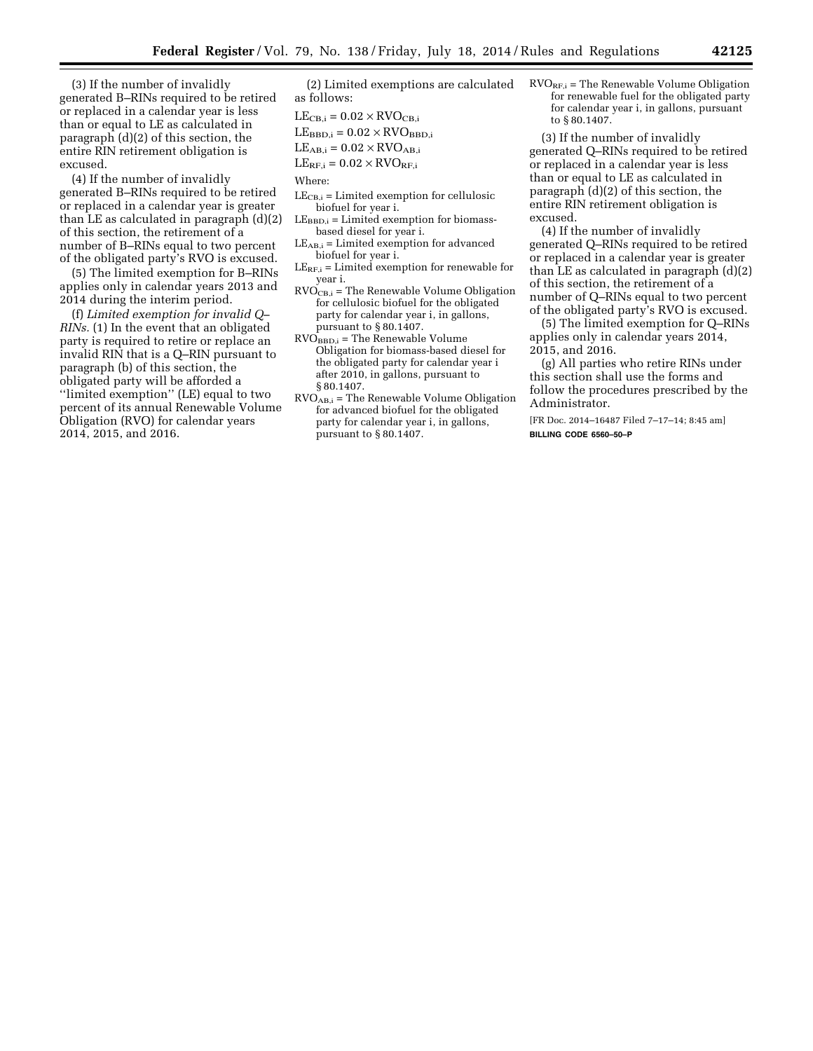(3) If the number of invalidly generated B–RINs required to be retired or replaced in a calendar year is less than or equal to LE as calculated in paragraph (d)(2) of this section, the entire RIN retirement obligation is excused.

(4) If the number of invalidly generated B–RINs required to be retired or replaced in a calendar year is greater than LE as calculated in paragraph (d)(2) of this section, the retirement of a number of B–RINs equal to two percent of the obligated party's RVO is excused.

(5) The limited exemption for B–RINs applies only in calendar years 2013 and 2014 during the interim period.

(f) *Limited exemption for invalid Q–RINs.* (1) In the event that an obligated party is required to retire or replace an invalid RIN that is a Q–RIN pursuant to paragraph (b) of this section, the obligated party will be afforded a ''limited exemption'' (LE) equal to two percent of its annual Renewable Volume Obligation (RVO) for calendar years 2014, 2015, and 2016.

(2) Limited exemptions are calculated as follows:

$$LE_{CB,i} = 0.02 \times RVO_{CB,i}$$

$$LE_{BBD,i} = 0.02 \times RVO_{BBD,i}$$

$$LE_{AB,i} = 0.02 \times RVO_{AB,i}$$

$$LE_{RF,i} = 0.02 \times RVO_{RF,i}$$

Where:

$LE_{CB,i}$ = Limited exemption for cellulosic biofuel for year i.

$LE_{BBD,i}$ = Limited exemption for biomass-based diesel for year i.

$LE_{AB,i}$ = Limited exemption for advanced biofuel for year i.

$LE_{RF,i}$ = Limited exemption for renewable for year i.

$RVO_{CB,i}$ = The Renewable Volume Obligation for cellulosic biofuel for the obligated party for calendar year i, in gallons, pursuant to § 80.1407.

$RVO_{BBD,i}$ = The Renewable Volume Obligation for biomass-based diesel for the obligated party for calendar year i after 2010, in gallons, pursuant to § 80.1407.

$RVO_{AB,i}$ = The Renewable Volume Obligation for advanced biofuel for the obligated party for calendar year i, in gallons, pursuant to § 80.1407.

$RVO_{RF,i}$ = The Renewable Volume Obligation for renewable fuel for the obligated party for calendar year i, in gallons, pursuant to § 80.1407.

(3) If the number of invalidly generated Q–RINs required to be retired or replaced in a calendar year is less than or equal to LE as calculated in paragraph (d)(2) of this section, the entire RIN retirement obligation is excused.

(4) If the number of invalidly generated Q–RINs required to be retired or replaced in a calendar year is greater than LE as calculated in paragraph (d)(2) of this section, the retirement of a number of Q–RINs equal to two percent of the obligated party's RVO is excused.

(5) The limited exemption for Q–RINs applies only in calendar years 2014, 2015, and 2016.

(g) All parties who retire RINs under this section shall use the forms and follow the procedures prescribed by the Administrator.

[FR Doc. 2014–16487 Filed 7–17–14; 8:45 am]

**BILLING CODE 6560–50–P**